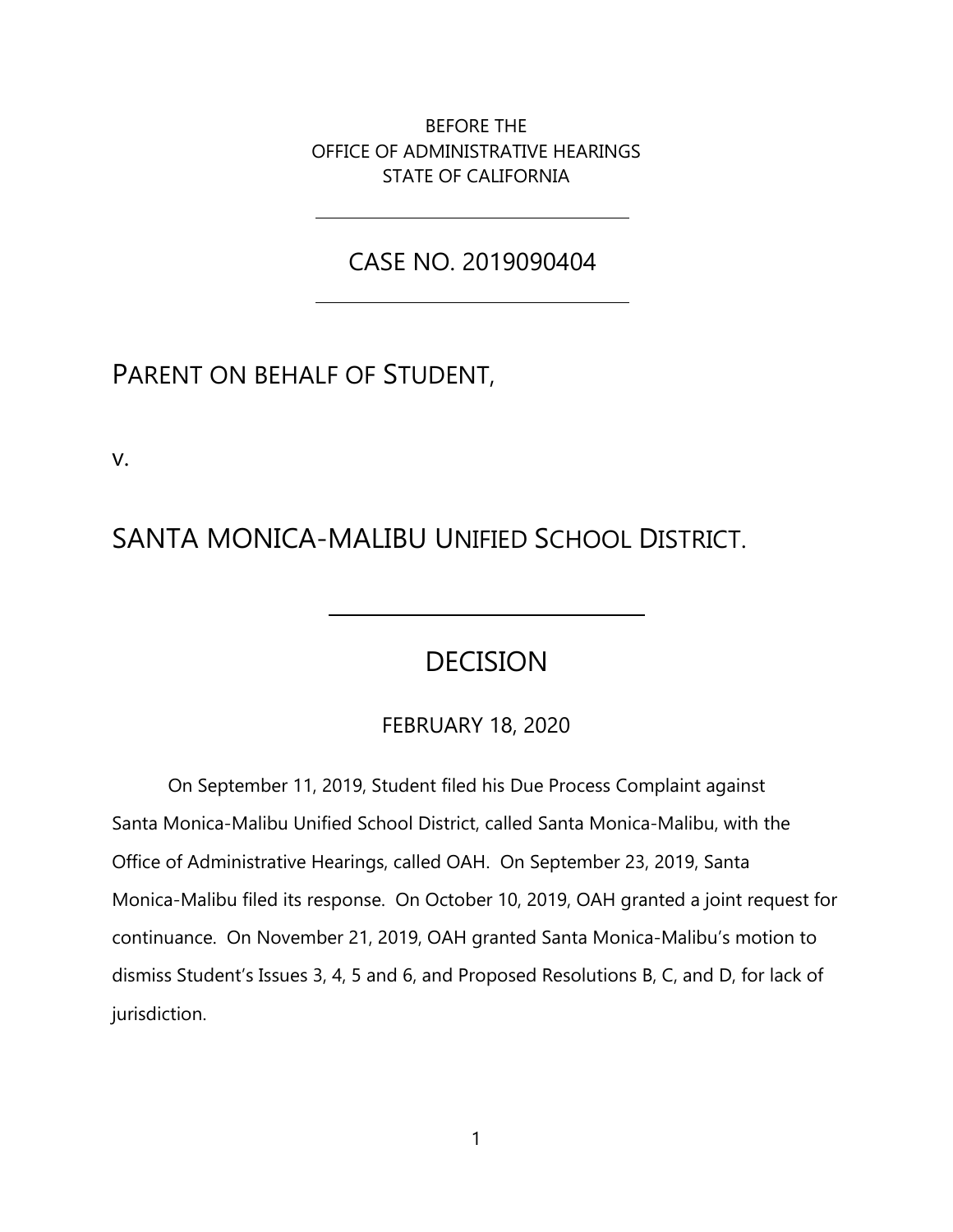BEFORE THE
OFFICE OF ADMINISTRATIVE HEARINGS
STATE OF CALIFORNIA

CASE NO. 2019090404

PARENT ON BEHALF OF STUDENT,

v.

SANTA MONICA-MALIBU UNIFIED SCHOOL DISTRICT.

# DECISION

FEBRUARY 18, 2020

On September 11, 2019, Student filed his Due Process Complaint against Santa Monica-Malibu Unified School District, called Santa Monica-Malibu, with the Office of Administrative Hearings, called OAH. On September 23, 2019, Santa Monica-Malibu filed its response. On October 10, 2019, OAH granted a joint request for continuance. On November 21, 2019, OAH granted Santa Monica-Malibu's motion to dismiss Student's Issues 3, 4, 5 and 6, and Proposed Resolutions B, C, and D, for lack of jurisdiction.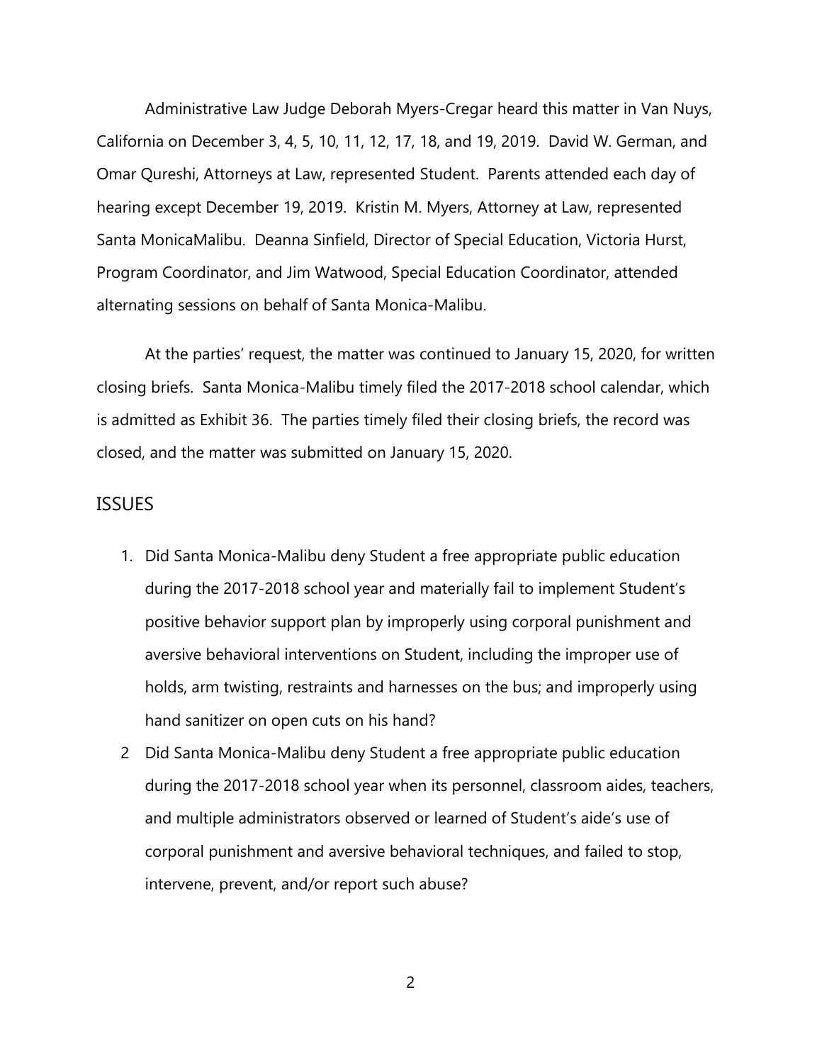Administrative Law Judge Deborah Myers-Cregar heard this matter in Van Nuys, California on December 3, 4, 5, 10, 11, 12, 17, 18, and 19, 2019. David W. German, and Omar Qureshi, Attorneys at Law, represented Student. Parents attended each day of hearing except December 19, 2019. Kristin M. Myers, Attorney at Law, represented Santa MonicaMalibu. Deanna Sinfield, Director of Special Education, Victoria Hurst, Program Coordinator, and Jim Watwood, Special Education Coordinator, attended alternating sessions on behalf of Santa Monica-Malibu.

At the parties' request, the matter was continued to January 15, 2020, for written closing briefs. Santa Monica-Malibu timely filed the 2017-2018 school calendar, which is admitted as Exhibit 36. The parties timely filed their closing briefs, the record was closed, and the matter was submitted on January 15, 2020.

## ISSUES

1. Did Santa Monica-Malibu deny Student a free appropriate public education during the 2017-2018 school year and materially fail to implement Student's positive behavior support plan by improperly using corporal punishment and aversive behavioral interventions on Student, including the improper use of holds, arm twisting, restraints and harnesses on the bus; and improperly using hand sanitizer on open cuts on his hand?
2. Did Santa Monica-Malibu deny Student a free appropriate public education during the 2017-2018 school year when its personnel, classroom aides, teachers, and multiple administrators observed or learned of Student's aide's use of corporal punishment and aversive behavioral techniques, and failed to stop, intervene, prevent, and/or report such abuse?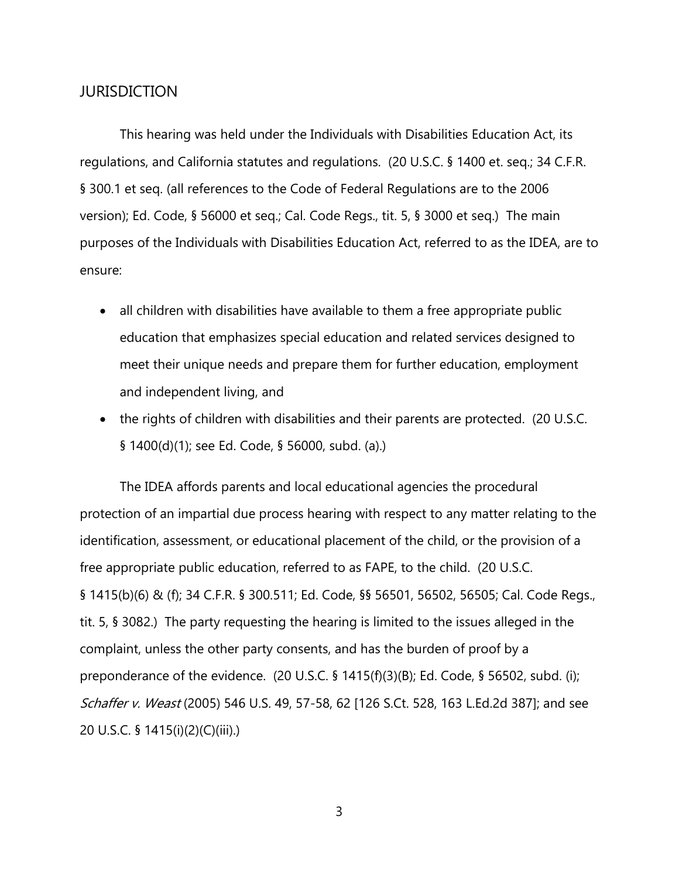## JURISDICTION

This hearing was held under the Individuals with Disabilities Education Act, its regulations, and California statutes and regulations. (20 U.S.C. § 1400 et. seq.; 34 C.F.R. § 300.1 et seq. (all references to the Code of Federal Regulations are to the 2006 version); Ed. Code, § 56000 et seq.; Cal. Code Regs., tit. 5, § 3000 et seq.) The main purposes of the Individuals with Disabilities Education Act, referred to as the IDEA, are to ensure:

- all children with disabilities have available to them a free appropriate public education that emphasizes special education and related services designed to meet their unique needs and prepare them for further education, employment and independent living, and
- the rights of children with disabilities and their parents are protected. (20 U.S.C. § 1400(d)(1); see Ed. Code, § 56000, subd. (a).)

The IDEA affords parents and local educational agencies the procedural protection of an impartial due process hearing with respect to any matter relating to the identification, assessment, or educational placement of the child, or the provision of a free appropriate public education, referred to as FAPE, to the child. (20 U.S.C. § 1415(b)(6) & (f); 34 C.F.R. § 300.511; Ed. Code, §§ 56501, 56502, 56505; Cal. Code Regs., tit. 5, § 3082.) The party requesting the hearing is limited to the issues alleged in the complaint, unless the other party consents, and has the burden of proof by a preponderance of the evidence. (20 U.S.C. § 1415(f)(3)(B); Ed. Code, § 56502, subd. (i); *Schaffer v. Weast* (2005) 546 U.S. 49, 57-58, 62 [126 S.Ct. 528, 163 L.Ed.2d 387]; and see 20 U.S.C. § 1415(i)(2)(C)(iii).)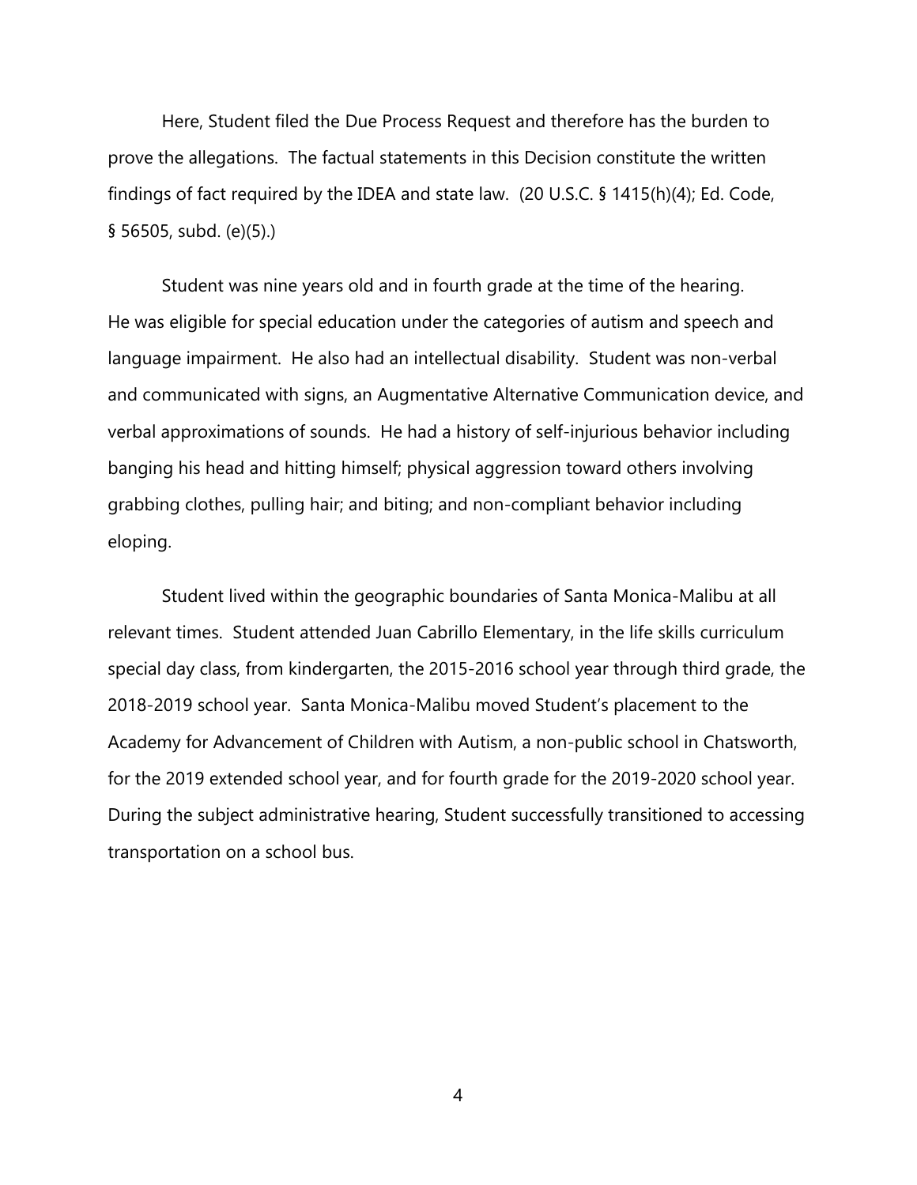Here, Student filed the Due Process Request and therefore has the burden to prove the allegations. The factual statements in this Decision constitute the written findings of fact required by the IDEA and state law. (20 U.S.C. § 1415(h)(4); Ed. Code, § 56505, subd. (e)(5).)

Student was nine years old and in fourth grade at the time of the hearing. He was eligible for special education under the categories of autism and speech and language impairment. He also had an intellectual disability. Student was non-verbal and communicated with signs, an Augmentative Alternative Communication device, and verbal approximations of sounds. He had a history of self-injurious behavior including banging his head and hitting himself; physical aggression toward others involving grabbing clothes, pulling hair; and biting; and non-compliant behavior including eloping.

Student lived within the geographic boundaries of Santa Monica-Malibu at all relevant times. Student attended Juan Cabrillo Elementary, in the life skills curriculum special day class, from kindergarten, the 2015-2016 school year through third grade, the 2018-2019 school year. Santa Monica-Malibu moved Student's placement to the Academy for Advancement of Children with Autism, a non-public school in Chatsworth, for the 2019 extended school year, and for fourth grade for the 2019-2020 school year. During the subject administrative hearing, Student successfully transitioned to accessing transportation on a school bus.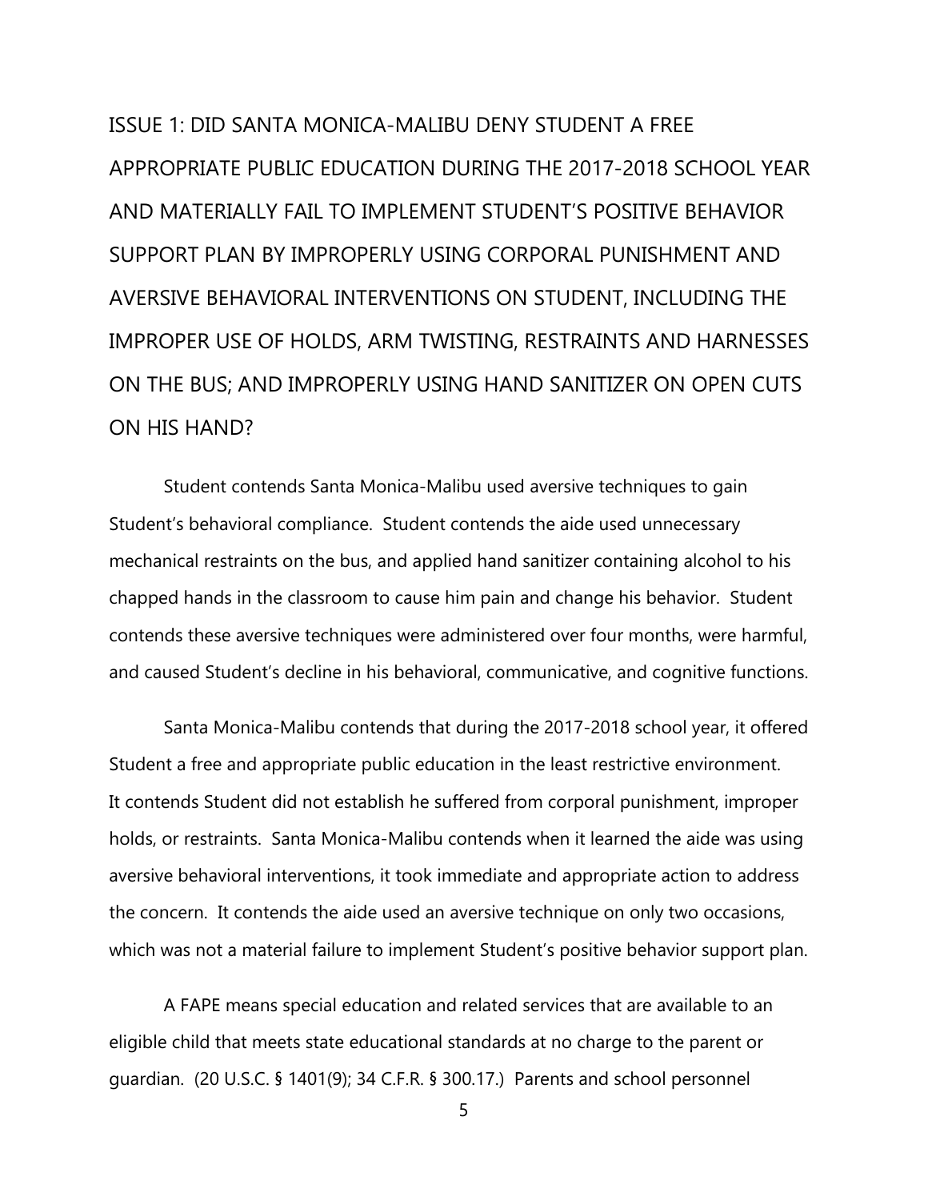## ISSUE 1: DID SANTA MONICA-MALIBU DENY STUDENT A FREE APPROPRIATE PUBLIC EDUCATION DURING THE 2017-2018 SCHOOL YEAR AND MATERIALLY FAIL TO IMPLEMENT STUDENT'S POSITIVE BEHAVIOR SUPPORT PLAN BY IMPROPERLY USING CORPORAL PUNISHMENT AND AVERSIVE BEHAVIORAL INTERVENTIONS ON STUDENT, INCLUDING THE IMPROPER USE OF HOLDS, ARM TWISTING, RESTRAINTS AND HARNESSES ON THE BUS; AND IMPROPERLY USING HAND SANITIZER ON OPEN CUTS ON HIS HAND?

Student contends Santa Monica-Malibu used aversive techniques to gain Student's behavioral compliance. Student contends the aide used unnecessary mechanical restraints on the bus, and applied hand sanitizer containing alcohol to his chapped hands in the classroom to cause him pain and change his behavior. Student contends these aversive techniques were administered over four months, were harmful, and caused Student's decline in his behavioral, communicative, and cognitive functions.

Santa Monica-Malibu contends that during the 2017-2018 school year, it offered Student a free and appropriate public education in the least restrictive environment. It contends Student did not establish he suffered from corporal punishment, improper holds, or restraints. Santa Monica-Malibu contends when it learned the aide was using aversive behavioral interventions, it took immediate and appropriate action to address the concern. It contends the aide used an aversive technique on only two occasions, which was not a material failure to implement Student's positive behavior support plan.

A FAPE means special education and related services that are available to an eligible child that meets state educational standards at no charge to the parent or guardian. (20 U.S.C. § 1401(9); 34 C.F.R. § 300.17.) Parents and school personnel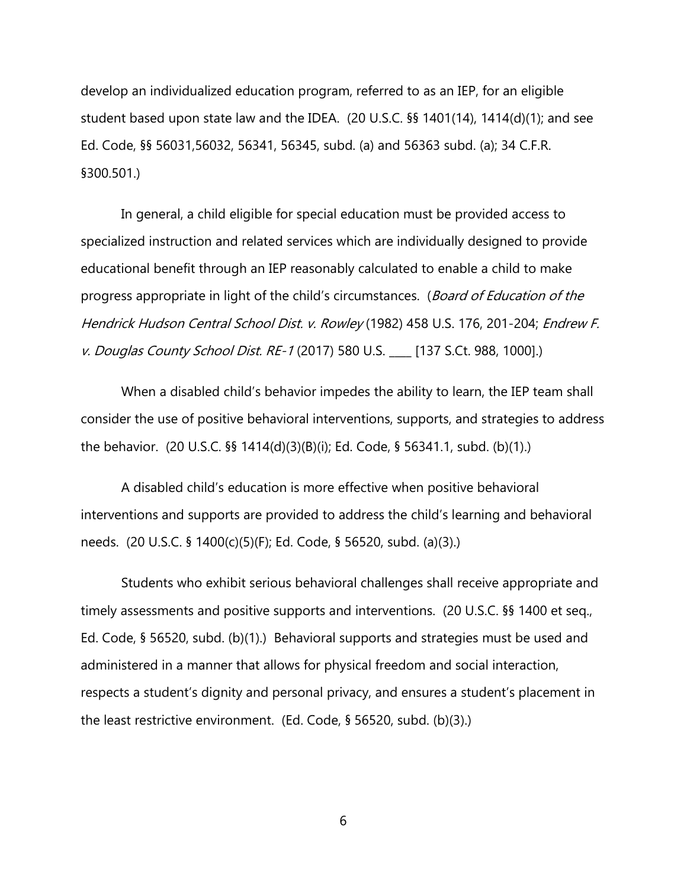develop an individualized education program, referred to as an IEP, for an eligible student based upon state law and the IDEA. (20 U.S.C. §§ 1401(14), 1414(d)(1); and see Ed. Code, §§ 56031,56032, 56341, 56345, subd. (a) and 56363 subd. (a); 34 C.F.R. §300.501.)

In general, a child eligible for special education must be provided access to specialized instruction and related services which are individually designed to provide educational benefit through an IEP reasonably calculated to enable a child to make progress appropriate in light of the child's circumstances. (*Board of Education of the Hendrick Hudson Central School Dist. v. Rowley* (1982) 458 U.S. 176, 201-204; *Endrew F. v. Douglas County School Dist. RE-1* (2017) 580 U.S. ____ [137 S.Ct. 988, 1000].)

When a disabled child's behavior impedes the ability to learn, the IEP team shall consider the use of positive behavioral interventions, supports, and strategies to address the behavior. (20 U.S.C. §§ 1414(d)(3)(B)(i); Ed. Code, § 56341.1, subd. (b)(1).)

A disabled child's education is more effective when positive behavioral interventions and supports are provided to address the child's learning and behavioral needs. (20 U.S.C. § 1400(c)(5)(F); Ed. Code, § 56520, subd. (a)(3).)

Students who exhibit serious behavioral challenges shall receive appropriate and timely assessments and positive supports and interventions. (20 U.S.C. §§ 1400 et seq., Ed. Code, § 56520, subd. (b)(1).) Behavioral supports and strategies must be used and administered in a manner that allows for physical freedom and social interaction, respects a student's dignity and personal privacy, and ensures a student's placement in the least restrictive environment. (Ed. Code, § 56520, subd. (b)(3).)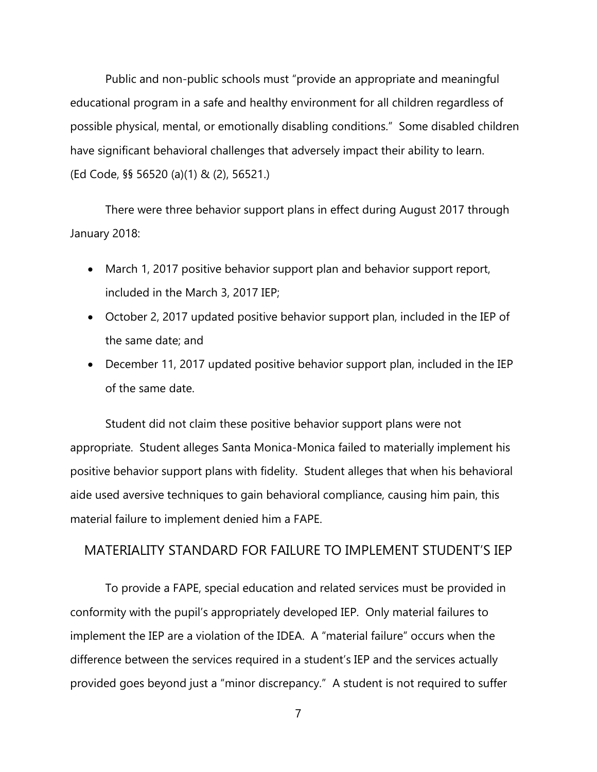Public and non-public schools must "provide an appropriate and meaningful educational program in a safe and healthy environment for all children regardless of possible physical, mental, or emotionally disabling conditions." Some disabled children have significant behavioral challenges that adversely impact their ability to learn. (Ed Code, §§ 56520 (a)(1) & (2), 56521.)

There were three behavior support plans in effect during August 2017 through January 2018:

- March 1, 2017 positive behavior support plan and behavior support report, included in the March 3, 2017 IEP;
- October 2, 2017 updated positive behavior support plan, included in the IEP of the same date; and
- December 11, 2017 updated positive behavior support plan, included in the IEP of the same date.

Student did not claim these positive behavior support plans were not appropriate. Student alleges Santa Monica-Monica failed to materially implement his positive behavior support plans with fidelity. Student alleges that when his behavioral aide used aversive techniques to gain behavioral compliance, causing him pain, this material failure to implement denied him a FAPE.

## MATERIALITY STANDARD FOR FAILURE TO IMPLEMENT STUDENT'S IEP

To provide a FAPE, special education and related services must be provided in conformity with the pupil's appropriately developed IEP. Only material failures to implement the IEP are a violation of the IDEA. A "material failure" occurs when the difference between the services required in a student's IEP and the services actually provided goes beyond just a "minor discrepancy." A student is not required to suffer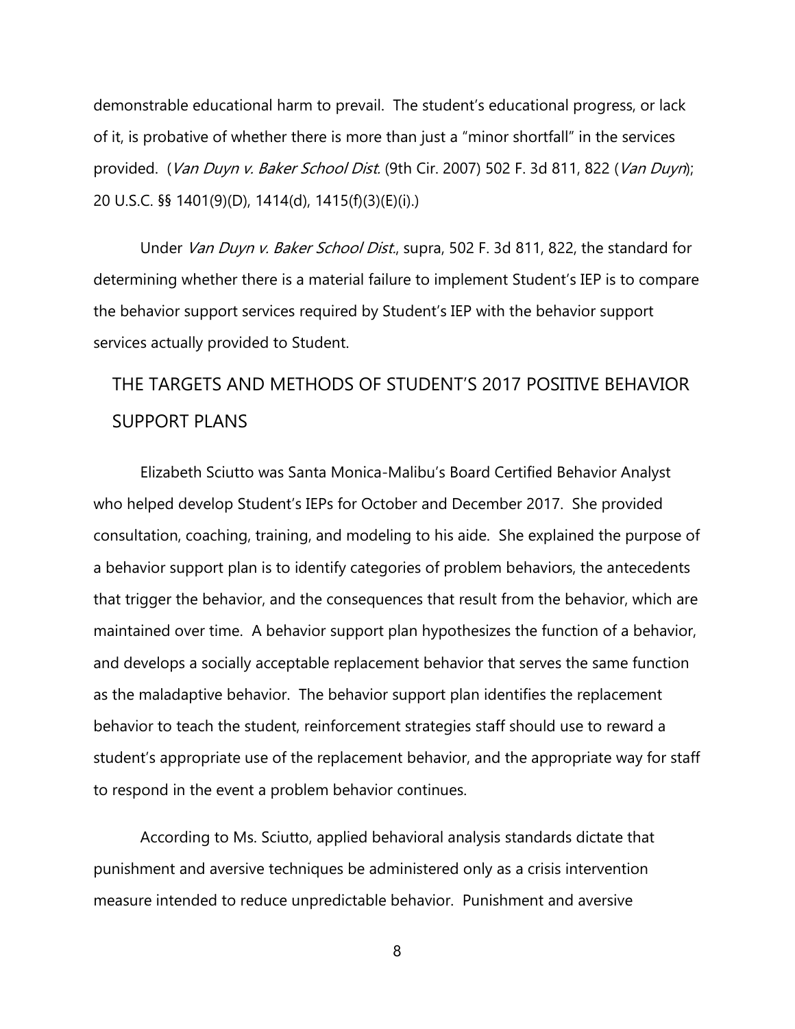demonstrable educational harm to prevail. The student's educational progress, or lack of it, is probative of whether there is more than just a "minor shortfall" in the services provided. (*Van Duyn v. Baker School Dist.* (9th Cir. 2007) 502 F. 3d 811, 822 (*Van Duyn*); 20 U.S.C. §§ 1401(9)(D), 1414(d), 1415(f)(3)(E)(i).)

Under *Van Duyn v. Baker School Dist.*, supra, 502 F. 3d 811, 822, the standard for determining whether there is a material failure to implement Student's IEP is to compare the behavior support services required by Student's IEP with the behavior support services actually provided to Student.

## THE TARGETS AND METHODS OF STUDENT'S 2017 POSITIVE BEHAVIOR SUPPORT PLANS

Elizabeth Sciutto was Santa Monica-Malibu's Board Certified Behavior Analyst who helped develop Student's IEPs for October and December 2017. She provided consultation, coaching, training, and modeling to his aide. She explained the purpose of a behavior support plan is to identify categories of problem behaviors, the antecedents that trigger the behavior, and the consequences that result from the behavior, which are maintained over time. A behavior support plan hypothesizes the function of a behavior, and develops a socially acceptable replacement behavior that serves the same function as the maladaptive behavior. The behavior support plan identifies the replacement behavior to teach the student, reinforcement strategies staff should use to reward a student's appropriate use of the replacement behavior, and the appropriate way for staff to respond in the event a problem behavior continues.

According to Ms. Sciutto, applied behavioral analysis standards dictate that punishment and aversive techniques be administered only as a crisis intervention measure intended to reduce unpredictable behavior. Punishment and aversive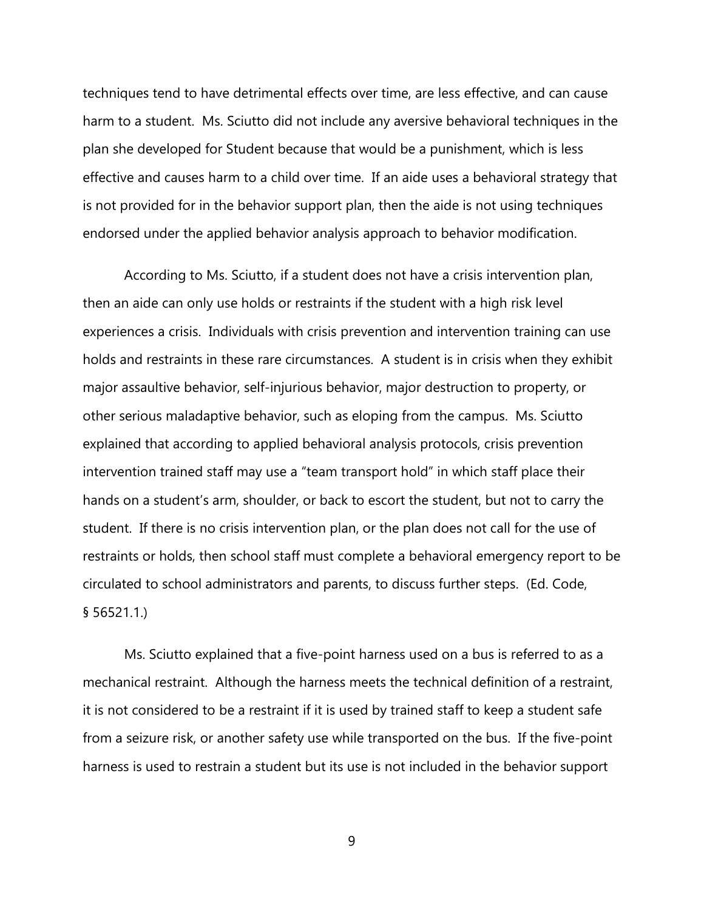techniques tend to have detrimental effects over time, are less effective, and can cause harm to a student. Ms. Sciutto did not include any aversive behavioral techniques in the plan she developed for Student because that would be a punishment, which is less effective and causes harm to a child over time. If an aide uses a behavioral strategy that is not provided for in the behavior support plan, then the aide is not using techniques endorsed under the applied behavior analysis approach to behavior modification.

According to Ms. Sciutto, if a student does not have a crisis intervention plan, then an aide can only use holds or restraints if the student with a high risk level experiences a crisis. Individuals with crisis prevention and intervention training can use holds and restraints in these rare circumstances. A student is in crisis when they exhibit major assaultive behavior, self-injurious behavior, major destruction to property, or other serious maladaptive behavior, such as eloping from the campus. Ms. Sciutto explained that according to applied behavioral analysis protocols, crisis prevention intervention trained staff may use a "team transport hold" in which staff place their hands on a student's arm, shoulder, or back to escort the student, but not to carry the student. If there is no crisis intervention plan, or the plan does not call for the use of restraints or holds, then school staff must complete a behavioral emergency report to be circulated to school administrators and parents, to discuss further steps. (Ed. Code, § 56521.1.)

Ms. Sciutto explained that a five-point harness used on a bus is referred to as a mechanical restraint. Although the harness meets the technical definition of a restraint, it is not considered to be a restraint if it is used by trained staff to keep a student safe from a seizure risk, or another safety use while transported on the bus. If the five-point harness is used to restrain a student but its use is not included in the behavior support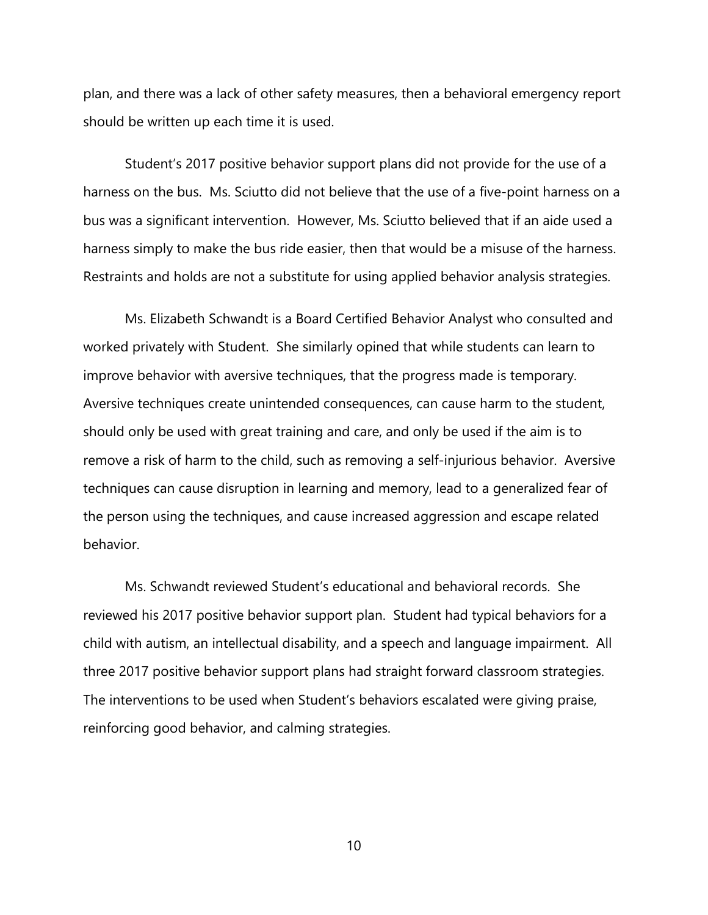plan, and there was a lack of other safety measures, then a behavioral emergency report should be written up each time it is used.

Student's 2017 positive behavior support plans did not provide for the use of a harness on the bus. Ms. Sciutto did not believe that the use of a five-point harness on a bus was a significant intervention. However, Ms. Sciutto believed that if an aide used a harness simply to make the bus ride easier, then that would be a misuse of the harness. Restraints and holds are not a substitute for using applied behavior analysis strategies.

Ms. Elizabeth Schwandt is a Board Certified Behavior Analyst who consulted and worked privately with Student. She similarly opined that while students can learn to improve behavior with aversive techniques, that the progress made is temporary. Aversive techniques create unintended consequences, can cause harm to the student, should only be used with great training and care, and only be used if the aim is to remove a risk of harm to the child, such as removing a self-injurious behavior. Aversive techniques can cause disruption in learning and memory, lead to a generalized fear of the person using the techniques, and cause increased aggression and escape related behavior.

Ms. Schwandt reviewed Student's educational and behavioral records. She reviewed his 2017 positive behavior support plan. Student had typical behaviors for a child with autism, an intellectual disability, and a speech and language impairment. All three 2017 positive behavior support plans had straight forward classroom strategies. The interventions to be used when Student's behaviors escalated were giving praise, reinforcing good behavior, and calming strategies.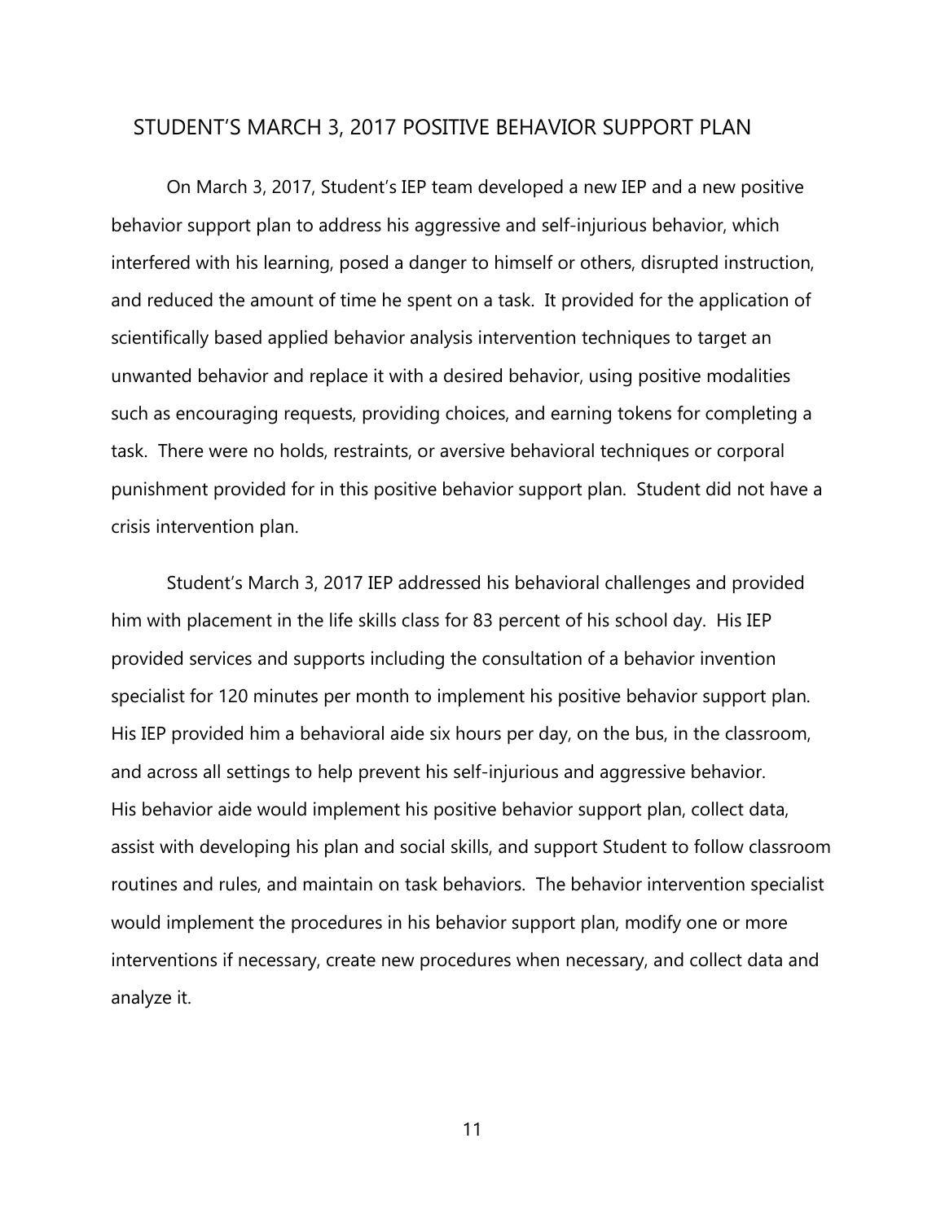## STUDENT'S MARCH 3, 2017 POSITIVE BEHAVIOR SUPPORT PLAN

On March 3, 2017, Student's IEP team developed a new IEP and a new positive behavior support plan to address his aggressive and self-injurious behavior, which interfered with his learning, posed a danger to himself or others, disrupted instruction, and reduced the amount of time he spent on a task. It provided for the application of scientifically based applied behavior analysis intervention techniques to target an unwanted behavior and replace it with a desired behavior, using positive modalities such as encouraging requests, providing choices, and earning tokens for completing a task. There were no holds, restraints, or aversive behavioral techniques or corporal punishment provided for in this positive behavior support plan. Student did not have a crisis intervention plan.

Student's March 3, 2017 IEP addressed his behavioral challenges and provided him with placement in the life skills class for 83 percent of his school day. His IEP provided services and supports including the consultation of a behavior invention specialist for 120 minutes per month to implement his positive behavior support plan. His IEP provided him a behavioral aide six hours per day, on the bus, in the classroom, and across all settings to help prevent his self-injurious and aggressive behavior. His behavior aide would implement his positive behavior support plan, collect data, assist with developing his plan and social skills, and support Student to follow classroom routines and rules, and maintain on task behaviors. The behavior intervention specialist would implement the procedures in his behavior support plan, modify one or more interventions if necessary, create new procedures when necessary, and collect data and analyze it.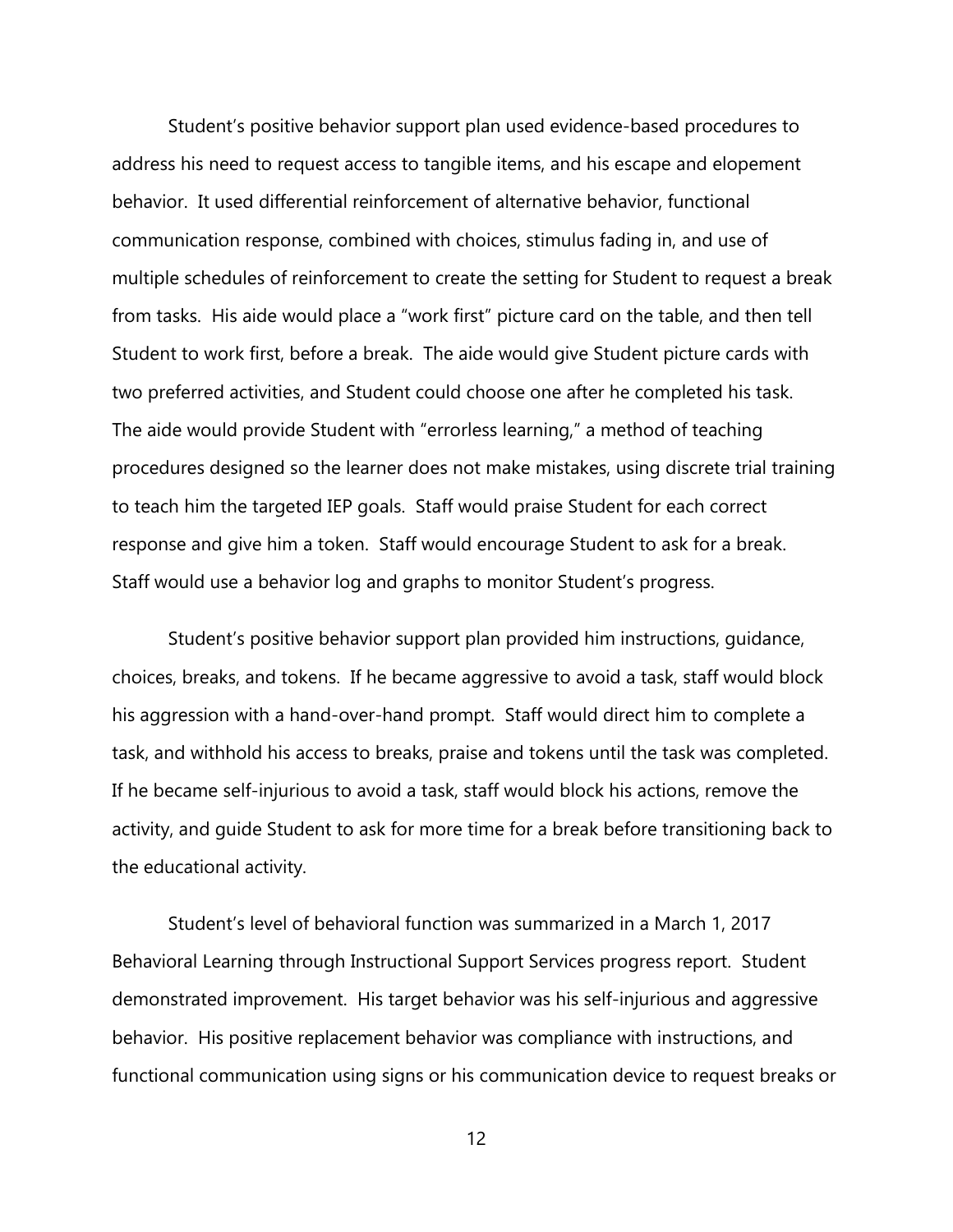Student's positive behavior support plan used evidence-based procedures to address his need to request access to tangible items, and his escape and elopement behavior. It used differential reinforcement of alternative behavior, functional communication response, combined with choices, stimulus fading in, and use of multiple schedules of reinforcement to create the setting for Student to request a break from tasks. His aide would place a "work first" picture card on the table, and then tell Student to work first, before a break. The aide would give Student picture cards with two preferred activities, and Student could choose one after he completed his task. The aide would provide Student with "errorless learning," a method of teaching procedures designed so the learner does not make mistakes, using discrete trial training to teach him the targeted IEP goals. Staff would praise Student for each correct response and give him a token. Staff would encourage Student to ask for a break. Staff would use a behavior log and graphs to monitor Student's progress.

Student's positive behavior support plan provided him instructions, guidance, choices, breaks, and tokens. If he became aggressive to avoid a task, staff would block his aggression with a hand-over-hand prompt. Staff would direct him to complete a task, and withhold his access to breaks, praise and tokens until the task was completed. If he became self-injurious to avoid a task, staff would block his actions, remove the activity, and guide Student to ask for more time for a break before transitioning back to the educational activity.

Student's level of behavioral function was summarized in a March 1, 2017 Behavioral Learning through Instructional Support Services progress report. Student demonstrated improvement. His target behavior was his self-injurious and aggressive behavior. His positive replacement behavior was compliance with instructions, and functional communication using signs or his communication device to request breaks or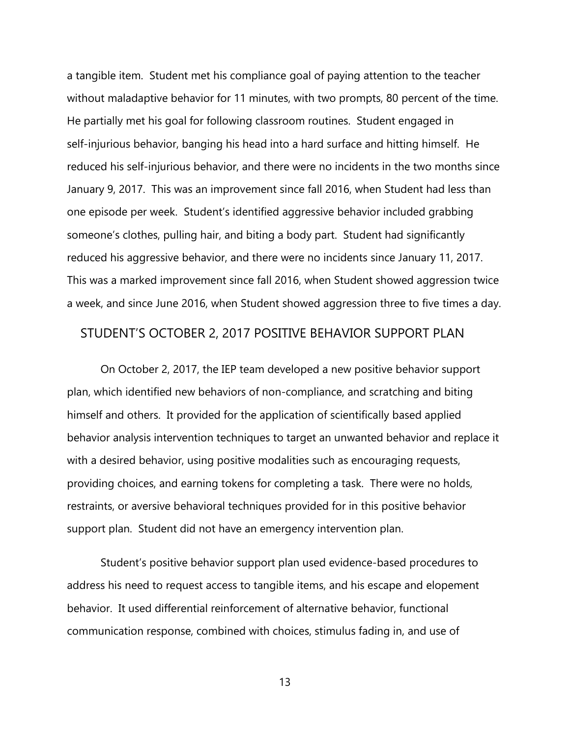a tangible item. Student met his compliance goal of paying attention to the teacher without maladaptive behavior for 11 minutes, with two prompts, 80 percent of the time. He partially met his goal for following classroom routines. Student engaged in self-injurious behavior, banging his head into a hard surface and hitting himself. He reduced his self-injurious behavior, and there were no incidents in the two months since January 9, 2017. This was an improvement since fall 2016, when Student had less than one episode per week. Student's identified aggressive behavior included grabbing someone's clothes, pulling hair, and biting a body part. Student had significantly reduced his aggressive behavior, and there were no incidents since January 11, 2017. This was a marked improvement since fall 2016, when Student showed aggression twice a week, and since June 2016, when Student showed aggression three to five times a day.

## STUDENT'S OCTOBER 2, 2017 POSITIVE BEHAVIOR SUPPORT PLAN

On October 2, 2017, the IEP team developed a new positive behavior support plan, which identified new behaviors of non-compliance, and scratching and biting himself and others. It provided for the application of scientifically based applied behavior analysis intervention techniques to target an unwanted behavior and replace it with a desired behavior, using positive modalities such as encouraging requests, providing choices, and earning tokens for completing a task. There were no holds, restraints, or aversive behavioral techniques provided for in this positive behavior support plan. Student did not have an emergency intervention plan.

Student's positive behavior support plan used evidence-based procedures to address his need to request access to tangible items, and his escape and elopement behavior. It used differential reinforcement of alternative behavior, functional communication response, combined with choices, stimulus fading in, and use of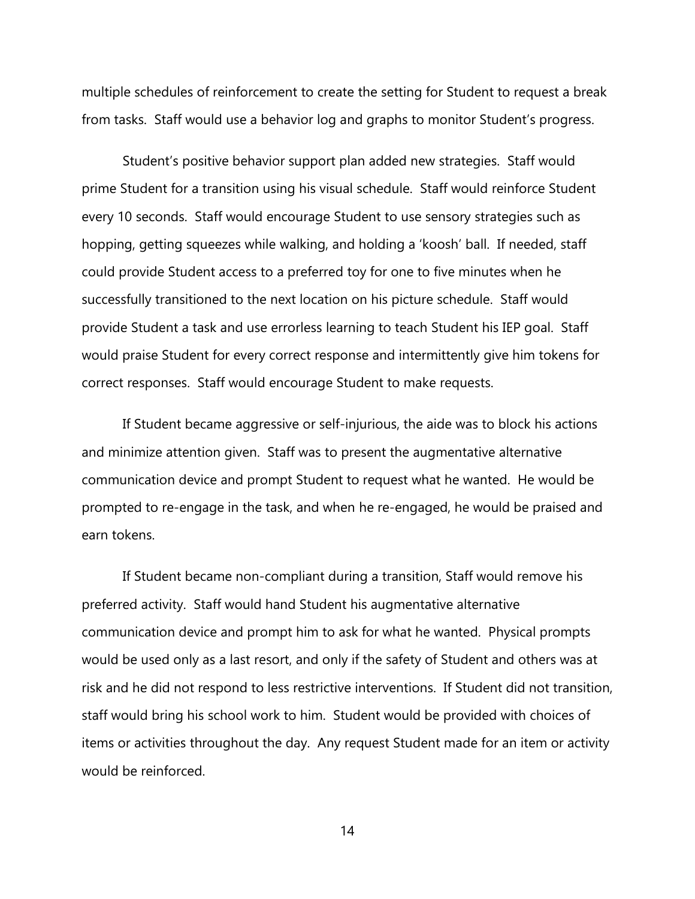multiple schedules of reinforcement to create the setting for Student to request a break from tasks. Staff would use a behavior log and graphs to monitor Student's progress.

Student's positive behavior support plan added new strategies. Staff would prime Student for a transition using his visual schedule. Staff would reinforce Student every 10 seconds. Staff would encourage Student to use sensory strategies such as hopping, getting squeezes while walking, and holding a 'koosh' ball. If needed, staff could provide Student access to a preferred toy for one to five minutes when he successfully transitioned to the next location on his picture schedule. Staff would provide Student a task and use errorless learning to teach Student his IEP goal. Staff would praise Student for every correct response and intermittently give him tokens for correct responses. Staff would encourage Student to make requests.

If Student became aggressive or self-injurious, the aide was to block his actions and minimize attention given. Staff was to present the augmentative alternative communication device and prompt Student to request what he wanted. He would be prompted to re-engage in the task, and when he re-engaged, he would be praised and earn tokens.

If Student became non-compliant during a transition, Staff would remove his preferred activity. Staff would hand Student his augmentative alternative communication device and prompt him to ask for what he wanted. Physical prompts would be used only as a last resort, and only if the safety of Student and others was at risk and he did not respond to less restrictive interventions. If Student did not transition, staff would bring his school work to him. Student would be provided with choices of items or activities throughout the day. Any request Student made for an item or activity would be reinforced.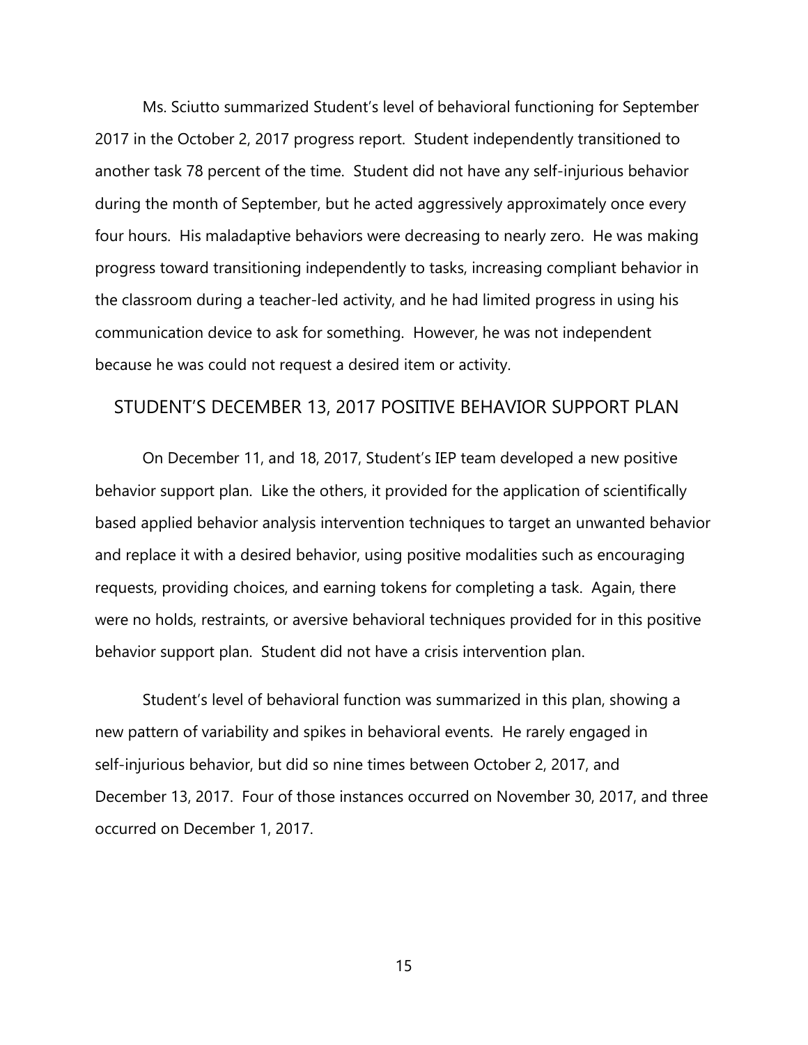Ms. Sciutto summarized Student's level of behavioral functioning for September 2017 in the October 2, 2017 progress report. Student independently transitioned to another task 78 percent of the time. Student did not have any self-injurious behavior during the month of September, but he acted aggressively approximately once every four hours. His maladaptive behaviors were decreasing to nearly zero. He was making progress toward transitioning independently to tasks, increasing compliant behavior in the classroom during a teacher-led activity, and he had limited progress in using his communication device to ask for something. However, he was not independent because he was could not request a desired item or activity.

## STUDENT'S DECEMBER 13, 2017 POSITIVE BEHAVIOR SUPPORT PLAN

On December 11, and 18, 2017, Student's IEP team developed a new positive behavior support plan. Like the others, it provided for the application of scientifically based applied behavior analysis intervention techniques to target an unwanted behavior and replace it with a desired behavior, using positive modalities such as encouraging requests, providing choices, and earning tokens for completing a task. Again, there were no holds, restraints, or aversive behavioral techniques provided for in this positive behavior support plan. Student did not have a crisis intervention plan.

Student's level of behavioral function was summarized in this plan, showing a new pattern of variability and spikes in behavioral events. He rarely engaged in self-injurious behavior, but did so nine times between October 2, 2017, and December 13, 2017. Four of those instances occurred on November 30, 2017, and three occurred on December 1, 2017.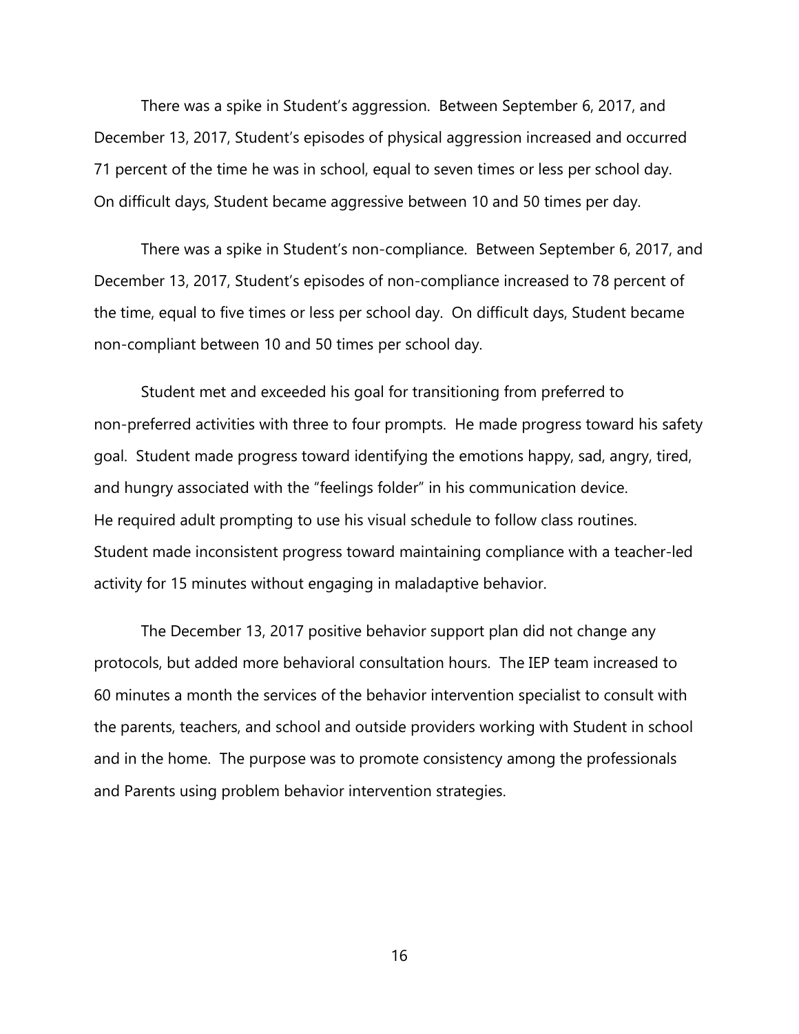There was a spike in Student's aggression. Between September 6, 2017, and December 13, 2017, Student's episodes of physical aggression increased and occurred 71 percent of the time he was in school, equal to seven times or less per school day. On difficult days, Student became aggressive between 10 and 50 times per day.

There was a spike in Student's non-compliance. Between September 6, 2017, and December 13, 2017, Student's episodes of non-compliance increased to 78 percent of the time, equal to five times or less per school day. On difficult days, Student became non-compliant between 10 and 50 times per school day.

Student met and exceeded his goal for transitioning from preferred to non-preferred activities with three to four prompts. He made progress toward his safety goal. Student made progress toward identifying the emotions happy, sad, angry, tired, and hungry associated with the "feelings folder" in his communication device. He required adult prompting to use his visual schedule to follow class routines. Student made inconsistent progress toward maintaining compliance with a teacher-led activity for 15 minutes without engaging in maladaptive behavior.

The December 13, 2017 positive behavior support plan did not change any protocols, but added more behavioral consultation hours. The IEP team increased to 60 minutes a month the services of the behavior intervention specialist to consult with the parents, teachers, and school and outside providers working with Student in school and in the home. The purpose was to promote consistency among the professionals and Parents using problem behavior intervention strategies.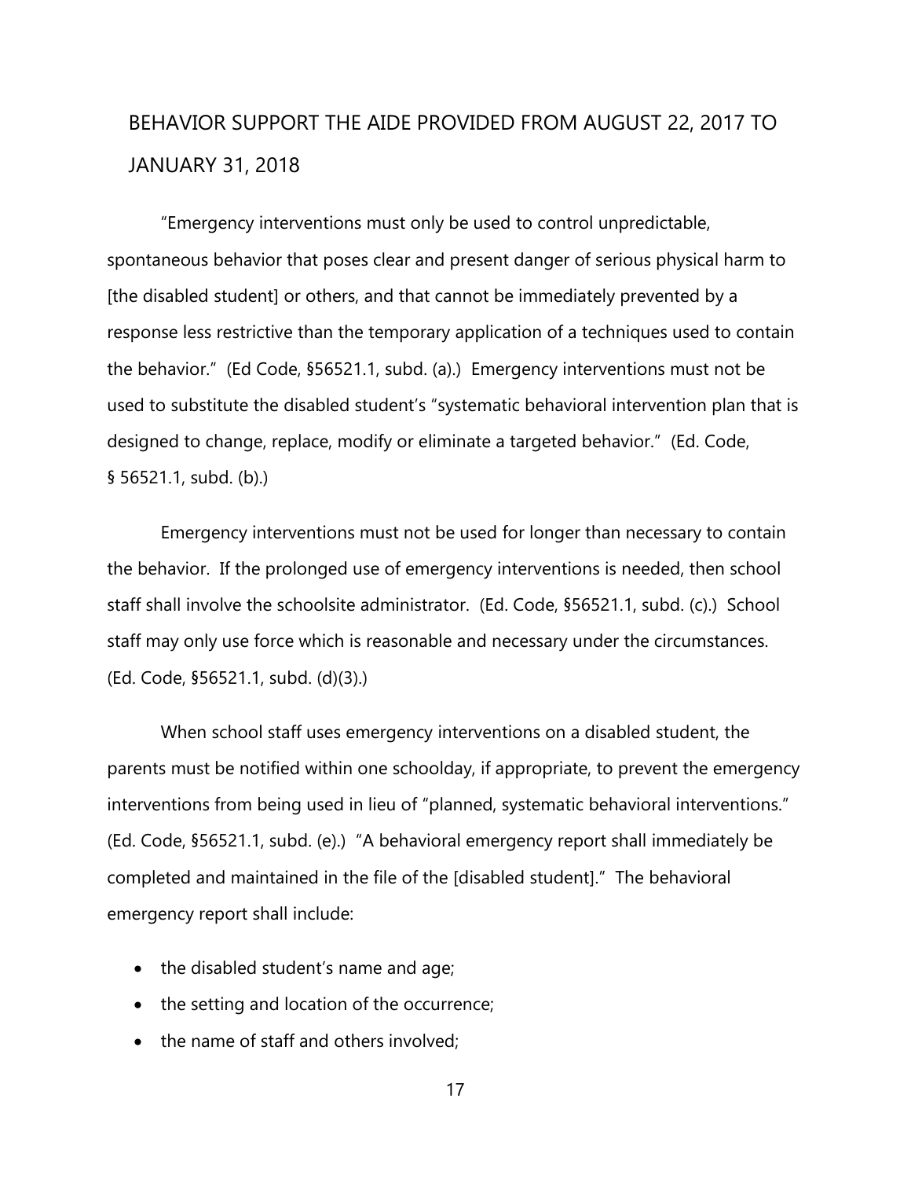## BEHAVIOR SUPPORT THE AIDE PROVIDED FROM AUGUST 22, 2017 TO JANUARY 31, 2018

"Emergency interventions must only be used to control unpredictable, spontaneous behavior that poses clear and present danger of serious physical harm to [the disabled student] or others, and that cannot be immediately prevented by a response less restrictive than the temporary application of a techniques used to contain the behavior." (Ed Code, §56521.1, subd. (a).) Emergency interventions must not be used to substitute the disabled student's "systematic behavioral intervention plan that is designed to change, replace, modify or eliminate a targeted behavior." (Ed. Code, § 56521.1, subd. (b).)

Emergency interventions must not be used for longer than necessary to contain the behavior. If the prolonged use of emergency interventions is needed, then school staff shall involve the schoolsite administrator. (Ed. Code, §56521.1, subd. (c).) School staff may only use force which is reasonable and necessary under the circumstances. (Ed. Code, §56521.1, subd. (d)(3).)

When school staff uses emergency interventions on a disabled student, the parents must be notified within one schoolday, if appropriate, to prevent the emergency interventions from being used in lieu of "planned, systematic behavioral interventions." (Ed. Code, §56521.1, subd. (e).) "A behavioral emergency report shall immediately be completed and maintained in the file of the [disabled student]." The behavioral emergency report shall include:

- the disabled student's name and age;
- the setting and location of the occurrence;
- the name of staff and others involved;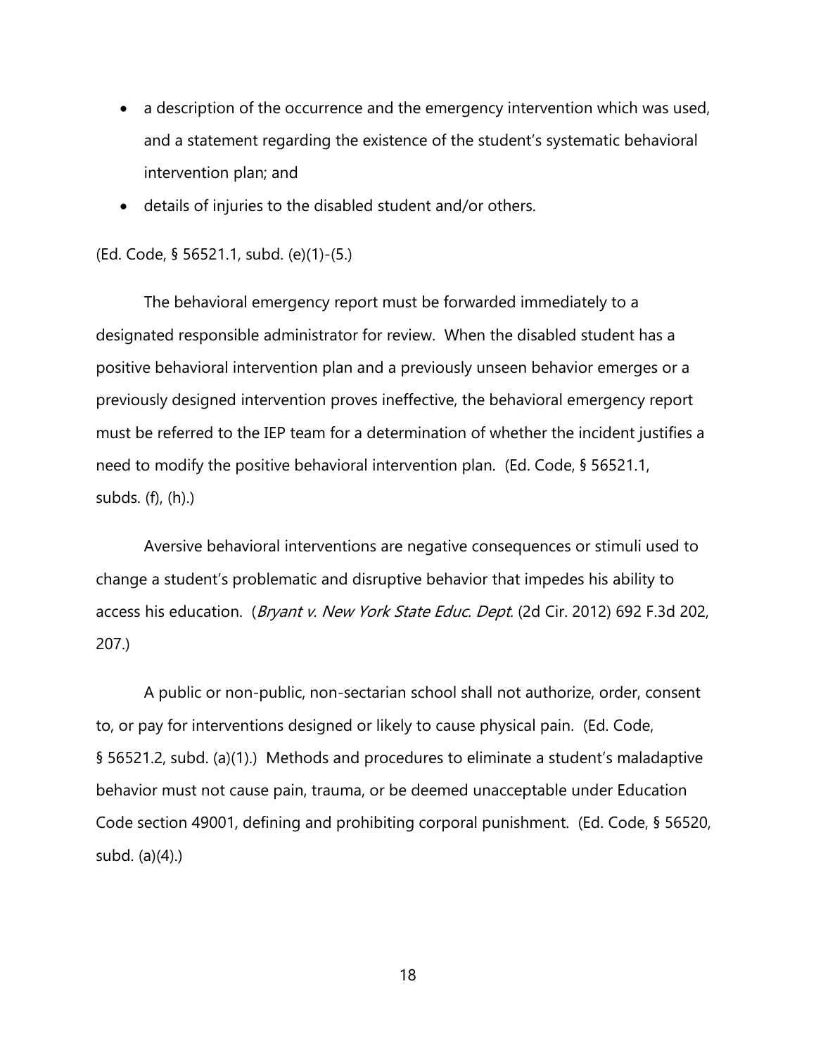- a description of the occurrence and the emergency intervention which was used, and a statement regarding the existence of the student's systematic behavioral intervention plan; and
- details of injuries to the disabled student and/or others.

(Ed. Code, § 56521.1, subd. (e)(1)-(5.)

The behavioral emergency report must be forwarded immediately to a designated responsible administrator for review. When the disabled student has a positive behavioral intervention plan and a previously unseen behavior emerges or a previously designed intervention proves ineffective, the behavioral emergency report must be referred to the IEP team for a determination of whether the incident justifies a need to modify the positive behavioral intervention plan. (Ed. Code, § 56521.1, subds. (f), (h).)

Aversive behavioral interventions are negative consequences or stimuli used to change a student's problematic and disruptive behavior that impedes his ability to access his education. (*Bryant v. New York State Educ. Dept.* (2d Cir. 2012) 692 F.3d 202, 207.)

A public or non-public, non-sectarian school shall not authorize, order, consent to, or pay for interventions designed or likely to cause physical pain. (Ed. Code, § 56521.2, subd. (a)(1).) Methods and procedures to eliminate a student's maladaptive behavior must not cause pain, trauma, or be deemed unacceptable under Education Code section 49001, defining and prohibiting corporal punishment. (Ed. Code, § 56520, subd. (a)(4).)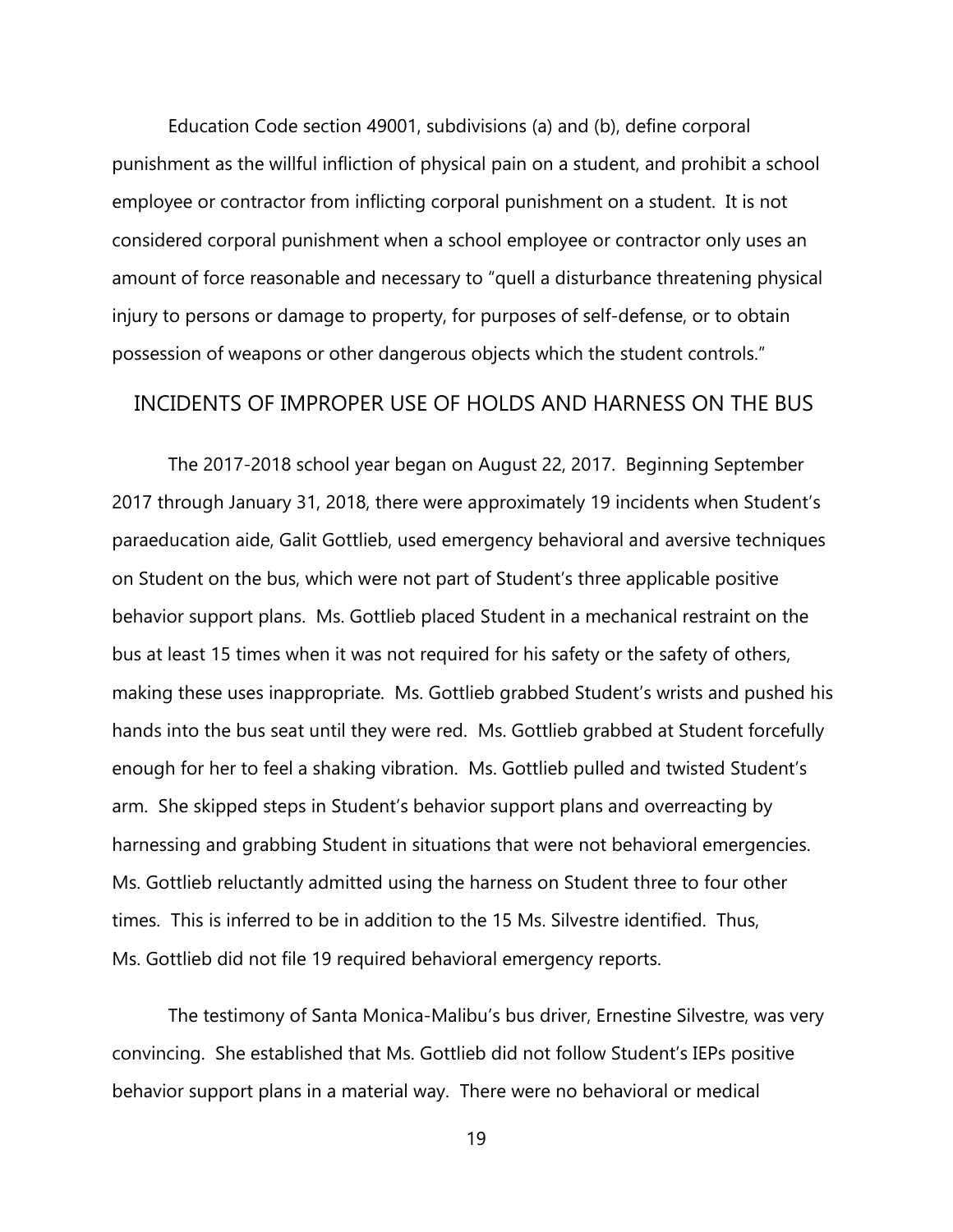Education Code section 49001, subdivisions (a) and (b), define corporal punishment as the willful infliction of physical pain on a student, and prohibit a school employee or contractor from inflicting corporal punishment on a student. It is not considered corporal punishment when a school employee or contractor only uses an amount of force reasonable and necessary to "quell a disturbance threatening physical injury to persons or damage to property, for purposes of self-defense, or to obtain possession of weapons or other dangerous objects which the student controls."

## INCIDENTS OF IMPROPER USE OF HOLDS AND HARNESS ON THE BUS

The 2017-2018 school year began on August 22, 2017. Beginning September 2017 through January 31, 2018, there were approximately 19 incidents when Student's paraeducation aide, Galit Gottlieb, used emergency behavioral and aversive techniques on Student on the bus, which were not part of Student's three applicable positive behavior support plans. Ms. Gottlieb placed Student in a mechanical restraint on the bus at least 15 times when it was not required for his safety or the safety of others, making these uses inappropriate. Ms. Gottlieb grabbed Student's wrists and pushed his hands into the bus seat until they were red. Ms. Gottlieb grabbed at Student forcefully enough for her to feel a shaking vibration. Ms. Gottlieb pulled and twisted Student's arm. She skipped steps in Student's behavior support plans and overreacting by harnessing and grabbing Student in situations that were not behavioral emergencies. Ms. Gottlieb reluctantly admitted using the harness on Student three to four other times. This is inferred to be in addition to the 15 Ms. Silvestre identified. Thus, Ms. Gottlieb did not file 19 required behavioral emergency reports.

The testimony of Santa Monica-Malibu's bus driver, Ernestine Silvestre, was very convincing. She established that Ms. Gottlieb did not follow Student's IEPs positive behavior support plans in a material way. There were no behavioral or medical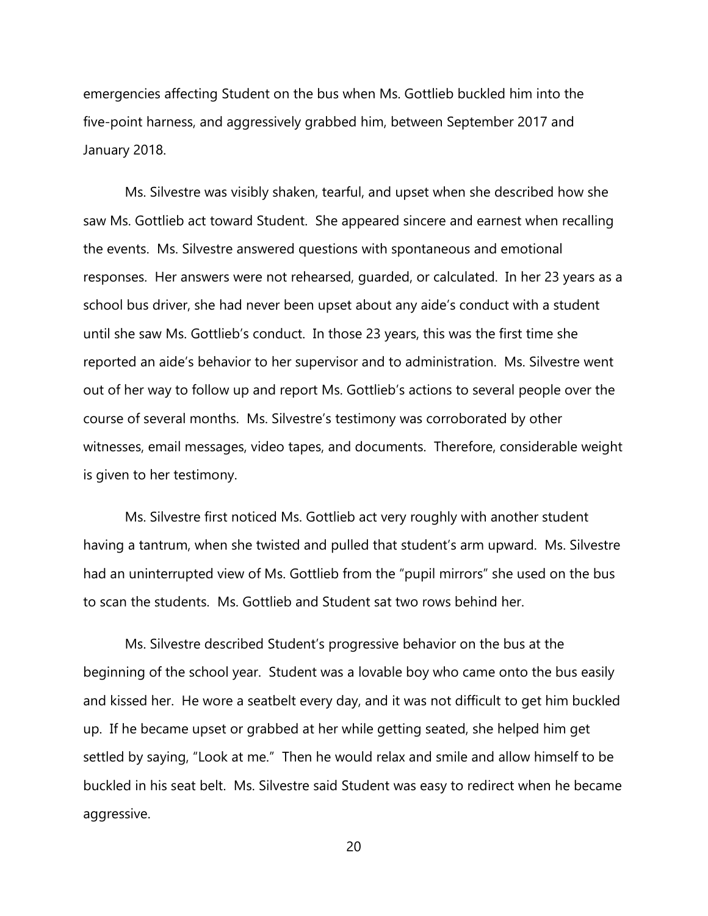emergencies affecting Student on the bus when Ms. Gottlieb buckled him into the five-point harness, and aggressively grabbed him, between September 2017 and January 2018.

Ms. Silvestre was visibly shaken, tearful, and upset when she described how she saw Ms. Gottlieb act toward Student. She appeared sincere and earnest when recalling the events. Ms. Silvestre answered questions with spontaneous and emotional responses. Her answers were not rehearsed, guarded, or calculated. In her 23 years as a school bus driver, she had never been upset about any aide's conduct with a student until she saw Ms. Gottlieb's conduct. In those 23 years, this was the first time she reported an aide's behavior to her supervisor and to administration. Ms. Silvestre went out of her way to follow up and report Ms. Gottlieb's actions to several people over the course of several months. Ms. Silvestre's testimony was corroborated by other witnesses, email messages, video tapes, and documents. Therefore, considerable weight is given to her testimony.

Ms. Silvestre first noticed Ms. Gottlieb act very roughly with another student having a tantrum, when she twisted and pulled that student's arm upward. Ms. Silvestre had an uninterrupted view of Ms. Gottlieb from the "pupil mirrors" she used on the bus to scan the students. Ms. Gottlieb and Student sat two rows behind her.

Ms. Silvestre described Student's progressive behavior on the bus at the beginning of the school year. Student was a lovable boy who came onto the bus easily and kissed her. He wore a seatbelt every day, and it was not difficult to get him buckled up. If he became upset or grabbed at her while getting seated, she helped him get settled by saying, "Look at me." Then he would relax and smile and allow himself to be buckled in his seat belt. Ms. Silvestre said Student was easy to redirect when he became aggressive.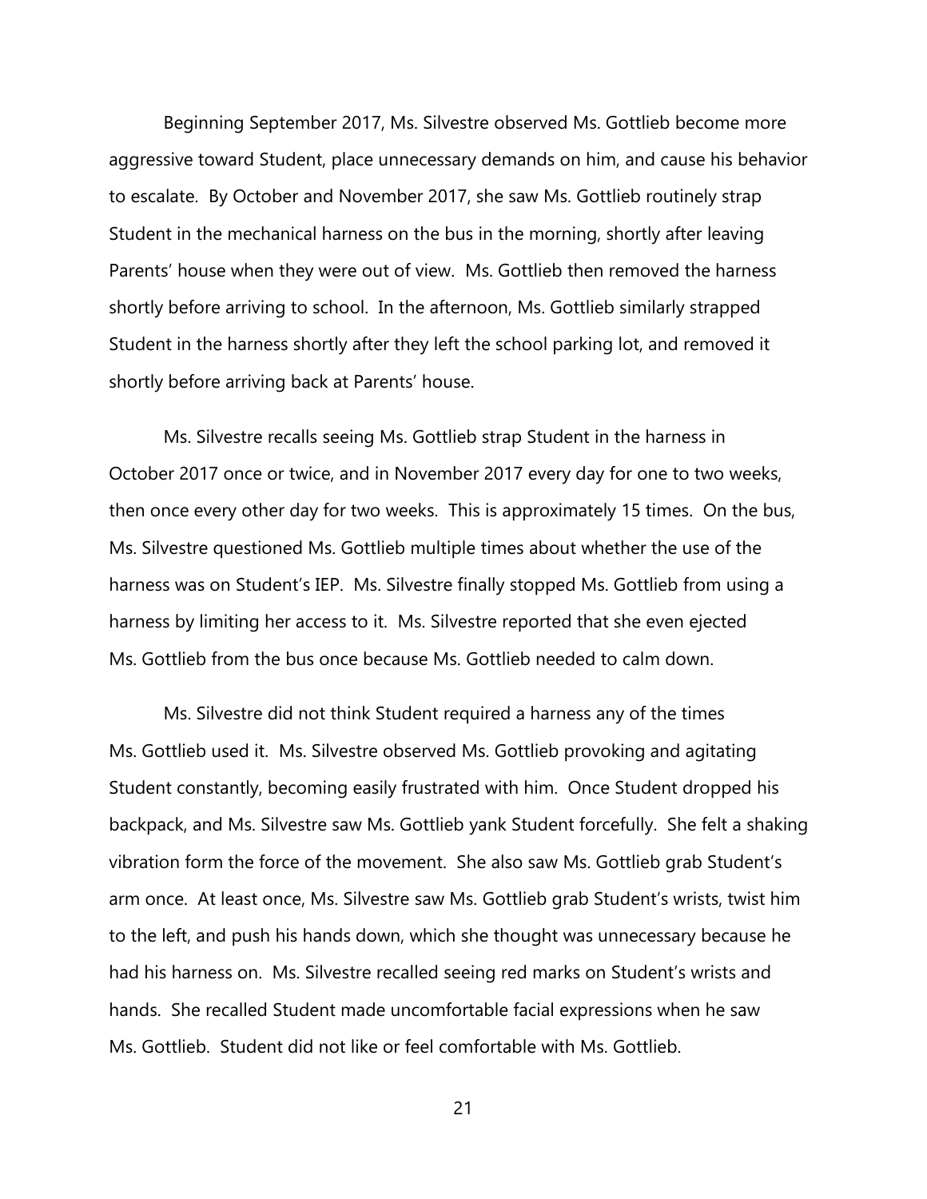Beginning September 2017, Ms. Silvestre observed Ms. Gottlieb become more aggressive toward Student, place unnecessary demands on him, and cause his behavior to escalate. By October and November 2017, she saw Ms. Gottlieb routinely strap Student in the mechanical harness on the bus in the morning, shortly after leaving Parents' house when they were out of view. Ms. Gottlieb then removed the harness shortly before arriving to school. In the afternoon, Ms. Gottlieb similarly strapped Student in the harness shortly after they left the school parking lot, and removed it shortly before arriving back at Parents' house.

Ms. Silvestre recalls seeing Ms. Gottlieb strap Student in the harness in October 2017 once or twice, and in November 2017 every day for one to two weeks, then once every other day for two weeks. This is approximately 15 times. On the bus, Ms. Silvestre questioned Ms. Gottlieb multiple times about whether the use of the harness was on Student's IEP. Ms. Silvestre finally stopped Ms. Gottlieb from using a harness by limiting her access to it. Ms. Silvestre reported that she even ejected Ms. Gottlieb from the bus once because Ms. Gottlieb needed to calm down.

Ms. Silvestre did not think Student required a harness any of the times Ms. Gottlieb used it. Ms. Silvestre observed Ms. Gottlieb provoking and agitating Student constantly, becoming easily frustrated with him. Once Student dropped his backpack, and Ms. Silvestre saw Ms. Gottlieb yank Student forcefully. She felt a shaking vibration form the force of the movement. She also saw Ms. Gottlieb grab Student's arm once. At least once, Ms. Silvestre saw Ms. Gottlieb grab Student's wrists, twist him to the left, and push his hands down, which she thought was unnecessary because he had his harness on. Ms. Silvestre recalled seeing red marks on Student's wrists and hands. She recalled Student made uncomfortable facial expressions when he saw Ms. Gottlieb. Student did not like or feel comfortable with Ms. Gottlieb.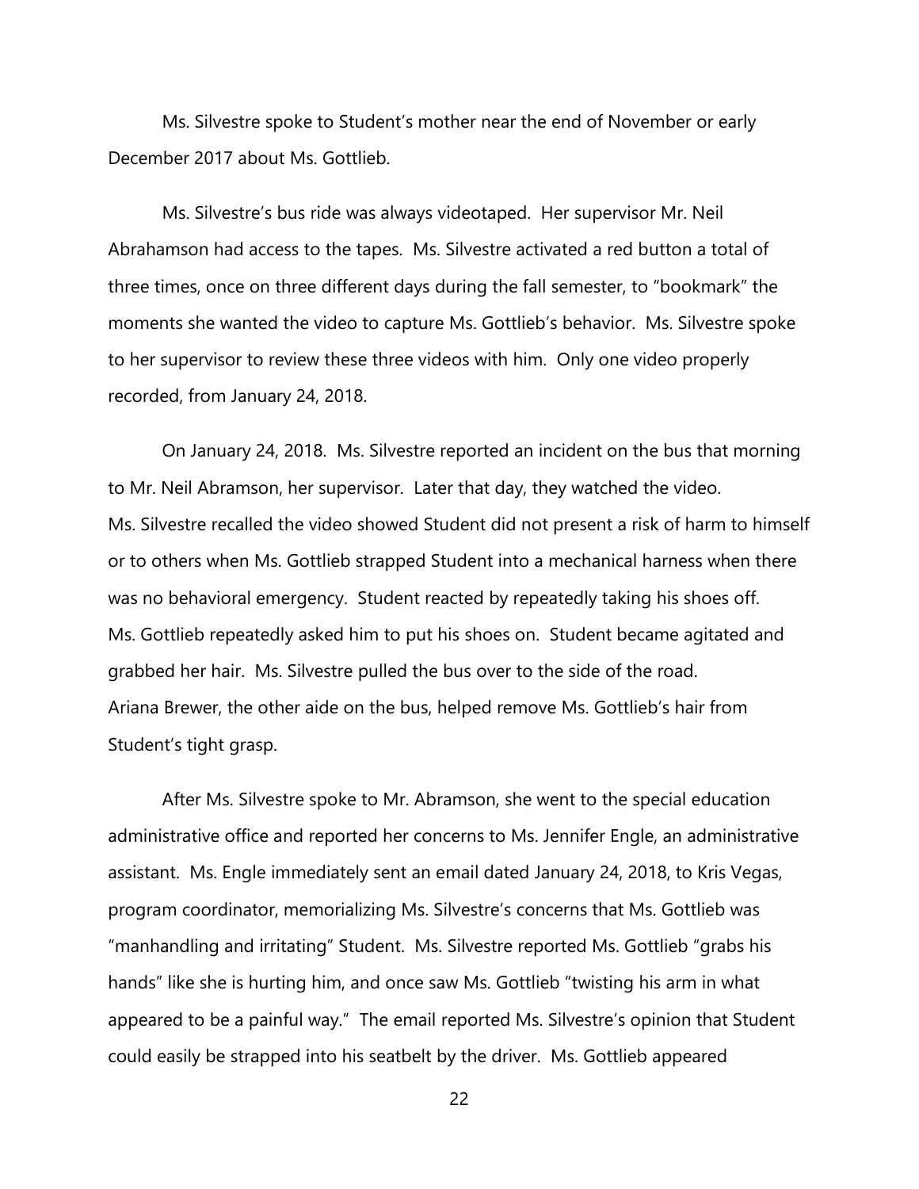Ms. Silvestre spoke to Student's mother near the end of November or early December 2017 about Ms. Gottlieb.

Ms. Silvestre's bus ride was always videotaped. Her supervisor Mr. Neil Abrahamson had access to the tapes. Ms. Silvestre activated a red button a total of three times, once on three different days during the fall semester, to "bookmark" the moments she wanted the video to capture Ms. Gottlieb's behavior. Ms. Silvestre spoke to her supervisor to review these three videos with him. Only one video properly recorded, from January 24, 2018.

On January 24, 2018. Ms. Silvestre reported an incident on the bus that morning to Mr. Neil Abramson, her supervisor. Later that day, they watched the video. Ms. Silvestre recalled the video showed Student did not present a risk of harm to himself or to others when Ms. Gottlieb strapped Student into a mechanical harness when there was no behavioral emergency. Student reacted by repeatedly taking his shoes off. Ms. Gottlieb repeatedly asked him to put his shoes on. Student became agitated and grabbed her hair. Ms. Silvestre pulled the bus over to the side of the road. Ariana Brewer, the other aide on the bus, helped remove Ms. Gottlieb's hair from Student's tight grasp.

After Ms. Silvestre spoke to Mr. Abramson, she went to the special education administrative office and reported her concerns to Ms. Jennifer Engle, an administrative assistant. Ms. Engle immediately sent an email dated January 24, 2018, to Kris Vegas, program coordinator, memorializing Ms. Silvestre's concerns that Ms. Gottlieb was "manhandling and irritating" Student. Ms. Silvestre reported Ms. Gottlieb "grabs his hands" like she is hurting him, and once saw Ms. Gottlieb "twisting his arm in what appeared to be a painful way." The email reported Ms. Silvestre's opinion that Student could easily be strapped into his seatbelt by the driver. Ms. Gottlieb appeared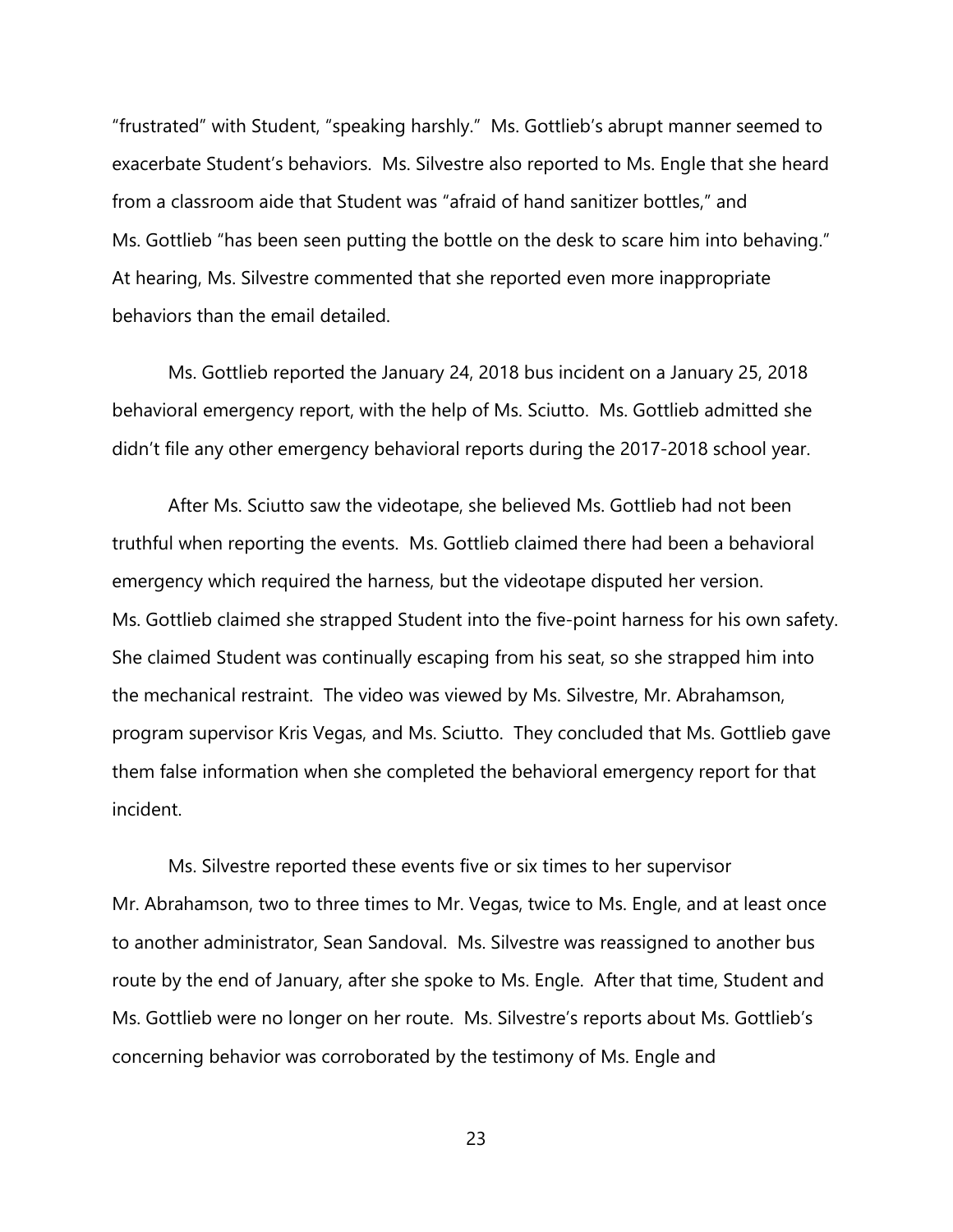"frustrated" with Student, "speaking harshly." Ms. Gottlieb's abrupt manner seemed to exacerbate Student's behaviors. Ms. Silvestre also reported to Ms. Engle that she heard from a classroom aide that Student was "afraid of hand sanitizer bottles," and Ms. Gottlieb "has been seen putting the bottle on the desk to scare him into behaving." At hearing, Ms. Silvestre commented that she reported even more inappropriate behaviors than the email detailed.

Ms. Gottlieb reported the January 24, 2018 bus incident on a January 25, 2018 behavioral emergency report, with the help of Ms. Sciutto. Ms. Gottlieb admitted she didn't file any other emergency behavioral reports during the 2017-2018 school year.

After Ms. Sciutto saw the videotape, she believed Ms. Gottlieb had not been truthful when reporting the events. Ms. Gottlieb claimed there had been a behavioral emergency which required the harness, but the videotape disputed her version. Ms. Gottlieb claimed she strapped Student into the five-point harness for his own safety. She claimed Student was continually escaping from his seat, so she strapped him into the mechanical restraint. The video was viewed by Ms. Silvestre, Mr. Abrahamson, program supervisor Kris Vegas, and Ms. Sciutto. They concluded that Ms. Gottlieb gave them false information when she completed the behavioral emergency report for that incident.

Ms. Silvestre reported these events five or six times to her supervisor Mr. Abrahamson, two to three times to Mr. Vegas, twice to Ms. Engle, and at least once to another administrator, Sean Sandoval. Ms. Silvestre was reassigned to another bus route by the end of January, after she spoke to Ms. Engle. After that time, Student and Ms. Gottlieb were no longer on her route. Ms. Silvestre's reports about Ms. Gottlieb's concerning behavior was corroborated by the testimony of Ms. Engle and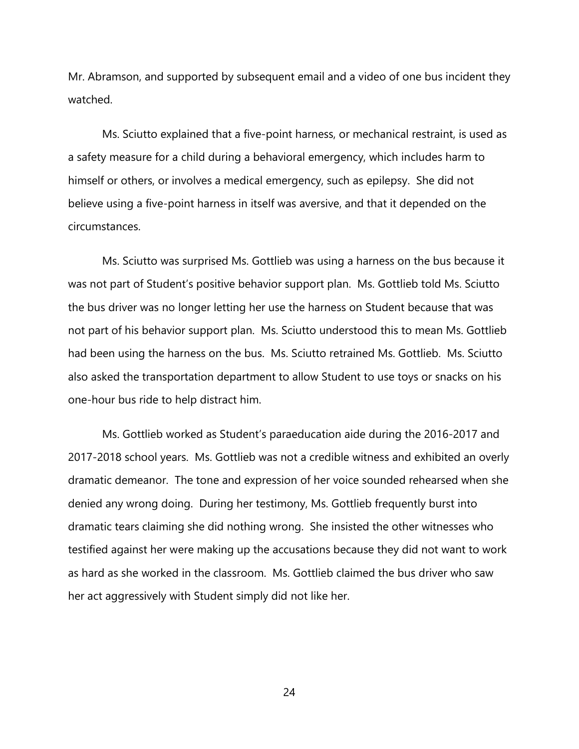Mr. Abramson, and supported by subsequent email and a video of one bus incident they watched.

Ms. Sciutto explained that a five-point harness, or mechanical restraint, is used as a safety measure for a child during a behavioral emergency, which includes harm to himself or others, or involves a medical emergency, such as epilepsy. She did not believe using a five-point harness in itself was aversive, and that it depended on the circumstances.

Ms. Sciutto was surprised Ms. Gottlieb was using a harness on the bus because it was not part of Student's positive behavior support plan. Ms. Gottlieb told Ms. Sciutto the bus driver was no longer letting her use the harness on Student because that was not part of his behavior support plan. Ms. Sciutto understood this to mean Ms. Gottlieb had been using the harness on the bus. Ms. Sciutto retrained Ms. Gottlieb. Ms. Sciutto also asked the transportation department to allow Student to use toys or snacks on his one-hour bus ride to help distract him.

Ms. Gottlieb worked as Student's paraeducation aide during the 2016-2017 and 2017-2018 school years. Ms. Gottlieb was not a credible witness and exhibited an overly dramatic demeanor. The tone and expression of her voice sounded rehearsed when she denied any wrong doing. During her testimony, Ms. Gottlieb frequently burst into dramatic tears claiming she did nothing wrong. She insisted the other witnesses who testified against her were making up the accusations because they did not want to work as hard as she worked in the classroom. Ms. Gottlieb claimed the bus driver who saw her act aggressively with Student simply did not like her.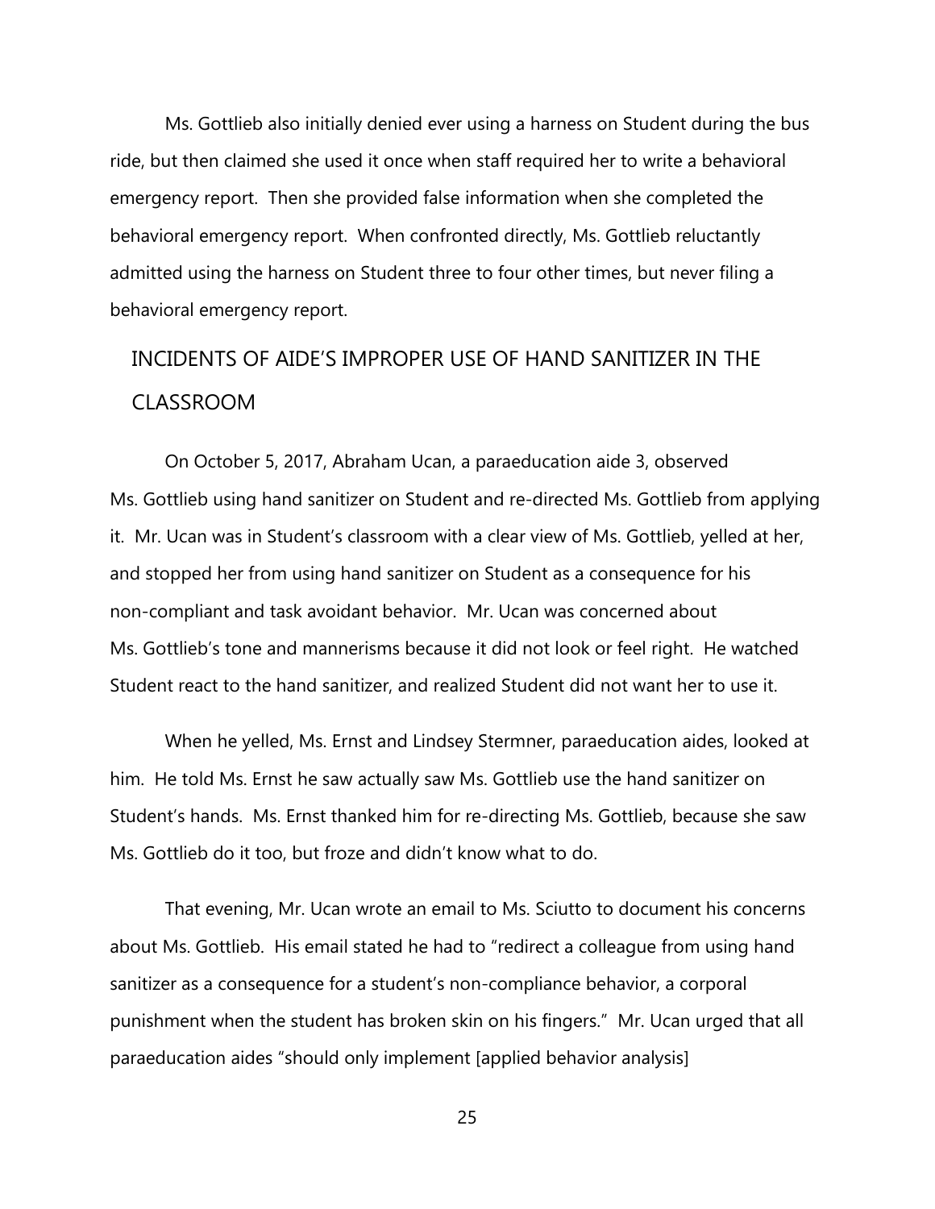Ms. Gottlieb also initially denied ever using a harness on Student during the bus ride, but then claimed she used it once when staff required her to write a behavioral emergency report. Then she provided false information when she completed the behavioral emergency report. When confronted directly, Ms. Gottlieb reluctantly admitted using the harness on Student three to four other times, but never filing a behavioral emergency report.

## INCIDENTS OF AIDE'S IMPROPER USE OF HAND SANITIZER IN THE CLASSROOM

On October 5, 2017, Abraham Ucan, a paraeducation aide 3, observed Ms. Gottlieb using hand sanitizer on Student and re-directed Ms. Gottlieb from applying it. Mr. Ucan was in Student's classroom with a clear view of Ms. Gottlieb, yelled at her, and stopped her from using hand sanitizer on Student as a consequence for his non-compliant and task avoidant behavior. Mr. Ucan was concerned about Ms. Gottlieb's tone and mannerisms because it did not look or feel right. He watched Student react to the hand sanitizer, and realized Student did not want her to use it.

When he yelled, Ms. Ernst and Lindsey Stermner, paraeducation aides, looked at him. He told Ms. Ernst he saw actually saw Ms. Gottlieb use the hand sanitizer on Student's hands. Ms. Ernst thanked him for re-directing Ms. Gottlieb, because she saw Ms. Gottlieb do it too, but froze and didn't know what to do.

That evening, Mr. Ucan wrote an email to Ms. Sciutto to document his concerns about Ms. Gottlieb. His email stated he had to "redirect a colleague from using hand sanitizer as a consequence for a student's non-compliance behavior, a corporal punishment when the student has broken skin on his fingers." Mr. Ucan urged that all paraeducation aides "should only implement [applied behavior analysis]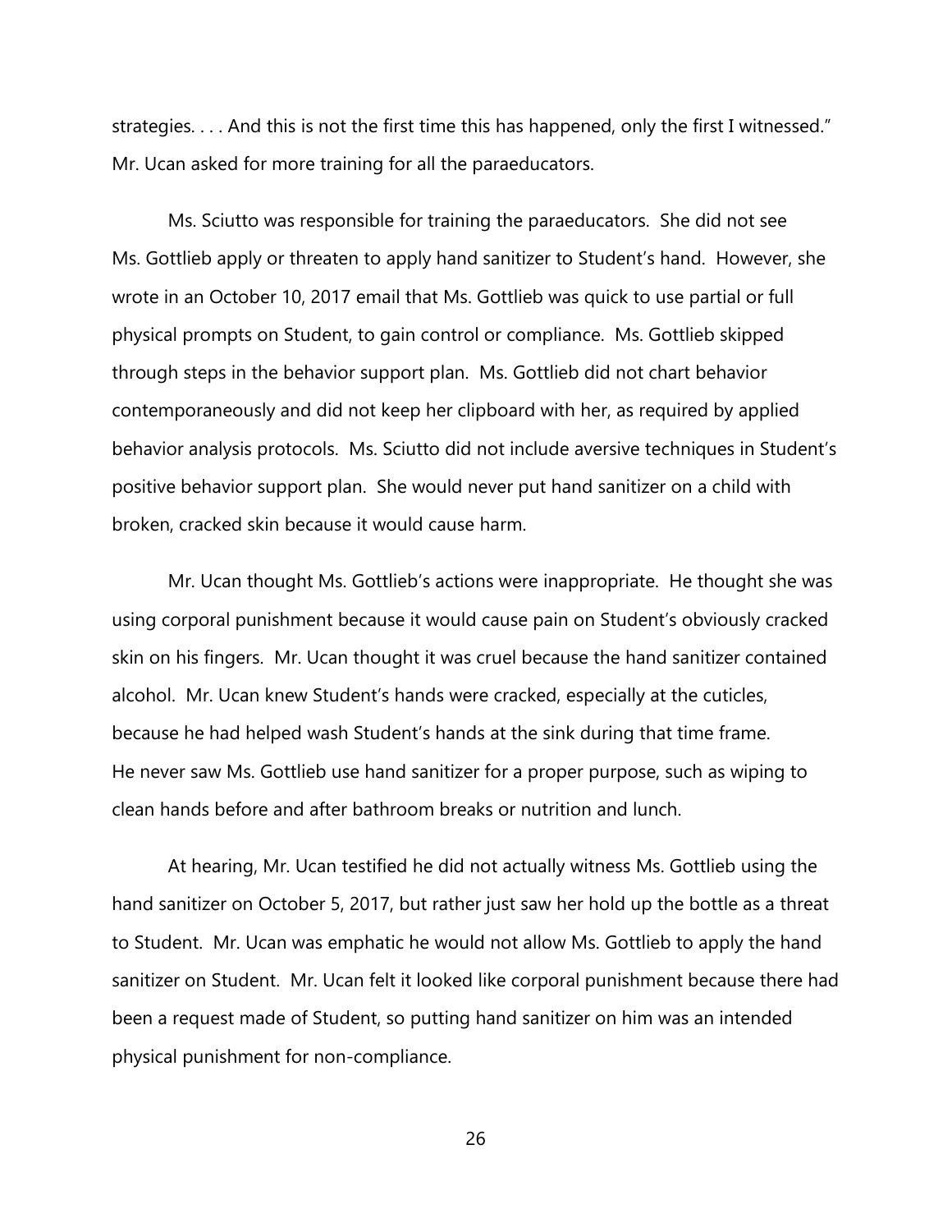strategies. . . . And this is not the first time this has happened, only the first I witnessed." Mr. Ucan asked for more training for all the paraeducators.

Ms. Sciutto was responsible for training the paraeducators. She did not see Ms. Gottlieb apply or threaten to apply hand sanitizer to Student's hand. However, she wrote in an October 10, 2017 email that Ms. Gottlieb was quick to use partial or full physical prompts on Student, to gain control or compliance. Ms. Gottlieb skipped through steps in the behavior support plan. Ms. Gottlieb did not chart behavior contemporaneously and did not keep her clipboard with her, as required by applied behavior analysis protocols. Ms. Sciutto did not include aversive techniques in Student's positive behavior support plan. She would never put hand sanitizer on a child with broken, cracked skin because it would cause harm.

Mr. Ucan thought Ms. Gottlieb's actions were inappropriate. He thought she was using corporal punishment because it would cause pain on Student's obviously cracked skin on his fingers. Mr. Ucan thought it was cruel because the hand sanitizer contained alcohol. Mr. Ucan knew Student's hands were cracked, especially at the cuticles, because he had helped wash Student's hands at the sink during that time frame. He never saw Ms. Gottlieb use hand sanitizer for a proper purpose, such as wiping to clean hands before and after bathroom breaks or nutrition and lunch.

At hearing, Mr. Ucan testified he did not actually witness Ms. Gottlieb using the hand sanitizer on October 5, 2017, but rather just saw her hold up the bottle as a threat to Student. Mr. Ucan was emphatic he would not allow Ms. Gottlieb to apply the hand sanitizer on Student. Mr. Ucan felt it looked like corporal punishment because there had been a request made of Student, so putting hand sanitizer on him was an intended physical punishment for non-compliance.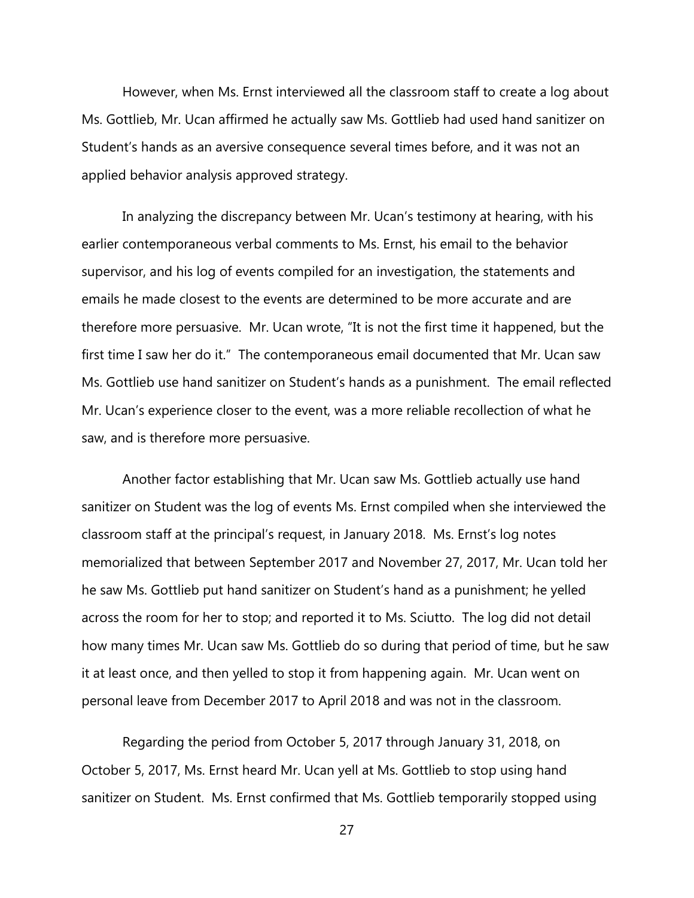However, when Ms. Ernst interviewed all the classroom staff to create a log about Ms. Gottlieb, Mr. Ucan affirmed he actually saw Ms. Gottlieb had used hand sanitizer on Student's hands as an aversive consequence several times before, and it was not an applied behavior analysis approved strategy.

In analyzing the discrepancy between Mr. Ucan's testimony at hearing, with his earlier contemporaneous verbal comments to Ms. Ernst, his email to the behavior supervisor, and his log of events compiled for an investigation, the statements and emails he made closest to the events are determined to be more accurate and are therefore more persuasive. Mr. Ucan wrote, "It is not the first time it happened, but the first time I saw her do it." The contemporaneous email documented that Mr. Ucan saw Ms. Gottlieb use hand sanitizer on Student's hands as a punishment. The email reflected Mr. Ucan's experience closer to the event, was a more reliable recollection of what he saw, and is therefore more persuasive.

Another factor establishing that Mr. Ucan saw Ms. Gottlieb actually use hand sanitizer on Student was the log of events Ms. Ernst compiled when she interviewed the classroom staff at the principal's request, in January 2018. Ms. Ernst's log notes memorialized that between September 2017 and November 27, 2017, Mr. Ucan told her he saw Ms. Gottlieb put hand sanitizer on Student's hand as a punishment; he yelled across the room for her to stop; and reported it to Ms. Sciutto. The log did not detail how many times Mr. Ucan saw Ms. Gottlieb do so during that period of time, but he saw it at least once, and then yelled to stop it from happening again. Mr. Ucan went on personal leave from December 2017 to April 2018 and was not in the classroom.

Regarding the period from October 5, 2017 through January 31, 2018, on October 5, 2017, Ms. Ernst heard Mr. Ucan yell at Ms. Gottlieb to stop using hand sanitizer on Student. Ms. Ernst confirmed that Ms. Gottlieb temporarily stopped using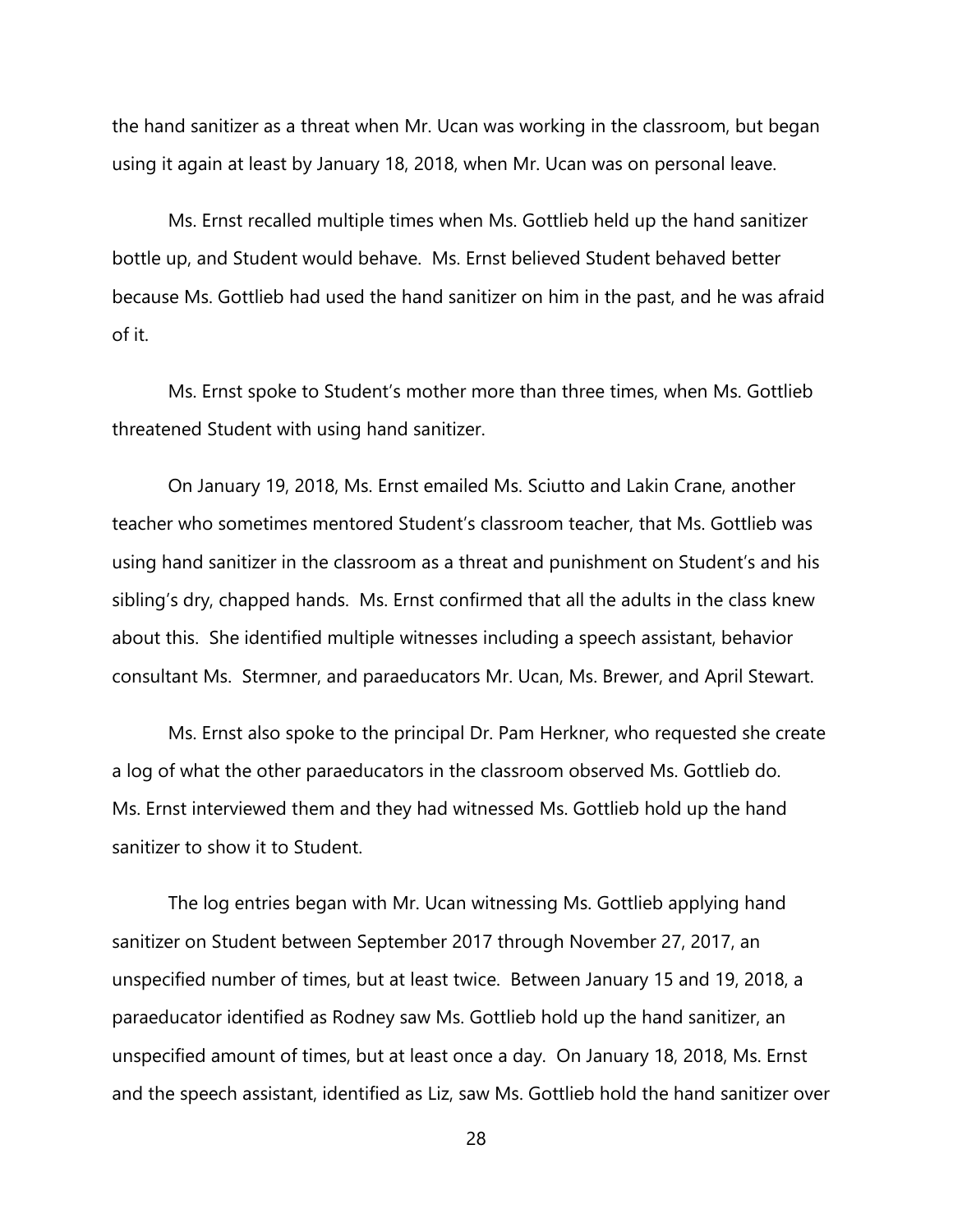the hand sanitizer as a threat when Mr. Ucan was working in the classroom, but began using it again at least by January 18, 2018, when Mr. Ucan was on personal leave.

Ms. Ernst recalled multiple times when Ms. Gottlieb held up the hand sanitizer bottle up, and Student would behave. Ms. Ernst believed Student behaved better because Ms. Gottlieb had used the hand sanitizer on him in the past, and he was afraid of it.

Ms. Ernst spoke to Student's mother more than three times, when Ms. Gottlieb threatened Student with using hand sanitizer.

On January 19, 2018, Ms. Ernst emailed Ms. Sciutto and Lakin Crane, another teacher who sometimes mentored Student's classroom teacher, that Ms. Gottlieb was using hand sanitizer in the classroom as a threat and punishment on Student's and his sibling's dry, chapped hands. Ms. Ernst confirmed that all the adults in the class knew about this. She identified multiple witnesses including a speech assistant, behavior consultant Ms. Stermner, and paraeducators Mr. Ucan, Ms. Brewer, and April Stewart.

Ms. Ernst also spoke to the principal Dr. Pam Herkner, who requested she create a log of what the other paraeducators in the classroom observed Ms. Gottlieb do. Ms. Ernst interviewed them and they had witnessed Ms. Gottlieb hold up the hand sanitizer to show it to Student.

The log entries began with Mr. Ucan witnessing Ms. Gottlieb applying hand sanitizer on Student between September 2017 through November 27, 2017, an unspecified number of times, but at least twice. Between January 15 and 19, 2018, a paraeducator identified as Rodney saw Ms. Gottlieb hold up the hand sanitizer, an unspecified amount of times, but at least once a day. On January 18, 2018, Ms. Ernst and the speech assistant, identified as Liz, saw Ms. Gottlieb hold the hand sanitizer over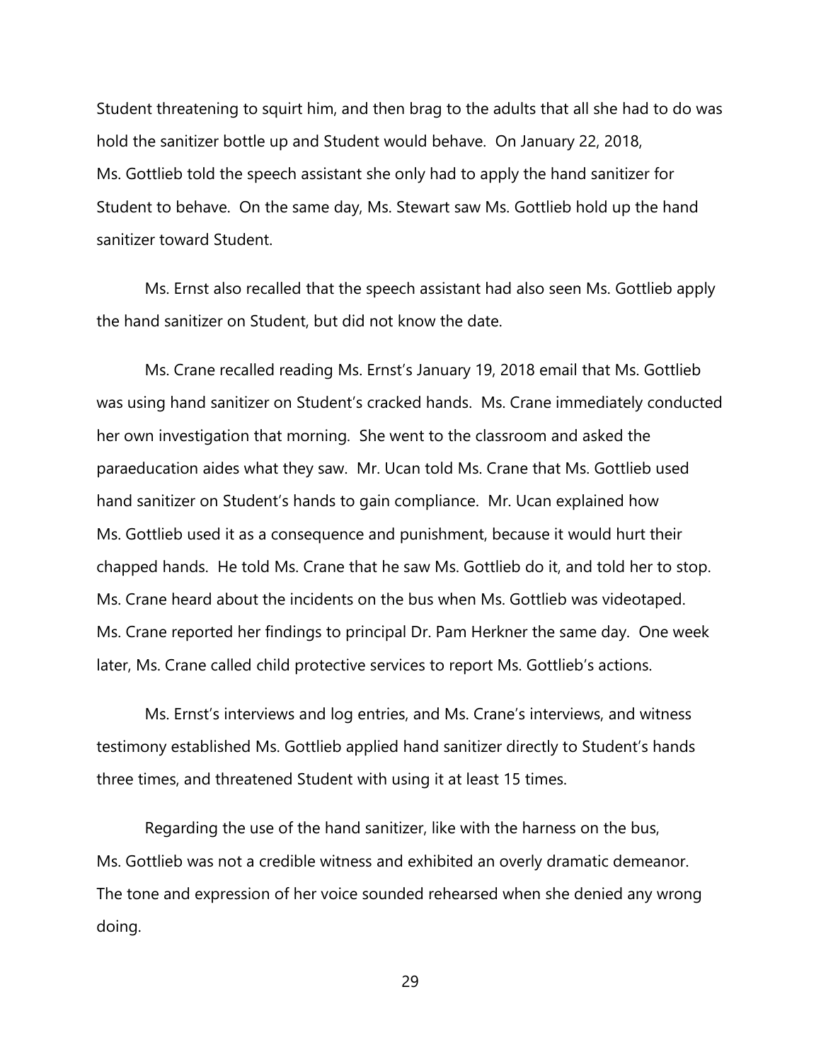Student threatening to squirt him, and then brag to the adults that all she had to do was hold the sanitizer bottle up and Student would behave. On January 22, 2018, Ms. Gottlieb told the speech assistant she only had to apply the hand sanitizer for Student to behave. On the same day, Ms. Stewart saw Ms. Gottlieb hold up the hand sanitizer toward Student.

Ms. Ernst also recalled that the speech assistant had also seen Ms. Gottlieb apply the hand sanitizer on Student, but did not know the date.

Ms. Crane recalled reading Ms. Ernst's January 19, 2018 email that Ms. Gottlieb was using hand sanitizer on Student's cracked hands. Ms. Crane immediately conducted her own investigation that morning. She went to the classroom and asked the paraeducation aides what they saw. Mr. Ucan told Ms. Crane that Ms. Gottlieb used hand sanitizer on Student's hands to gain compliance. Mr. Ucan explained how Ms. Gottlieb used it as a consequence and punishment, because it would hurt their chapped hands. He told Ms. Crane that he saw Ms. Gottlieb do it, and told her to stop. Ms. Crane heard about the incidents on the bus when Ms. Gottlieb was videotaped. Ms. Crane reported her findings to principal Dr. Pam Herkner the same day. One week later, Ms. Crane called child protective services to report Ms. Gottlieb's actions.

Ms. Ernst's interviews and log entries, and Ms. Crane's interviews, and witness testimony established Ms. Gottlieb applied hand sanitizer directly to Student's hands three times, and threatened Student with using it at least 15 times.

Regarding the use of the hand sanitizer, like with the harness on the bus, Ms. Gottlieb was not a credible witness and exhibited an overly dramatic demeanor. The tone and expression of her voice sounded rehearsed when she denied any wrong doing.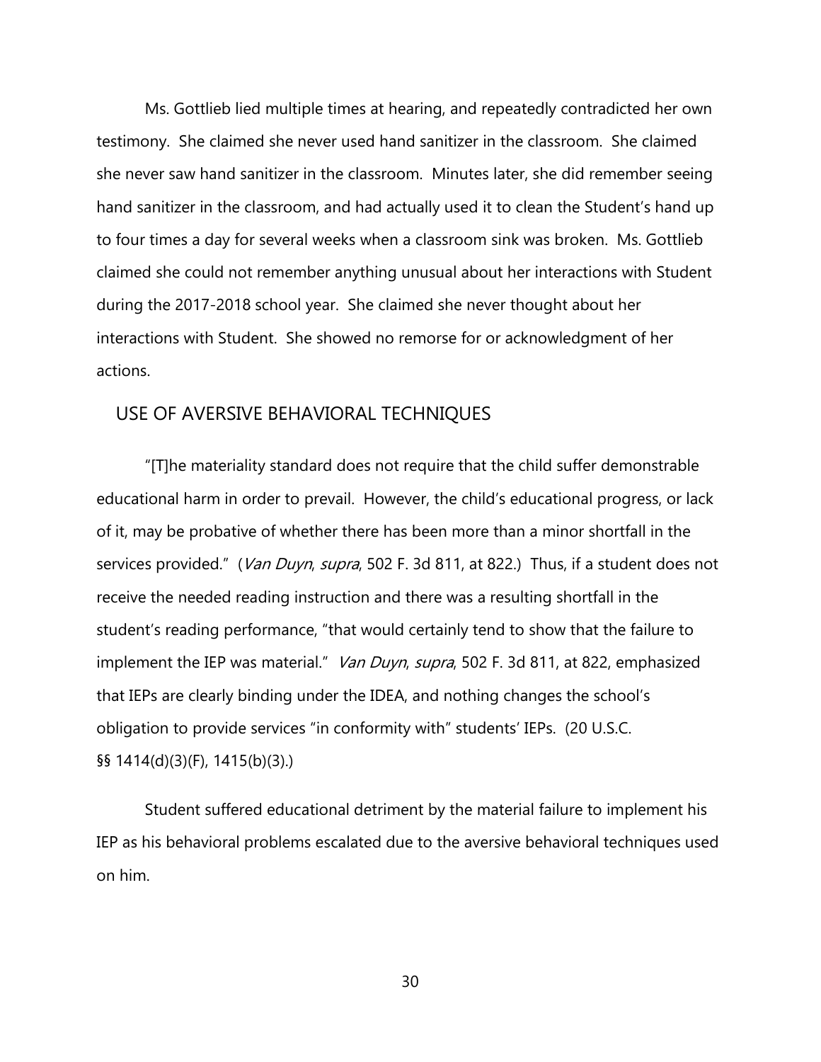Ms. Gottlieb lied multiple times at hearing, and repeatedly contradicted her own testimony. She claimed she never used hand sanitizer in the classroom. She claimed she never saw hand sanitizer in the classroom. Minutes later, she did remember seeing hand sanitizer in the classroom, and had actually used it to clean the Student's hand up to four times a day for several weeks when a classroom sink was broken. Ms. Gottlieb claimed she could not remember anything unusual about her interactions with Student during the 2017-2018 school year. She claimed she never thought about her interactions with Student. She showed no remorse for or acknowledgment of her actions.

## USE OF AVERSIVE BEHAVIORAL TECHNIQUES

"[T]he materiality standard does not require that the child suffer demonstrable educational harm in order to prevail. However, the child's educational progress, or lack of it, may be probative of whether there has been more than a minor shortfall in the services provided." (*Van Duyn*, *supra*, 502 F. 3d 811, at 822.) Thus, if a student does not receive the needed reading instruction and there was a resulting shortfall in the student's reading performance, "that would certainly tend to show that the failure to implement the IEP was material." *Van Duyn*, *supra*, 502 F. 3d 811, at 822, emphasized that IEPs are clearly binding under the IDEA, and nothing changes the school's obligation to provide services "in conformity with" students' IEPs. (20 U.S.C. §§ 1414(d)(3)(F), 1415(b)(3).)

Student suffered educational detriment by the material failure to implement his IEP as his behavioral problems escalated due to the aversive behavioral techniques used on him.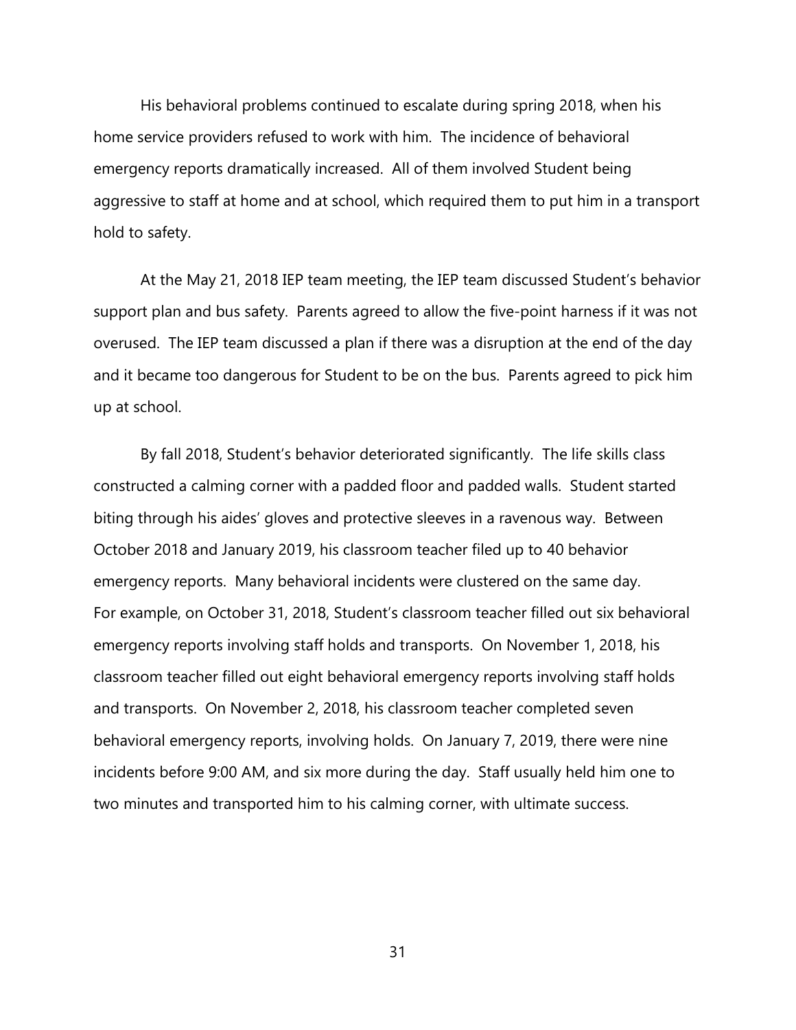His behavioral problems continued to escalate during spring 2018, when his home service providers refused to work with him. The incidence of behavioral emergency reports dramatically increased. All of them involved Student being aggressive to staff at home and at school, which required them to put him in a transport hold to safety.

At the May 21, 2018 IEP team meeting, the IEP team discussed Student's behavior support plan and bus safety. Parents agreed to allow the five-point harness if it was not overused. The IEP team discussed a plan if there was a disruption at the end of the day and it became too dangerous for Student to be on the bus. Parents agreed to pick him up at school.

By fall 2018, Student's behavior deteriorated significantly. The life skills class constructed a calming corner with a padded floor and padded walls. Student started biting through his aides' gloves and protective sleeves in a ravenous way. Between October 2018 and January 2019, his classroom teacher filed up to 40 behavior emergency reports. Many behavioral incidents were clustered on the same day. For example, on October 31, 2018, Student's classroom teacher filled out six behavioral emergency reports involving staff holds and transports. On November 1, 2018, his classroom teacher filled out eight behavioral emergency reports involving staff holds and transports. On November 2, 2018, his classroom teacher completed seven behavioral emergency reports, involving holds. On January 7, 2019, there were nine incidents before 9:00 AM, and six more during the day. Staff usually held him one to two minutes and transported him to his calming corner, with ultimate success.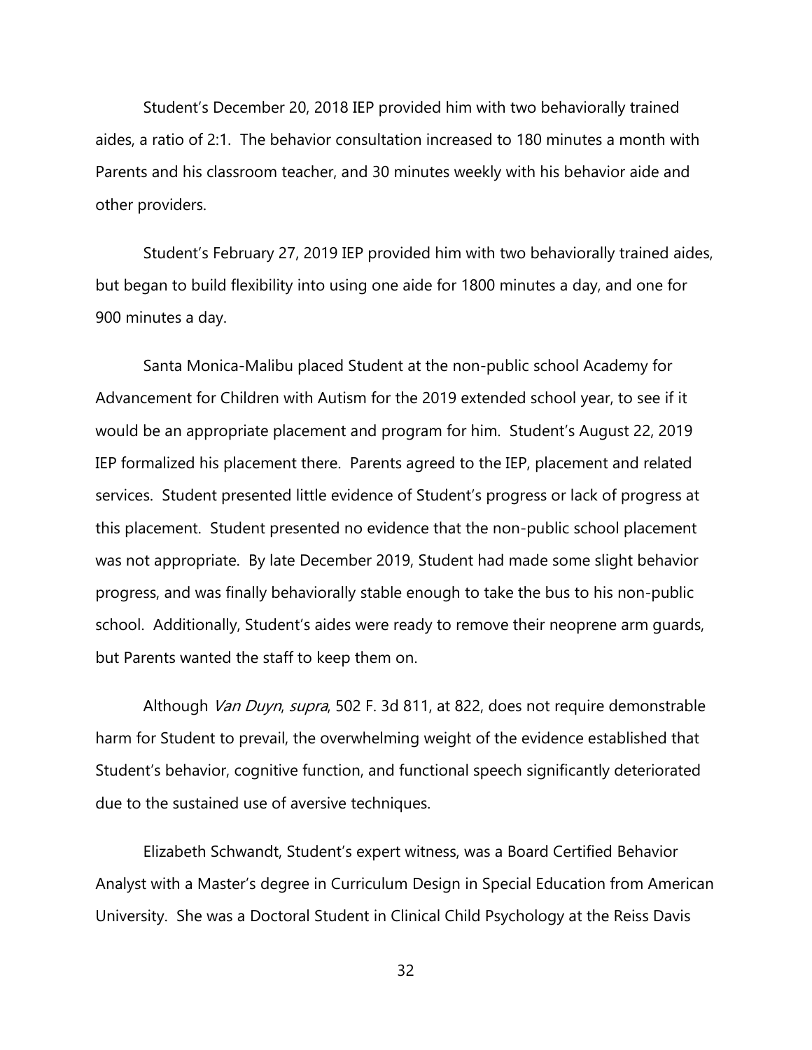Student's December 20, 2018 IEP provided him with two behaviorally trained aides, a ratio of 2:1. The behavior consultation increased to 180 minutes a month with Parents and his classroom teacher, and 30 minutes weekly with his behavior aide and other providers.

Student's February 27, 2019 IEP provided him with two behaviorally trained aides, but began to build flexibility into using one aide for 1800 minutes a day, and one for 900 minutes a day.

Santa Monica-Malibu placed Student at the non-public school Academy for Advancement for Children with Autism for the 2019 extended school year, to see if it would be an appropriate placement and program for him. Student's August 22, 2019 IEP formalized his placement there. Parents agreed to the IEP, placement and related services. Student presented little evidence of Student's progress or lack of progress at this placement. Student presented no evidence that the non-public school placement was not appropriate. By late December 2019, Student had made some slight behavior progress, and was finally behaviorally stable enough to take the bus to his non-public school. Additionally, Student's aides were ready to remove their neoprene arm guards, but Parents wanted the staff to keep them on.

Although *Van Duyn*, *supra*, 502 F. 3d 811, at 822, does not require demonstrable harm for Student to prevail, the overwhelming weight of the evidence established that Student's behavior, cognitive function, and functional speech significantly deteriorated due to the sustained use of aversive techniques.

Elizabeth Schwandt, Student's expert witness, was a Board Certified Behavior Analyst with a Master's degree in Curriculum Design in Special Education from American University. She was a Doctoral Student in Clinical Child Psychology at the Reiss Davis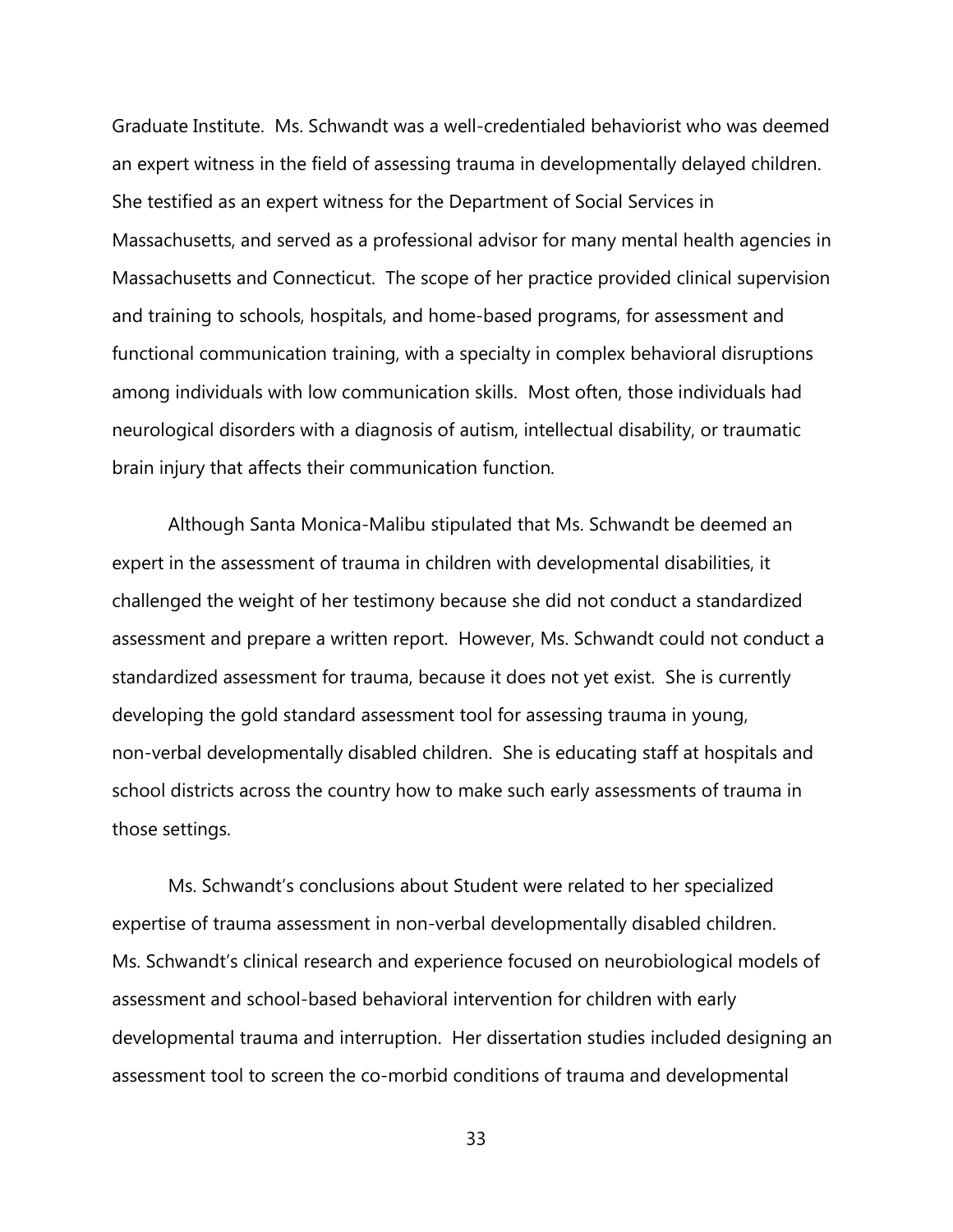Graduate Institute. Ms. Schwandt was a well-credentialed behaviorist who was deemed an expert witness in the field of assessing trauma in developmentally delayed children. She testified as an expert witness for the Department of Social Services in Massachusetts, and served as a professional advisor for many mental health agencies in Massachusetts and Connecticut. The scope of her practice provided clinical supervision and training to schools, hospitals, and home-based programs, for assessment and functional communication training, with a specialty in complex behavioral disruptions among individuals with low communication skills. Most often, those individuals had neurological disorders with a diagnosis of autism, intellectual disability, or traumatic brain injury that affects their communication function.

Although Santa Monica-Malibu stipulated that Ms. Schwandt be deemed an expert in the assessment of trauma in children with developmental disabilities, it challenged the weight of her testimony because she did not conduct a standardized assessment and prepare a written report. However, Ms. Schwandt could not conduct a standardized assessment for trauma, because it does not yet exist. She is currently developing the gold standard assessment tool for assessing trauma in young, non-verbal developmentally disabled children. She is educating staff at hospitals and school districts across the country how to make such early assessments of trauma in those settings.

Ms. Schwandt's conclusions about Student were related to her specialized expertise of trauma assessment in non-verbal developmentally disabled children. Ms. Schwandt's clinical research and experience focused on neurobiological models of assessment and school-based behavioral intervention for children with early developmental trauma and interruption. Her dissertation studies included designing an assessment tool to screen the co-morbid conditions of trauma and developmental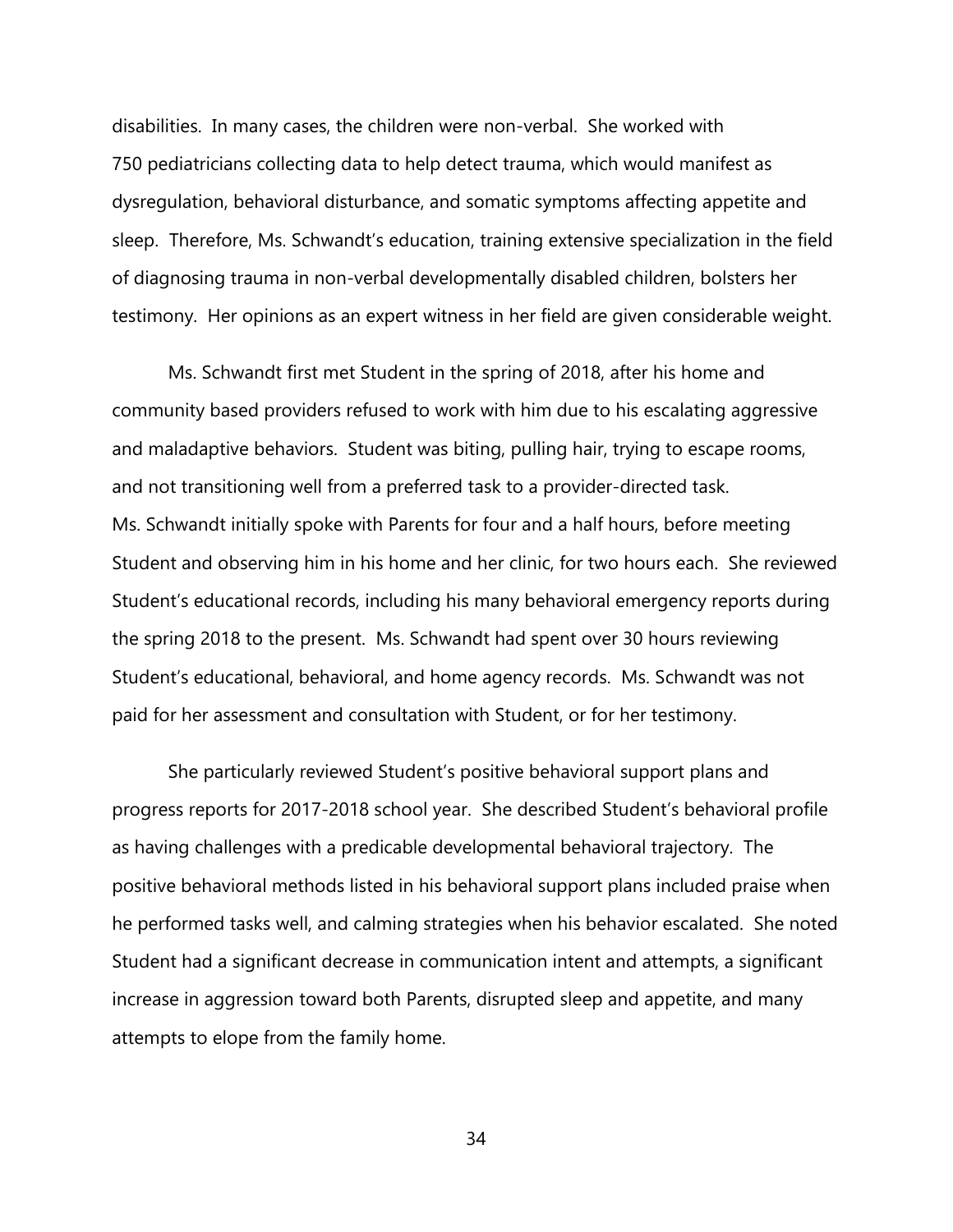disabilities. In many cases, the children were non-verbal. She worked with 750 pediatricians collecting data to help detect trauma, which would manifest as dysregulation, behavioral disturbance, and somatic symptoms affecting appetite and sleep. Therefore, Ms. Schwandt's education, training extensive specialization in the field of diagnosing trauma in non-verbal developmentally disabled children, bolsters her testimony. Her opinions as an expert witness in her field are given considerable weight.

Ms. Schwandt first met Student in the spring of 2018, after his home and community based providers refused to work with him due to his escalating aggressive and maladaptive behaviors. Student was biting, pulling hair, trying to escape rooms, and not transitioning well from a preferred task to a provider-directed task. Ms. Schwandt initially spoke with Parents for four and a half hours, before meeting Student and observing him in his home and her clinic, for two hours each. She reviewed Student's educational records, including his many behavioral emergency reports during the spring 2018 to the present. Ms. Schwandt had spent over 30 hours reviewing Student's educational, behavioral, and home agency records. Ms. Schwandt was not paid for her assessment and consultation with Student, or for her testimony.

She particularly reviewed Student's positive behavioral support plans and progress reports for 2017-2018 school year. She described Student's behavioral profile as having challenges with a predicable developmental behavioral trajectory. The positive behavioral methods listed in his behavioral support plans included praise when he performed tasks well, and calming strategies when his behavior escalated. She noted Student had a significant decrease in communication intent and attempts, a significant increase in aggression toward both Parents, disrupted sleep and appetite, and many attempts to elope from the family home.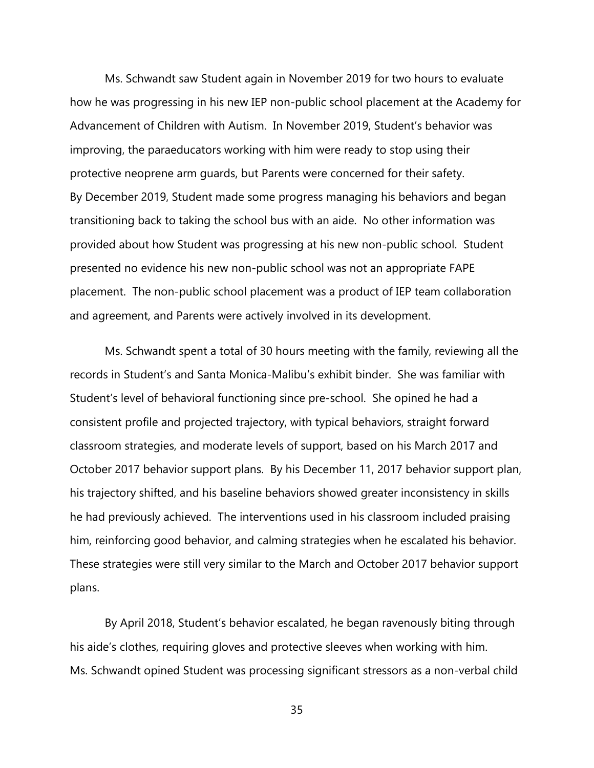Ms. Schwandt saw Student again in November 2019 for two hours to evaluate how he was progressing in his new IEP non-public school placement at the Academy for Advancement of Children with Autism. In November 2019, Student's behavior was improving, the paraeducators working with him were ready to stop using their protective neoprene arm guards, but Parents were concerned for their safety. By December 2019, Student made some progress managing his behaviors and began transitioning back to taking the school bus with an aide. No other information was provided about how Student was progressing at his new non-public school. Student presented no evidence his new non-public school was not an appropriate FAPE placement. The non-public school placement was a product of IEP team collaboration and agreement, and Parents were actively involved in its development.

Ms. Schwandt spent a total of 30 hours meeting with the family, reviewing all the records in Student's and Santa Monica-Malibu's exhibit binder. She was familiar with Student's level of behavioral functioning since pre-school. She opined he had a consistent profile and projected trajectory, with typical behaviors, straight forward classroom strategies, and moderate levels of support, based on his March 2017 and October 2017 behavior support plans. By his December 11, 2017 behavior support plan, his trajectory shifted, and his baseline behaviors showed greater inconsistency in skills he had previously achieved. The interventions used in his classroom included praising him, reinforcing good behavior, and calming strategies when he escalated his behavior. These strategies were still very similar to the March and October 2017 behavior support plans.

By April 2018, Student's behavior escalated, he began ravenously biting through his aide's clothes, requiring gloves and protective sleeves when working with him. Ms. Schwandt opined Student was processing significant stressors as a non-verbal child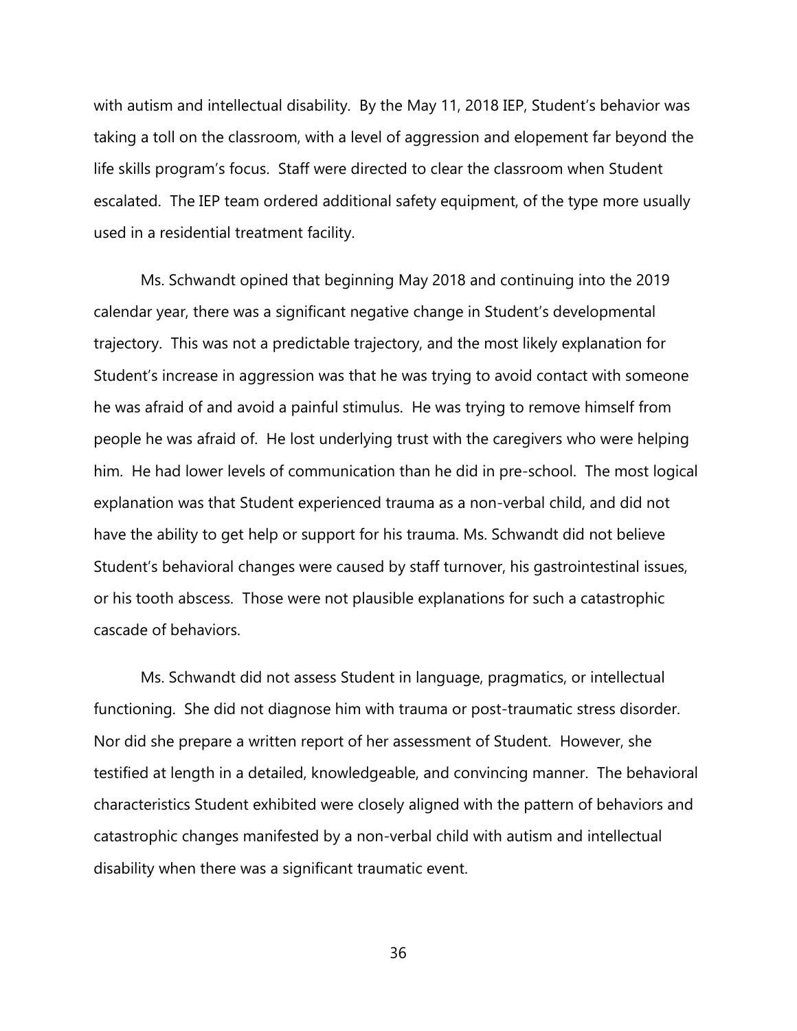with autism and intellectual disability. By the May 11, 2018 IEP, Student's behavior was taking a toll on the classroom, with a level of aggression and elopement far beyond the life skills program's focus. Staff were directed to clear the classroom when Student escalated. The IEP team ordered additional safety equipment, of the type more usually used in a residential treatment facility.

Ms. Schwandt opined that beginning May 2018 and continuing into the 2019 calendar year, there was a significant negative change in Student's developmental trajectory. This was not a predictable trajectory, and the most likely explanation for Student's increase in aggression was that he was trying to avoid contact with someone he was afraid of and avoid a painful stimulus. He was trying to remove himself from people he was afraid of. He lost underlying trust with the caregivers who were helping him. He had lower levels of communication than he did in pre-school. The most logical explanation was that Student experienced trauma as a non-verbal child, and did not have the ability to get help or support for his trauma. Ms. Schwandt did not believe Student's behavioral changes were caused by staff turnover, his gastrointestinal issues, or his tooth abscess. Those were not plausible explanations for such a catastrophic cascade of behaviors.

Ms. Schwandt did not assess Student in language, pragmatics, or intellectual functioning. She did not diagnose him with trauma or post-traumatic stress disorder. Nor did she prepare a written report of her assessment of Student. However, she testified at length in a detailed, knowledgeable, and convincing manner. The behavioral characteristics Student exhibited were closely aligned with the pattern of behaviors and catastrophic changes manifested by a non-verbal child with autism and intellectual disability when there was a significant traumatic event.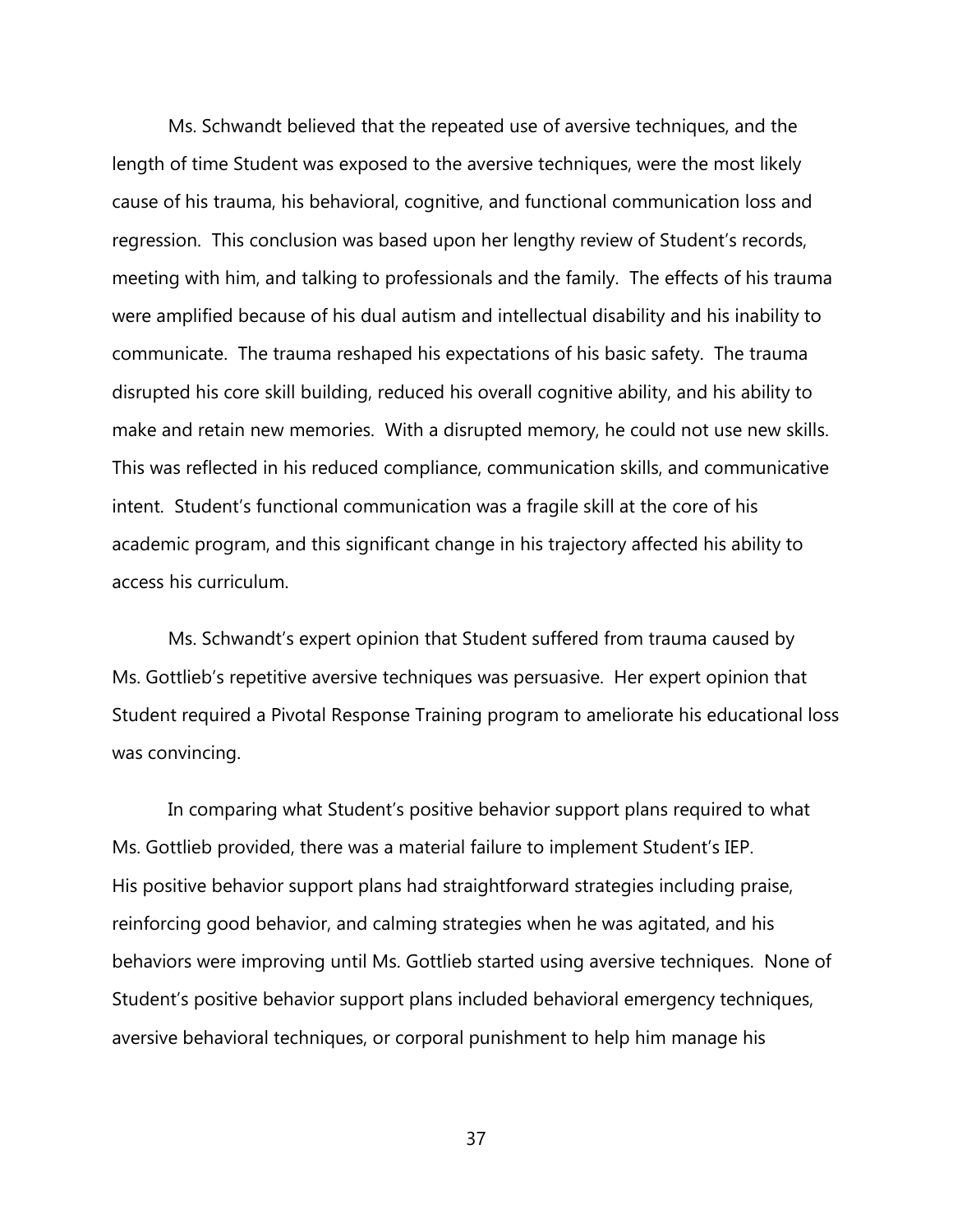Ms. Schwandt believed that the repeated use of aversive techniques, and the length of time Student was exposed to the aversive techniques, were the most likely cause of his trauma, his behavioral, cognitive, and functional communication loss and regression. This conclusion was based upon her lengthy review of Student's records, meeting with him, and talking to professionals and the family. The effects of his trauma were amplified because of his dual autism and intellectual disability and his inability to communicate. The trauma reshaped his expectations of his basic safety. The trauma disrupted his core skill building, reduced his overall cognitive ability, and his ability to make and retain new memories. With a disrupted memory, he could not use new skills. This was reflected in his reduced compliance, communication skills, and communicative intent. Student's functional communication was a fragile skill at the core of his academic program, and this significant change in his trajectory affected his ability to access his curriculum.

Ms. Schwandt's expert opinion that Student suffered from trauma caused by Ms. Gottlieb's repetitive aversive techniques was persuasive. Her expert opinion that Student required a Pivotal Response Training program to ameliorate his educational loss was convincing.

In comparing what Student's positive behavior support plans required to what Ms. Gottlieb provided, there was a material failure to implement Student's IEP. His positive behavior support plans had straightforward strategies including praise, reinforcing good behavior, and calming strategies when he was agitated, and his behaviors were improving until Ms. Gottlieb started using aversive techniques. None of Student's positive behavior support plans included behavioral emergency techniques, aversive behavioral techniques, or corporal punishment to help him manage his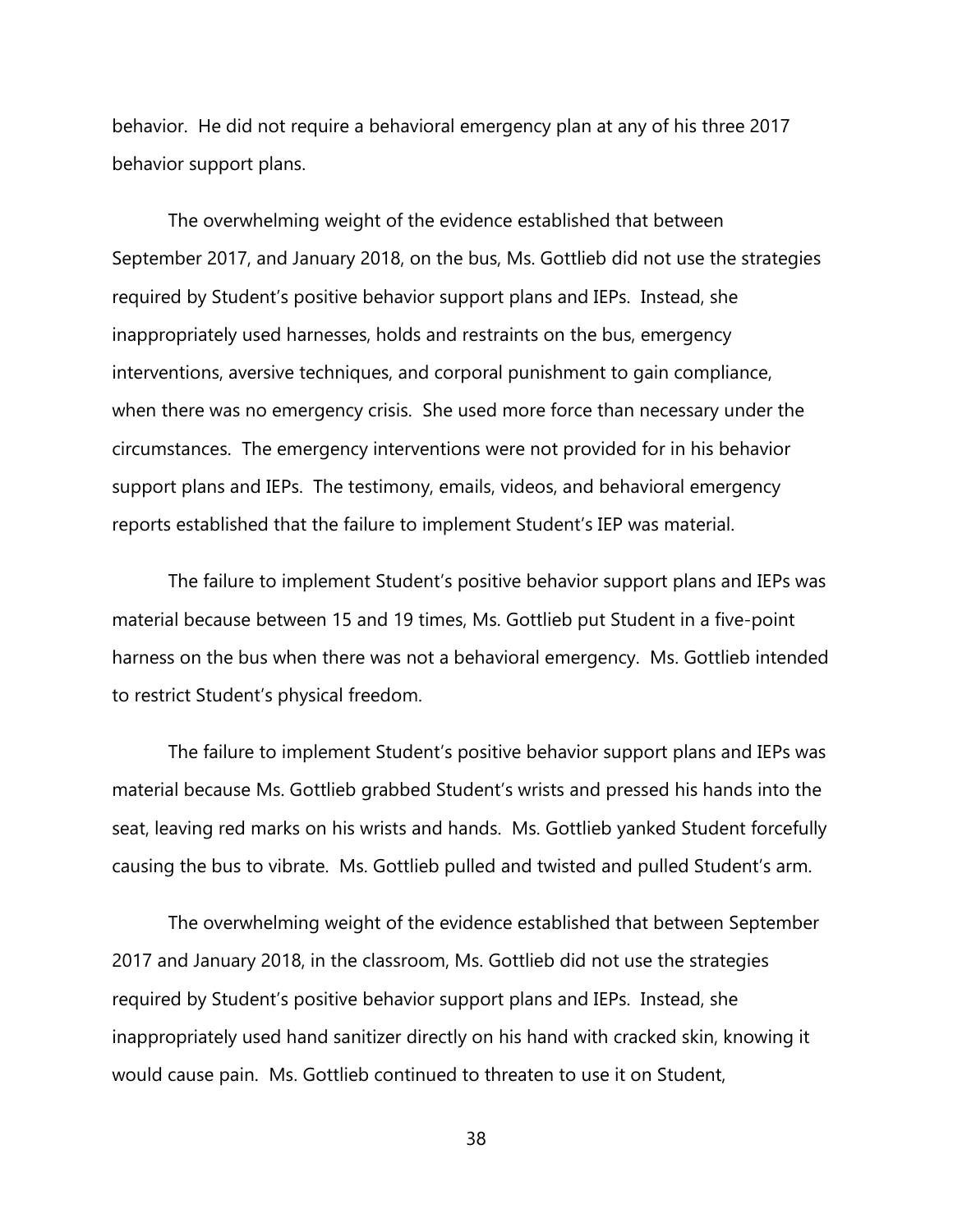behavior. He did not require a behavioral emergency plan at any of his three 2017 behavior support plans.

The overwhelming weight of the evidence established that between September 2017, and January 2018, on the bus, Ms. Gottlieb did not use the strategies required by Student's positive behavior support plans and IEPs. Instead, she inappropriately used harnesses, holds and restraints on the bus, emergency interventions, aversive techniques, and corporal punishment to gain compliance, when there was no emergency crisis. She used more force than necessary under the circumstances. The emergency interventions were not provided for in his behavior support plans and IEPs. The testimony, emails, videos, and behavioral emergency reports established that the failure to implement Student's IEP was material.

The failure to implement Student's positive behavior support plans and IEPs was material because between 15 and 19 times, Ms. Gottlieb put Student in a five-point harness on the bus when there was not a behavioral emergency. Ms. Gottlieb intended to restrict Student's physical freedom.

The failure to implement Student's positive behavior support plans and IEPs was material because Ms. Gottlieb grabbed Student's wrists and pressed his hands into the seat, leaving red marks on his wrists and hands. Ms. Gottlieb yanked Student forcefully causing the bus to vibrate. Ms. Gottlieb pulled and twisted and pulled Student's arm.

The overwhelming weight of the evidence established that between September 2017 and January 2018, in the classroom, Ms. Gottlieb did not use the strategies required by Student's positive behavior support plans and IEPs. Instead, she inappropriately used hand sanitizer directly on his hand with cracked skin, knowing it would cause pain. Ms. Gottlieb continued to threaten to use it on Student,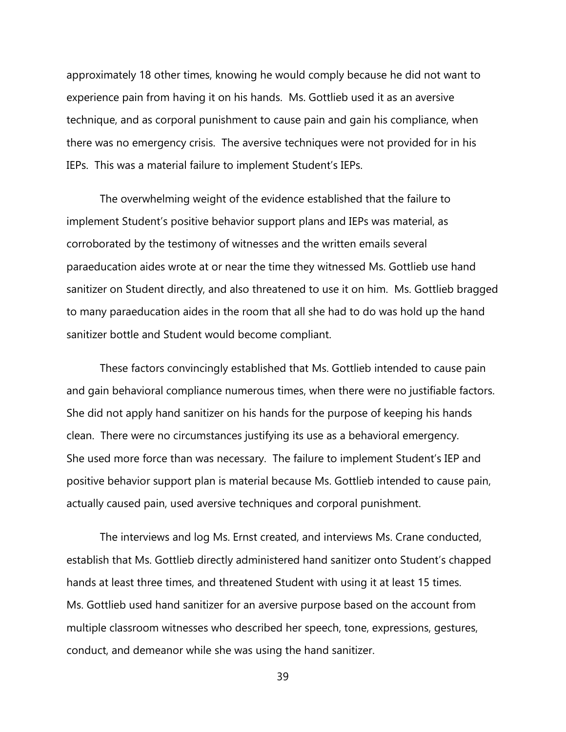approximately 18 other times, knowing he would comply because he did not want to experience pain from having it on his hands. Ms. Gottlieb used it as an aversive technique, and as corporal punishment to cause pain and gain his compliance, when there was no emergency crisis. The aversive techniques were not provided for in his IEPs. This was a material failure to implement Student's IEPs.

The overwhelming weight of the evidence established that the failure to implement Student's positive behavior support plans and IEPs was material, as corroborated by the testimony of witnesses and the written emails several paraeducation aides wrote at or near the time they witnessed Ms. Gottlieb use hand sanitizer on Student directly, and also threatened to use it on him. Ms. Gottlieb bragged to many paraeducation aides in the room that all she had to do was hold up the hand sanitizer bottle and Student would become compliant.

These factors convincingly established that Ms. Gottlieb intended to cause pain and gain behavioral compliance numerous times, when there were no justifiable factors. She did not apply hand sanitizer on his hands for the purpose of keeping his hands clean. There were no circumstances justifying its use as a behavioral emergency. She used more force than was necessary. The failure to implement Student's IEP and positive behavior support plan is material because Ms. Gottlieb intended to cause pain, actually caused pain, used aversive techniques and corporal punishment.

The interviews and log Ms. Ernst created, and interviews Ms. Crane conducted, establish that Ms. Gottlieb directly administered hand sanitizer onto Student's chapped hands at least three times, and threatened Student with using it at least 15 times. Ms. Gottlieb used hand sanitizer for an aversive purpose based on the account from multiple classroom witnesses who described her speech, tone, expressions, gestures, conduct, and demeanor while she was using the hand sanitizer.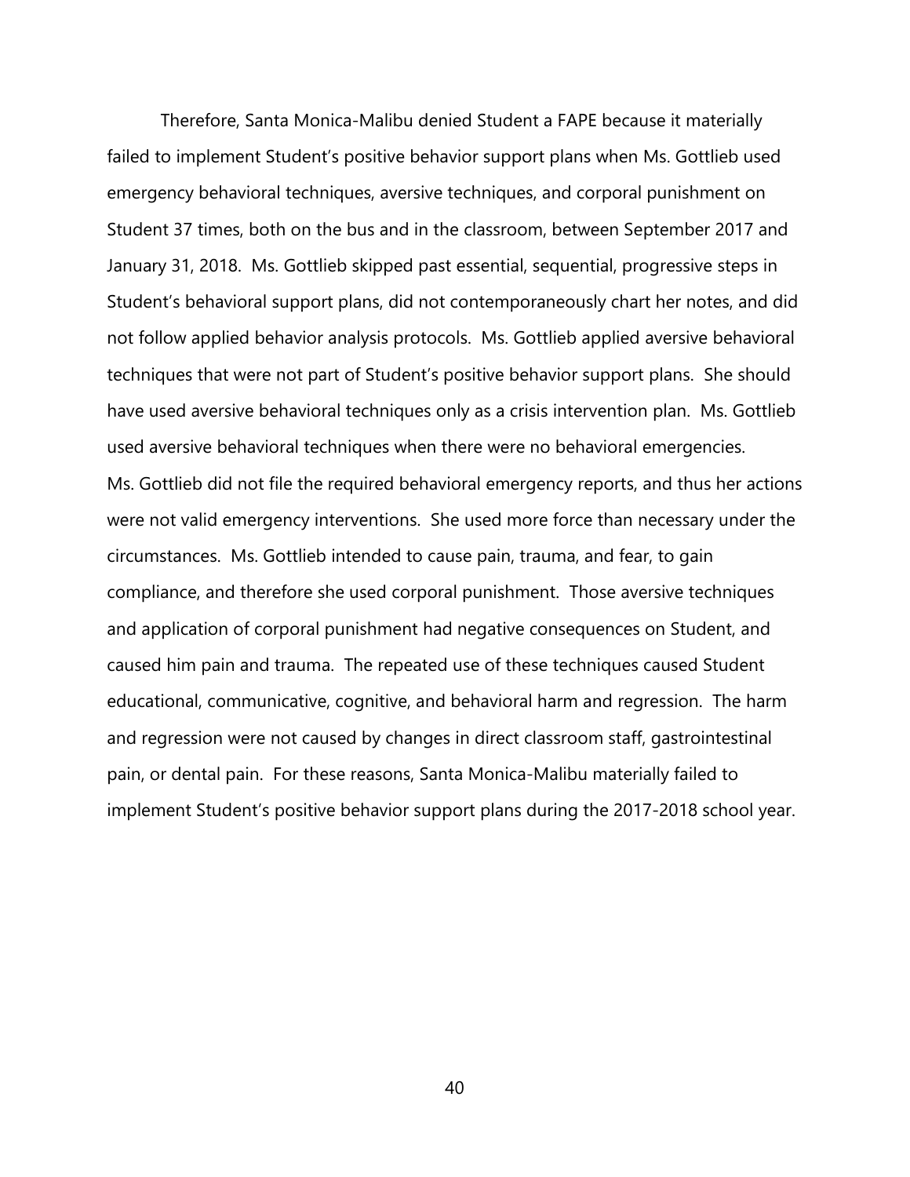Therefore, Santa Monica-Malibu denied Student a FAPE because it materially failed to implement Student's positive behavior support plans when Ms. Gottlieb used emergency behavioral techniques, aversive techniques, and corporal punishment on Student 37 times, both on the bus and in the classroom, between September 2017 and January 31, 2018. Ms. Gottlieb skipped past essential, sequential, progressive steps in Student's behavioral support plans, did not contemporaneously chart her notes, and did not follow applied behavior analysis protocols. Ms. Gottlieb applied aversive behavioral techniques that were not part of Student's positive behavior support plans. She should have used aversive behavioral techniques only as a crisis intervention plan. Ms. Gottlieb used aversive behavioral techniques when there were no behavioral emergencies. Ms. Gottlieb did not file the required behavioral emergency reports, and thus her actions were not valid emergency interventions. She used more force than necessary under the circumstances. Ms. Gottlieb intended to cause pain, trauma, and fear, to gain compliance, and therefore she used corporal punishment. Those aversive techniques and application of corporal punishment had negative consequences on Student, and caused him pain and trauma. The repeated use of these techniques caused Student educational, communicative, cognitive, and behavioral harm and regression. The harm and regression were not caused by changes in direct classroom staff, gastrointestinal pain, or dental pain. For these reasons, Santa Monica-Malibu materially failed to implement Student's positive behavior support plans during the 2017-2018 school year.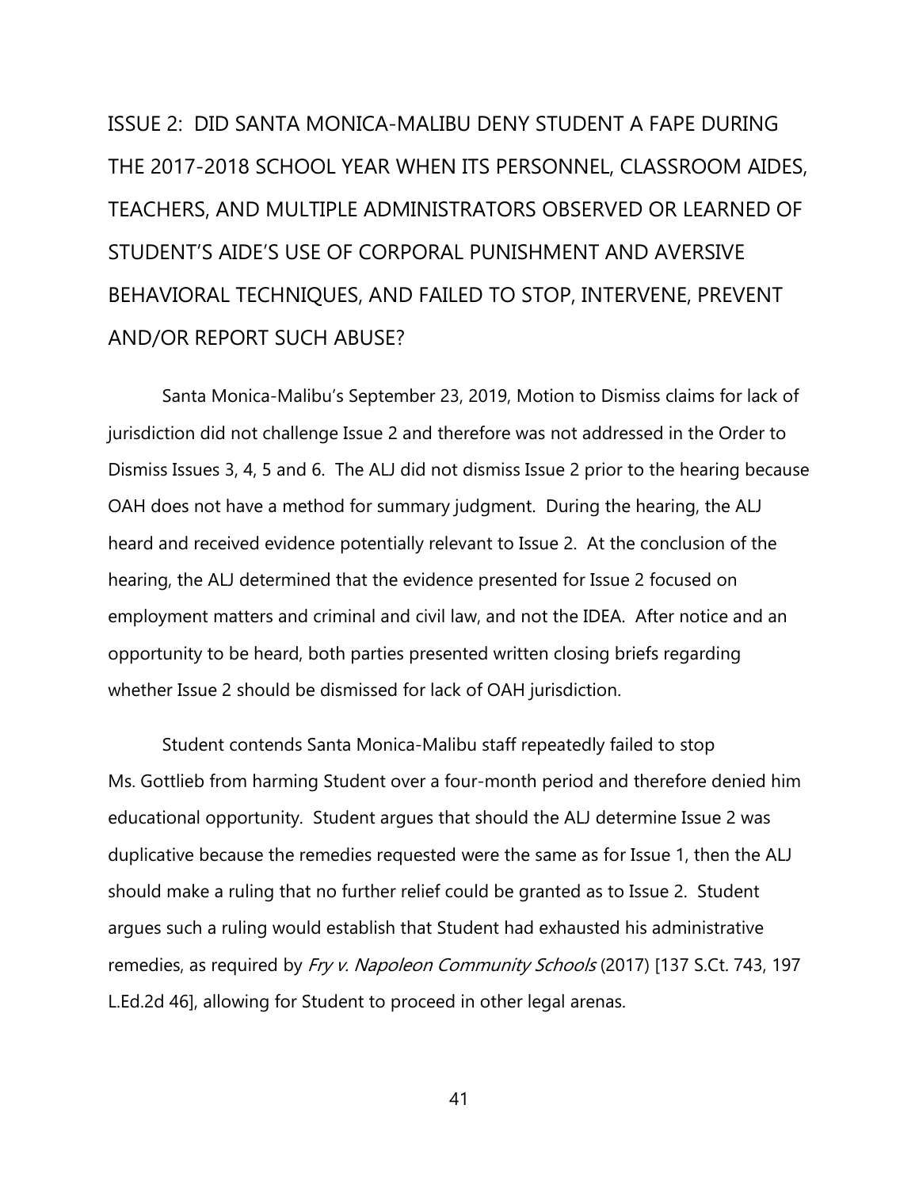## ISSUE 2: DID SANTA MONICA-MALIBU DENY STUDENT A FAPE DURING THE 2017-2018 SCHOOL YEAR WHEN ITS PERSONNEL, CLASSROOM AIDES, TEACHERS, AND MULTIPLE ADMINISTRATORS OBSERVED OR LEARNED OF STUDENT'S AIDE'S USE OF CORPORAL PUNISHMENT AND AVERSIVE BEHAVIORAL TECHNIQUES, AND FAILED TO STOP, INTERVENE, PREVENT AND/OR REPORT SUCH ABUSE?

Santa Monica-Malibu's September 23, 2019, Motion to Dismiss claims for lack of jurisdiction did not challenge Issue 2 and therefore was not addressed in the Order to Dismiss Issues 3, 4, 5 and 6. The ALJ did not dismiss Issue 2 prior to the hearing because OAH does not have a method for summary judgment. During the hearing, the ALJ heard and received evidence potentially relevant to Issue 2. At the conclusion of the hearing, the ALJ determined that the evidence presented for Issue 2 focused on employment matters and criminal and civil law, and not the IDEA. After notice and an opportunity to be heard, both parties presented written closing briefs regarding whether Issue 2 should be dismissed for lack of OAH jurisdiction.

Student contends Santa Monica-Malibu staff repeatedly failed to stop Ms. Gottlieb from harming Student over a four-month period and therefore denied him educational opportunity. Student argues that should the ALJ determine Issue 2 was duplicative because the remedies requested were the same as for Issue 1, then the ALJ should make a ruling that no further relief could be granted as to Issue 2. Student argues such a ruling would establish that Student had exhausted his administrative remedies, as required by *Fry v. Napoleon Community Schools* (2017) [137 S.Ct. 743, 197 L.Ed.2d 46], allowing for Student to proceed in other legal arenas.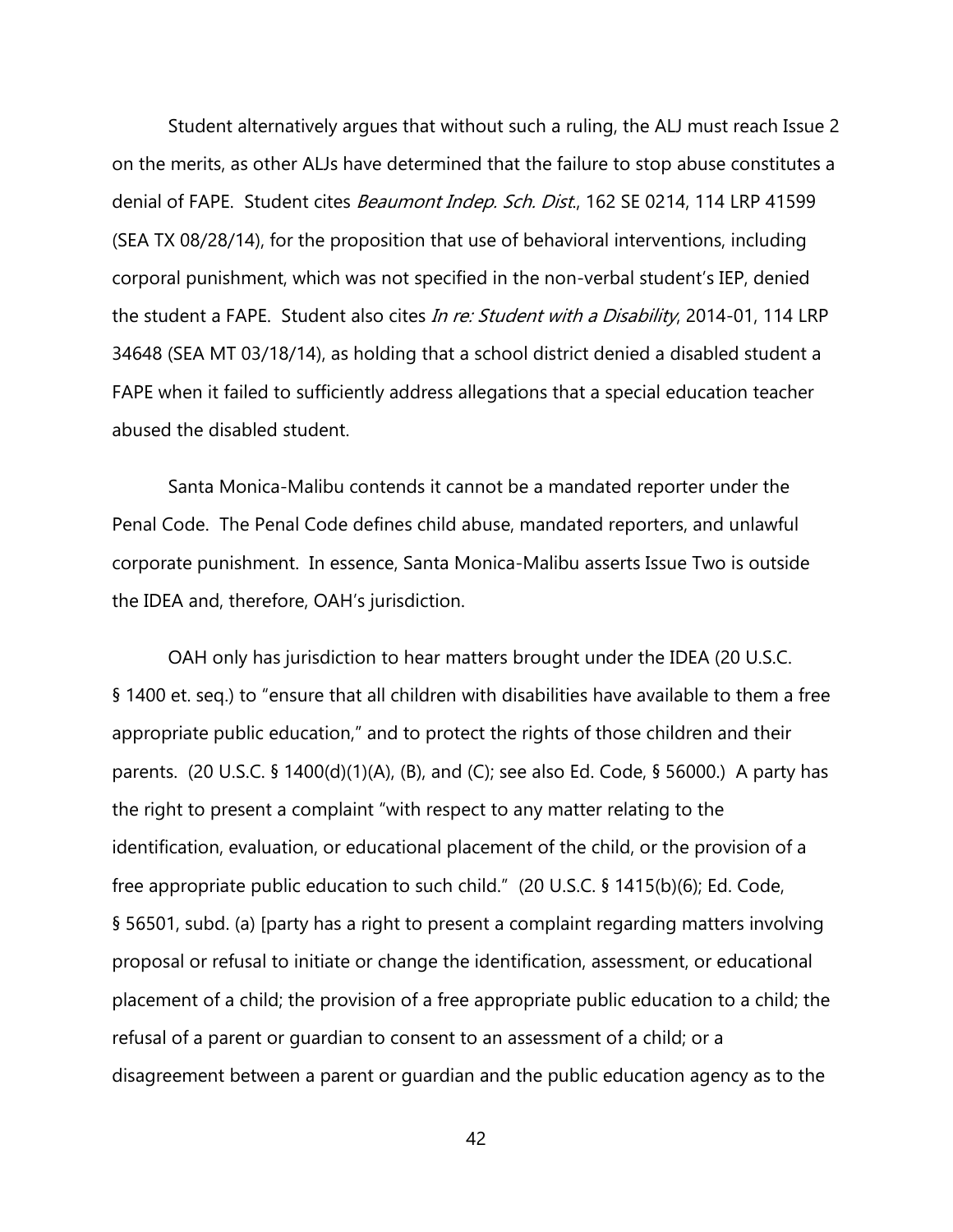Student alternatively argues that without such a ruling, the ALJ must reach Issue 2 on the merits, as other ALJs have determined that the failure to stop abuse constitutes a denial of FAPE. Student cites *Beaumont Indep. Sch. Dist.*, 162 SE 0214, 114 LRP 41599 (SEA TX 08/28/14), for the proposition that use of behavioral interventions, including corporal punishment, which was not specified in the non-verbal student's IEP, denied the student a FAPE. Student also cites *In re: Student with a Disability*, 2014-01, 114 LRP 34648 (SEA MT 03/18/14), as holding that a school district denied a disabled student a FAPE when it failed to sufficiently address allegations that a special education teacher abused the disabled student.

Santa Monica-Malibu contends it cannot be a mandated reporter under the Penal Code. The Penal Code defines child abuse, mandated reporters, and unlawful corporate punishment. In essence, Santa Monica-Malibu asserts Issue Two is outside the IDEA and, therefore, OAH's jurisdiction.

OAH only has jurisdiction to hear matters brought under the IDEA (20 U.S.C. § 1400 et. seq.) to "ensure that all children with disabilities have available to them a free appropriate public education," and to protect the rights of those children and their parents. (20 U.S.C. § 1400(d)(1)(A), (B), and (C); see also Ed. Code, § 56000.) A party has the right to present a complaint "with respect to any matter relating to the identification, evaluation, or educational placement of the child, or the provision of a free appropriate public education to such child." (20 U.S.C. § 1415(b)(6); Ed. Code, § 56501, subd. (a) [party has a right to present a complaint regarding matters involving proposal or refusal to initiate or change the identification, assessment, or educational placement of a child; the provision of a free appropriate public education to a child; the refusal of a parent or guardian to consent to an assessment of a child; or a disagreement between a parent or guardian and the public education agency as to the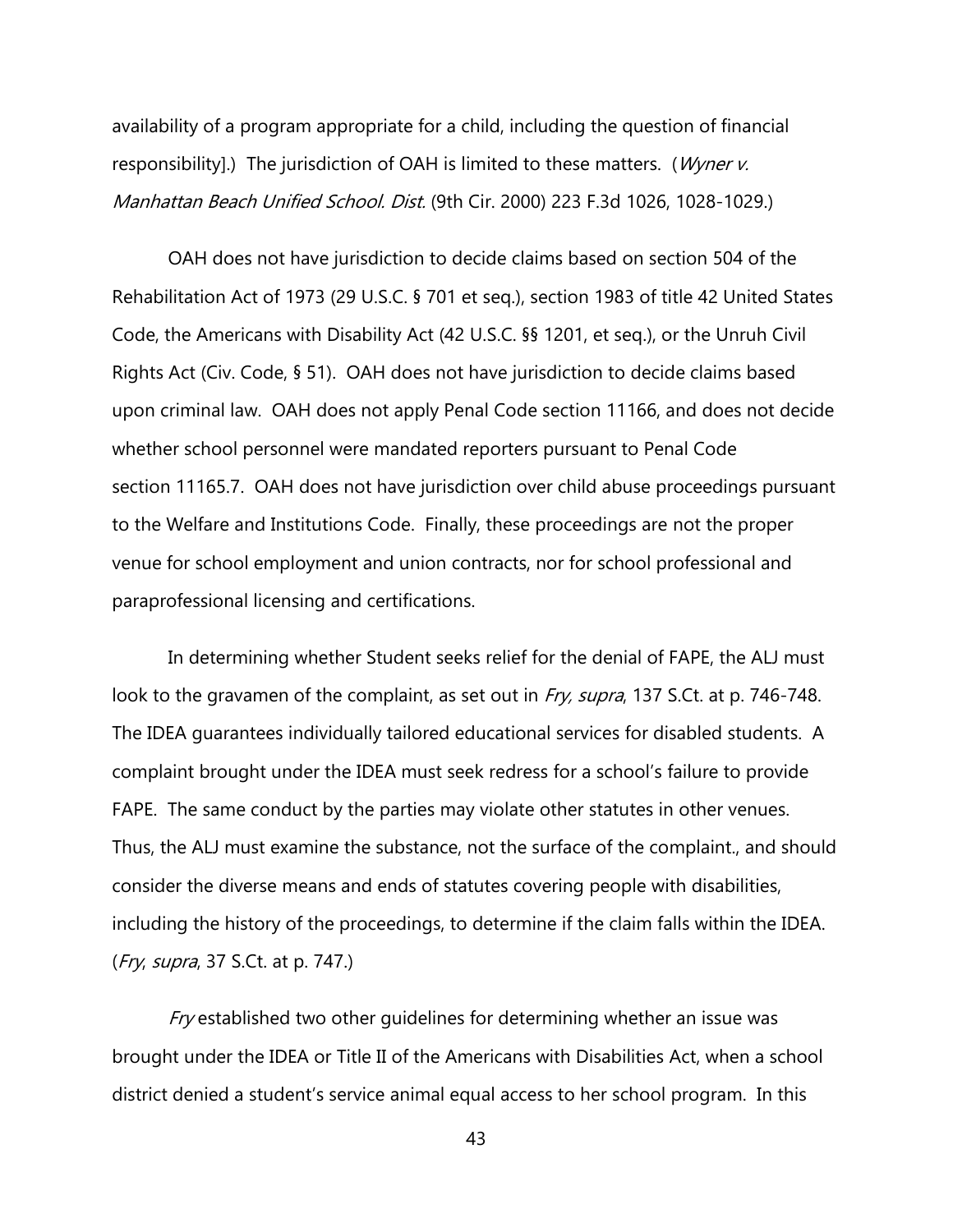availability of a program appropriate for a child, including the question of financial responsibility].) The jurisdiction of OAH is limited to these matters. (*Wyner v. Manhattan Beach Unified School. Dist.* (9th Cir. 2000) 223 F.3d 1026, 1028-1029.)

OAH does not have jurisdiction to decide claims based on section 504 of the Rehabilitation Act of 1973 (29 U.S.C. § 701 et seq.), section 1983 of title 42 United States Code, the Americans with Disability Act (42 U.S.C. §§ 1201, et seq.), or the Unruh Civil Rights Act (Civ. Code, § 51). OAH does not have jurisdiction to decide claims based upon criminal law. OAH does not apply Penal Code section 11166, and does not decide whether school personnel were mandated reporters pursuant to Penal Code section 11165.7. OAH does not have jurisdiction over child abuse proceedings pursuant to the Welfare and Institutions Code. Finally, these proceedings are not the proper venue for school employment and union contracts, nor for school professional and paraprofessional licensing and certifications.

In determining whether Student seeks relief for the denial of FAPE, the ALJ must look to the gravamen of the complaint, as set out in *Fry, supra*, 137 S.Ct. at p. 746-748. The IDEA guarantees individually tailored educational services for disabled students. A complaint brought under the IDEA must seek redress for a school's failure to provide FAPE. The same conduct by the parties may violate other statutes in other venues. Thus, the ALJ must examine the substance, not the surface of the complaint., and should consider the diverse means and ends of statutes covering people with disabilities, including the history of the proceedings, to determine if the claim falls within the IDEA. (*Fry*, *supra*, 37 S.Ct. at p. 747.)

*Fry* established two other guidelines for determining whether an issue was brought under the IDEA or Title II of the Americans with Disabilities Act, when a school district denied a student's service animal equal access to her school program. In this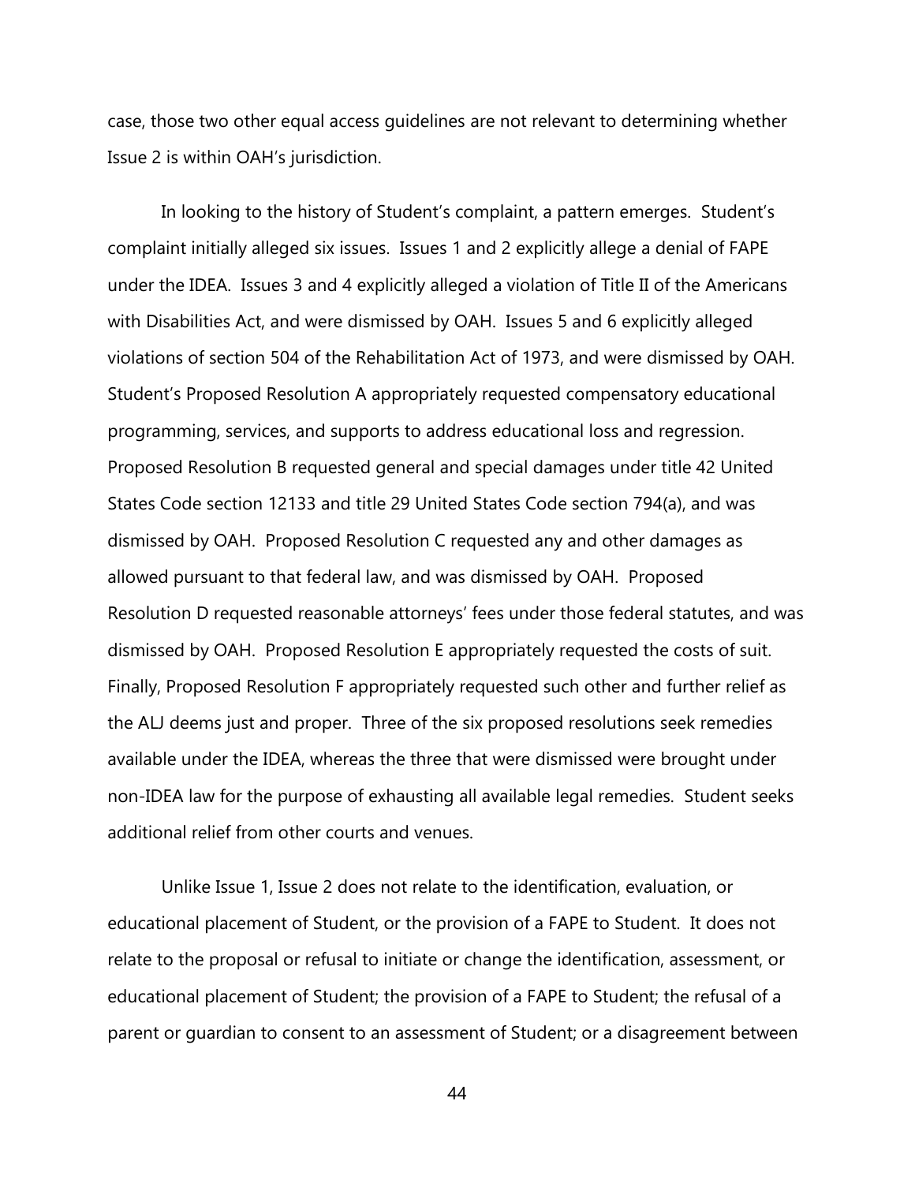case, those two other equal access guidelines are not relevant to determining whether Issue 2 is within OAH's jurisdiction.

In looking to the history of Student's complaint, a pattern emerges. Student's complaint initially alleged six issues. Issues 1 and 2 explicitly allege a denial of FAPE under the IDEA. Issues 3 and 4 explicitly alleged a violation of Title II of the Americans with Disabilities Act, and were dismissed by OAH. Issues 5 and 6 explicitly alleged violations of section 504 of the Rehabilitation Act of 1973, and were dismissed by OAH. Student's Proposed Resolution A appropriately requested compensatory educational programming, services, and supports to address educational loss and regression. Proposed Resolution B requested general and special damages under title 42 United States Code section 12133 and title 29 United States Code section 794(a), and was dismissed by OAH. Proposed Resolution C requested any and other damages as allowed pursuant to that federal law, and was dismissed by OAH. Proposed Resolution D requested reasonable attorneys' fees under those federal statutes, and was dismissed by OAH. Proposed Resolution E appropriately requested the costs of suit. Finally, Proposed Resolution F appropriately requested such other and further relief as the ALJ deems just and proper. Three of the six proposed resolutions seek remedies available under the IDEA, whereas the three that were dismissed were brought under non-IDEA law for the purpose of exhausting all available legal remedies. Student seeks additional relief from other courts and venues.

Unlike Issue 1, Issue 2 does not relate to the identification, evaluation, or educational placement of Student, or the provision of a FAPE to Student. It does not relate to the proposal or refusal to initiate or change the identification, assessment, or educational placement of Student; the provision of a FAPE to Student; the refusal of a parent or guardian to consent to an assessment of Student; or a disagreement between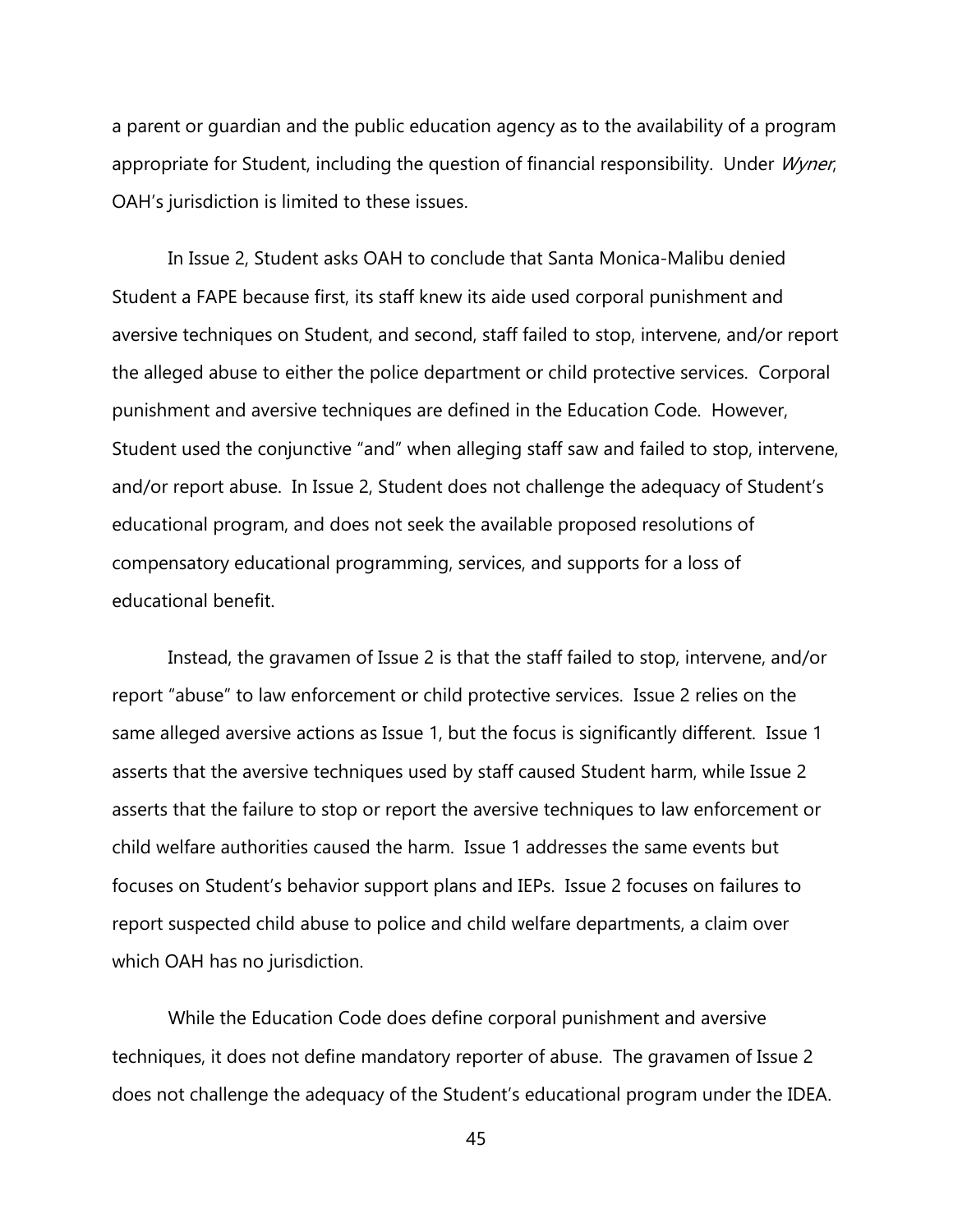a parent or guardian and the public education agency as to the availability of a program appropriate for Student, including the question of financial responsibility. Under *Wyner*, OAH's jurisdiction is limited to these issues.

In Issue 2, Student asks OAH to conclude that Santa Monica-Malibu denied Student a FAPE because first, its staff knew its aide used corporal punishment and aversive techniques on Student, and second, staff failed to stop, intervene, and/or report the alleged abuse to either the police department or child protective services. Corporal punishment and aversive techniques are defined in the Education Code. However, Student used the conjunctive "and" when alleging staff saw and failed to stop, intervene, and/or report abuse. In Issue 2, Student does not challenge the adequacy of Student's educational program, and does not seek the available proposed resolutions of compensatory educational programming, services, and supports for a loss of educational benefit.

Instead, the gravamen of Issue 2 is that the staff failed to stop, intervene, and/or report "abuse" to law enforcement or child protective services. Issue 2 relies on the same alleged aversive actions as Issue 1, but the focus is significantly different. Issue 1 asserts that the aversive techniques used by staff caused Student harm, while Issue 2 asserts that the failure to stop or report the aversive techniques to law enforcement or child welfare authorities caused the harm. Issue 1 addresses the same events but focuses on Student's behavior support plans and IEPs. Issue 2 focuses on failures to report suspected child abuse to police and child welfare departments, a claim over which OAH has no jurisdiction.

While the Education Code does define corporal punishment and aversive techniques, it does not define mandatory reporter of abuse. The gravamen of Issue 2 does not challenge the adequacy of the Student's educational program under the IDEA.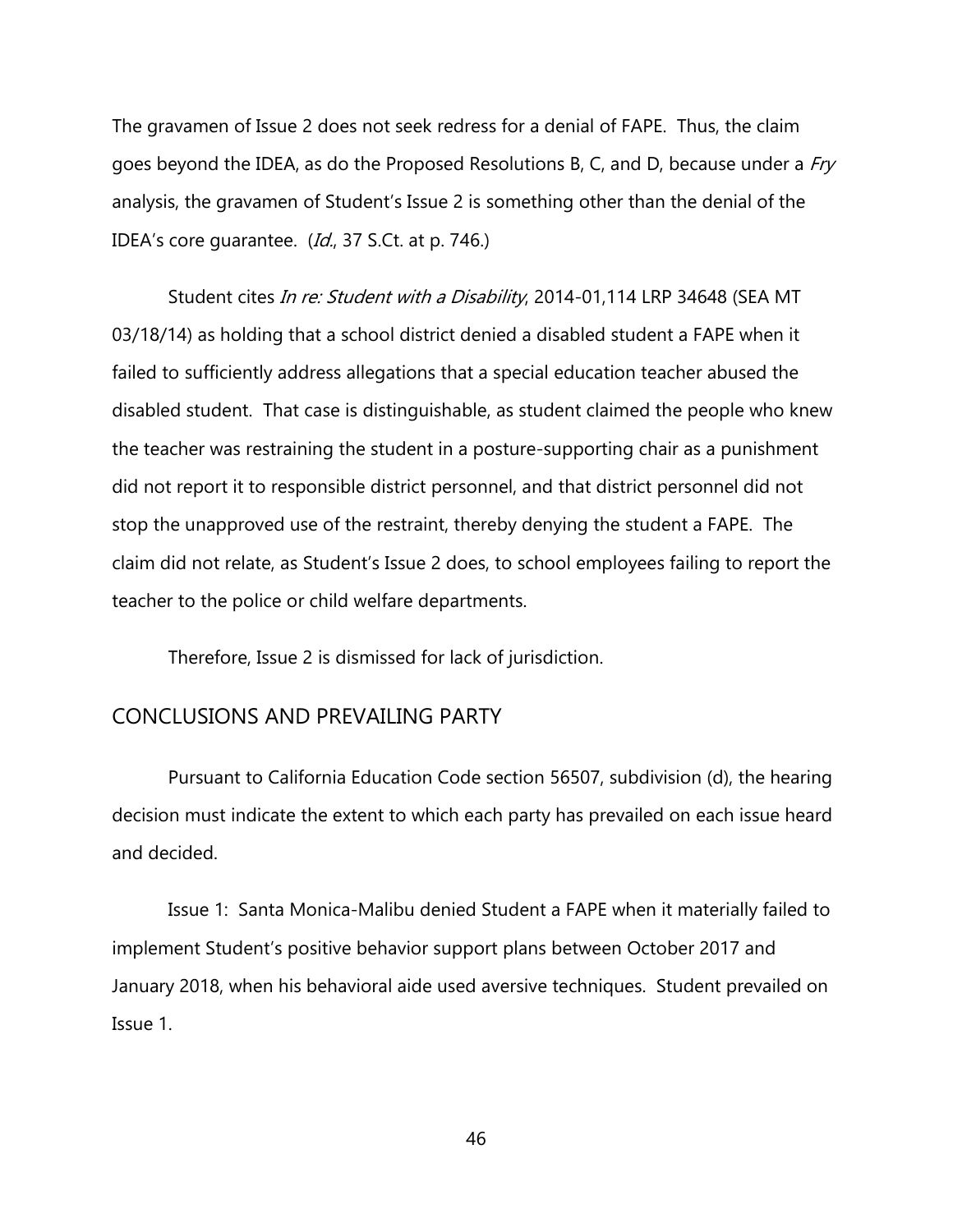The gravamen of Issue 2 does not seek redress for a denial of FAPE. Thus, the claim goes beyond the IDEA, as do the Proposed Resolutions B, C, and D, because under a *Fry* analysis, the gravamen of Student's Issue 2 is something other than the denial of the IDEA's core guarantee. (*Id.*, 37 S.Ct. at p. 746.)

Student cites *In re: Student with a Disability*, 2014-01,114 LRP 34648 (SEA MT 03/18/14) as holding that a school district denied a disabled student a FAPE when it failed to sufficiently address allegations that a special education teacher abused the disabled student. That case is distinguishable, as student claimed the people who knew the teacher was restraining the student in a posture-supporting chair as a punishment did not report it to responsible district personnel, and that district personnel did not stop the unapproved use of the restraint, thereby denying the student a FAPE. The claim did not relate, as Student's Issue 2 does, to school employees failing to report the teacher to the police or child welfare departments.

Therefore, Issue 2 is dismissed for lack of jurisdiction.

## CONCLUSIONS AND PREVAILING PARTY

Pursuant to California Education Code section 56507, subdivision (d), the hearing decision must indicate the extent to which each party has prevailed on each issue heard and decided.

Issue 1: Santa Monica-Malibu denied Student a FAPE when it materially failed to implement Student's positive behavior support plans between October 2017 and January 2018, when his behavioral aide used aversive techniques. Student prevailed on Issue 1.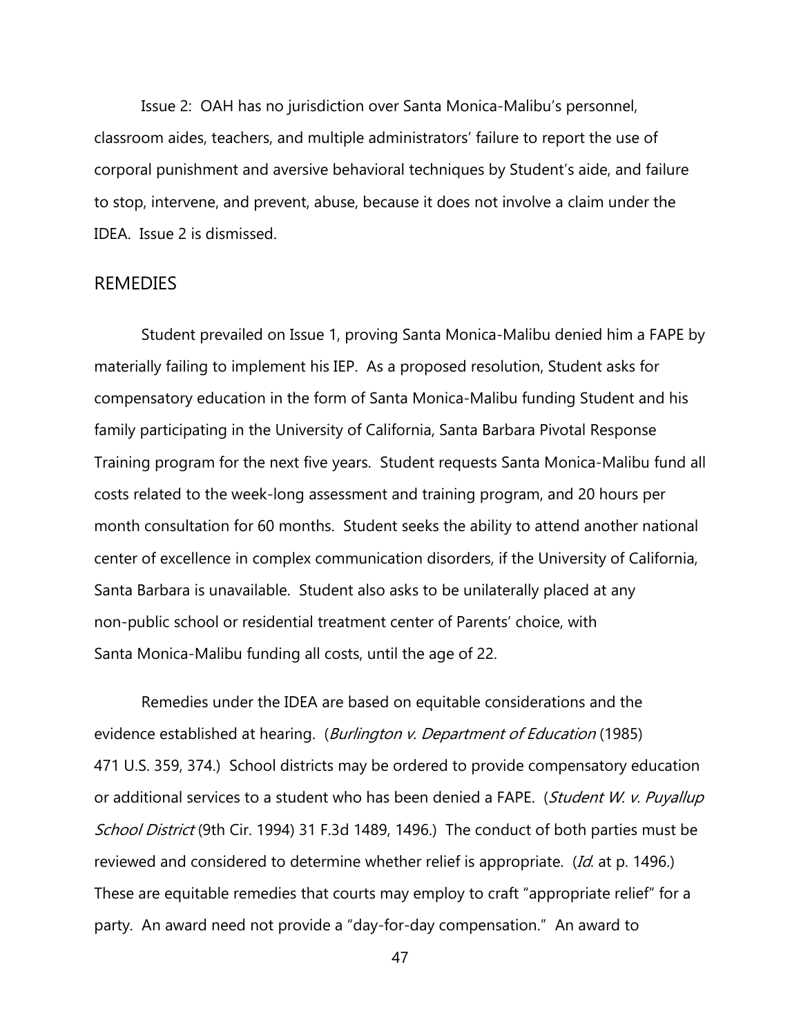Issue 2: OAH has no jurisdiction over Santa Monica-Malibu's personnel, classroom aides, teachers, and multiple administrators' failure to report the use of corporal punishment and aversive behavioral techniques by Student's aide, and failure to stop, intervene, and prevent, abuse, because it does not involve a claim under the IDEA. Issue 2 is dismissed.

## REMEDIES

Student prevailed on Issue 1, proving Santa Monica-Malibu denied him a FAPE by materially failing to implement his IEP. As a proposed resolution, Student asks for compensatory education in the form of Santa Monica-Malibu funding Student and his family participating in the University of California, Santa Barbara Pivotal Response Training program for the next five years. Student requests Santa Monica-Malibu fund all costs related to the week-long assessment and training program, and 20 hours per month consultation for 60 months. Student seeks the ability to attend another national center of excellence in complex communication disorders, if the University of California, Santa Barbara is unavailable. Student also asks to be unilaterally placed at any non-public school or residential treatment center of Parents' choice, with Santa Monica-Malibu funding all costs, until the age of 22.

Remedies under the IDEA are based on equitable considerations and the evidence established at hearing. (*Burlington v. Department of Education* (1985) 471 U.S. 359, 374.) School districts may be ordered to provide compensatory education or additional services to a student who has been denied a FAPE. (*Student W. v. Puyallup School District* (9th Cir. 1994) 31 F.3d 1489, 1496.) The conduct of both parties must be reviewed and considered to determine whether relief is appropriate. (*Id.* at p. 1496.) These are equitable remedies that courts may employ to craft "appropriate relief" for a party. An award need not provide a "day-for-day compensation." An award to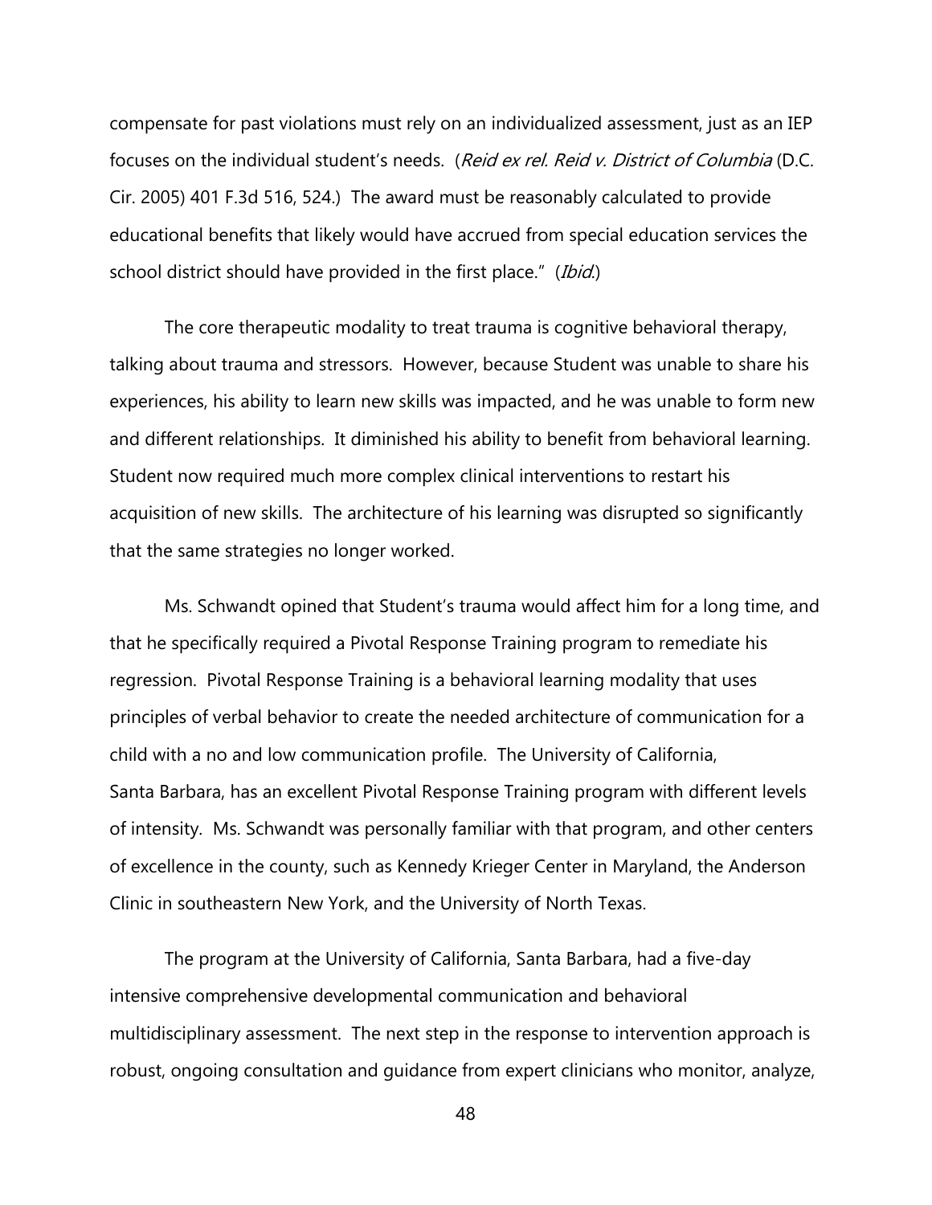compensate for past violations must rely on an individualized assessment, just as an IEP focuses on the individual student's needs. (*Reid ex rel. Reid v. District of Columbia* (D.C. Cir. 2005) 401 F.3d 516, 524.) The award must be reasonably calculated to provide educational benefits that likely would have accrued from special education services the school district should have provided in the first place." (*Ibid.*)

The core therapeutic modality to treat trauma is cognitive behavioral therapy, talking about trauma and stressors. However, because Student was unable to share his experiences, his ability to learn new skills was impacted, and he was unable to form new and different relationships. It diminished his ability to benefit from behavioral learning. Student now required much more complex clinical interventions to restart his acquisition of new skills. The architecture of his learning was disrupted so significantly that the same strategies no longer worked.

Ms. Schwandt opined that Student's trauma would affect him for a long time, and that he specifically required a Pivotal Response Training program to remediate his regression. Pivotal Response Training is a behavioral learning modality that uses principles of verbal behavior to create the needed architecture of communication for a child with a no and low communication profile. The University of California, Santa Barbara, has an excellent Pivotal Response Training program with different levels of intensity. Ms. Schwandt was personally familiar with that program, and other centers of excellence in the county, such as Kennedy Krieger Center in Maryland, the Anderson Clinic in southeastern New York, and the University of North Texas.

The program at the University of California, Santa Barbara, had a five-day intensive comprehensive developmental communication and behavioral multidisciplinary assessment. The next step in the response to intervention approach is robust, ongoing consultation and guidance from expert clinicians who monitor, analyze,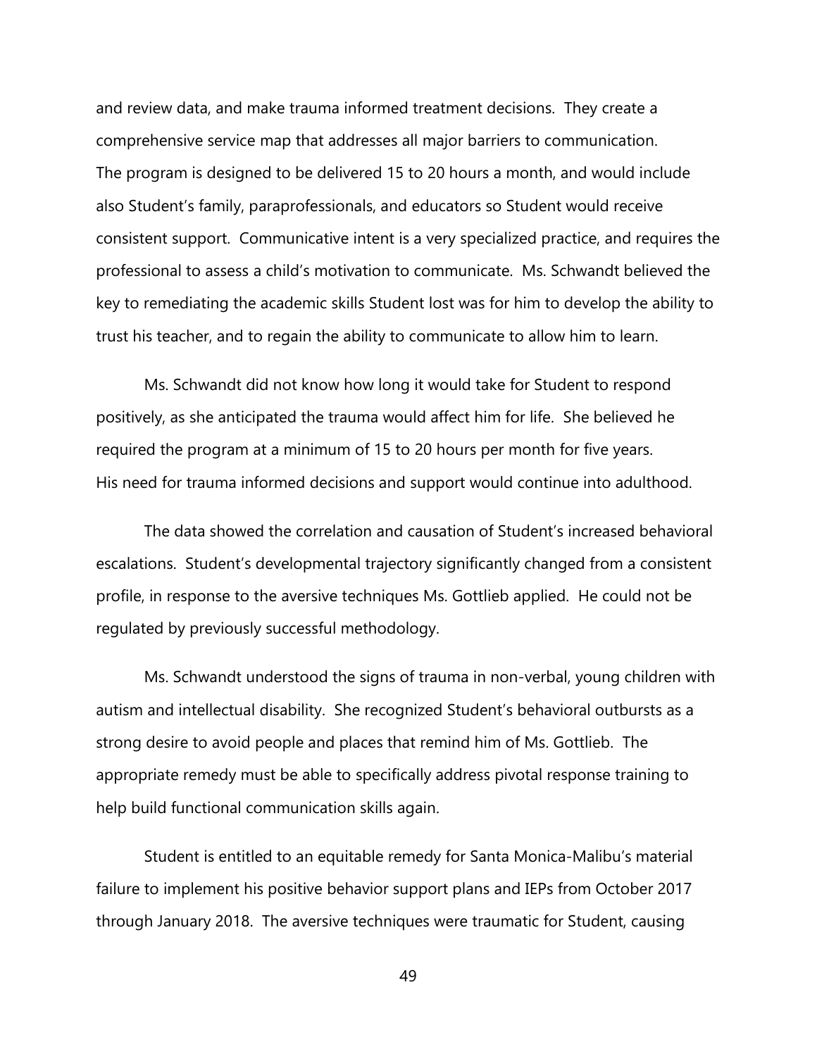and review data, and make trauma informed treatment decisions. They create a comprehensive service map that addresses all major barriers to communication. The program is designed to be delivered 15 to 20 hours a month, and would include also Student's family, paraprofessionals, and educators so Student would receive consistent support. Communicative intent is a very specialized practice, and requires the professional to assess a child's motivation to communicate. Ms. Schwandt believed the key to remediating the academic skills Student lost was for him to develop the ability to trust his teacher, and to regain the ability to communicate to allow him to learn.

Ms. Schwandt did not know how long it would take for Student to respond positively, as she anticipated the trauma would affect him for life. She believed he required the program at a minimum of 15 to 20 hours per month for five years. His need for trauma informed decisions and support would continue into adulthood.

The data showed the correlation and causation of Student's increased behavioral escalations. Student's developmental trajectory significantly changed from a consistent profile, in response to the aversive techniques Ms. Gottlieb applied. He could not be regulated by previously successful methodology.

Ms. Schwandt understood the signs of trauma in non-verbal, young children with autism and intellectual disability. She recognized Student's behavioral outbursts as a strong desire to avoid people and places that remind him of Ms. Gottlieb. The appropriate remedy must be able to specifically address pivotal response training to help build functional communication skills again.

Student is entitled to an equitable remedy for Santa Monica-Malibu's material failure to implement his positive behavior support plans and IEPs from October 2017 through January 2018. The aversive techniques were traumatic for Student, causing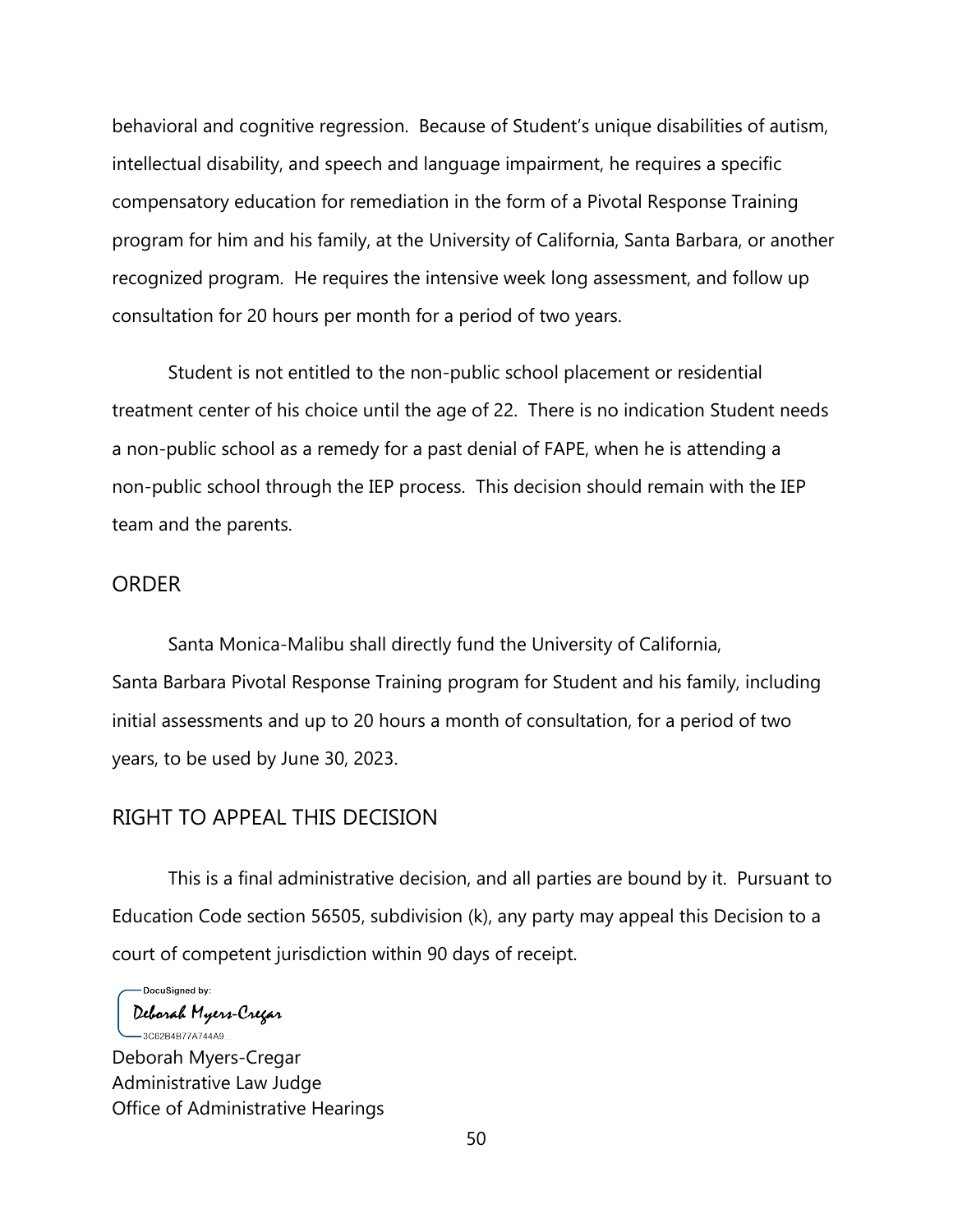behavioral and cognitive regression. Because of Student's unique disabilities of autism, intellectual disability, and speech and language impairment, he requires a specific compensatory education for remediation in the form of a Pivotal Response Training program for him and his family, at the University of California, Santa Barbara, or another recognized program. He requires the intensive week long assessment, and follow up consultation for 20 hours per month for a period of two years.

Student is not entitled to the non-public school placement or residential treatment center of his choice until the age of 22. There is no indication Student needs a non-public school as a remedy for a past denial of FAPE, when he is attending a non-public school through the IEP process. This decision should remain with the IEP team and the parents.

## ORDER

Santa Monica-Malibu shall directly fund the University of California, Santa Barbara Pivotal Response Training program for Student and his family, including initial assessments and up to 20 hours a month of consultation, for a period of two years, to be used by June 30, 2023.

## RIGHT TO APPEAL THIS DECISION

This is a final administrative decision, and all parties are bound by it. Pursuant to Education Code section 56505, subdivision (k), any party may appeal this Decision to a court of competent jurisdiction within 90 days of receipt.

DocuSigned by:
Deborah Myers-Cregar
3C62B4B77A744A9...

Deborah Myers-Cregar
Administrative Law Judge
Office of Administrative Hearings